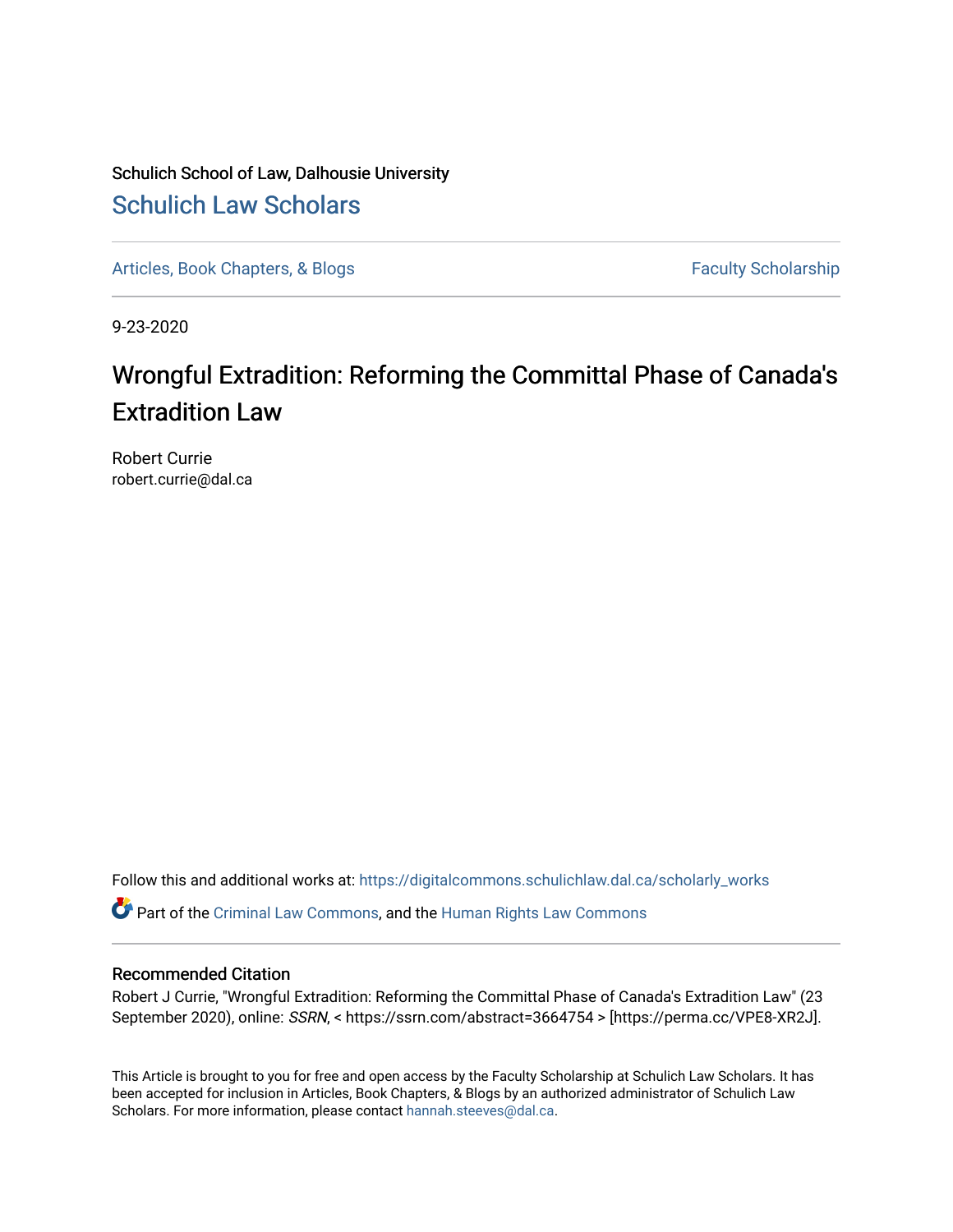Schulich School of Law, Dalhousie University

## Schulich Law Scholars

Articles, Book Chapters, & Blogs | Faculty Scholarship

9-23-2020

# Wrongful Extradition: Reforming the Committal Phase of Canada's Extradition Law

Robert Currie
robert.currie@dal.ca

Follow this and additional works at: https://digitalcommons.schulichlaw.dal.ca/scholarly_works

Part of the Criminal Law Commons, and the Human Rights Law Commons

### Recommended Citation

Robert J Currie, "Wrongful Extradition: Reforming the Committal Phase of Canada's Extradition Law" (23 September 2020), online: *SSRN*, < https://ssrn.com/abstract=3664754 > [https://perma.cc/VPE8-XR2J].

This Article is brought to you for free and open access by the Faculty Scholarship at Schulich Law Scholars. It has been accepted for inclusion in Articles, Book Chapters, & Blogs by an authorized administrator of Schulich Law Scholars. For more information, please contact hannah.steeves@dal.ca.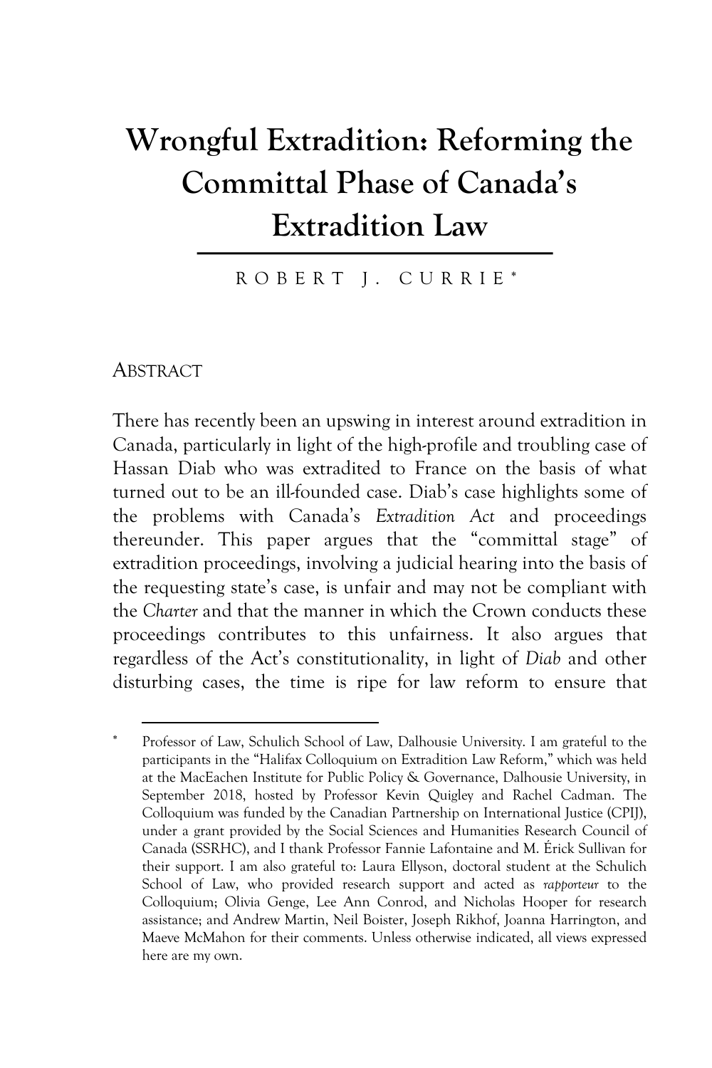# Wrongful Extradition: Reforming the Committal Phase of Canada's Extradition Law

ROBERT J. CURRIE*

## ABSTRACT

There has recently been an upswing in interest around extradition in Canada, particularly in light of the high-profile and troubling case of Hassan Diab who was extradited to France on the basis of what turned out to be an ill-founded case. Diab's case highlights some of the problems with Canada's *Extradition Act* and proceedings thereunder. This paper argues that the "committal stage" of extradition proceedings, involving a judicial hearing into the basis of the requesting state's case, is unfair and may not be compliant with the *Charter* and that the manner in which the Crown conducts these proceedings contributes to this unfairness. It also argues that regardless of the Act's constitutionality, in light of *Diab* and other disturbing cases, the time is ripe for law reform to ensure that

---

* Professor of Law, Schulich School of Law, Dalhousie University. I am grateful to the participants in the "Halifax Colloquium on Extradition Law Reform," which was held at the MacEachen Institute for Public Policy & Governance, Dalhousie University, in September 2018, hosted by Professor Kevin Quigley and Rachel Cadman. The Colloquium was funded by the Canadian Partnership on International Justice (CPIJ), under a grant provided by the Social Sciences and Humanities Research Council of Canada (SSRHC), and I thank Professor Fannie Lafontaine and M. Érick Sullivan for their support. I am also grateful to: Laura Ellyson, doctoral student at the Schulich School of Law, who provided research support and acted as *rapporteur* to the Colloquium; Olivia Genge, Lee Ann Conrod, and Nicholas Hooper for research assistance; and Andrew Martin, Neil Boister, Joseph Rikhof, Joanna Harrington, and Maeve McMahon for their comments. Unless otherwise indicated, all views expressed here are my own.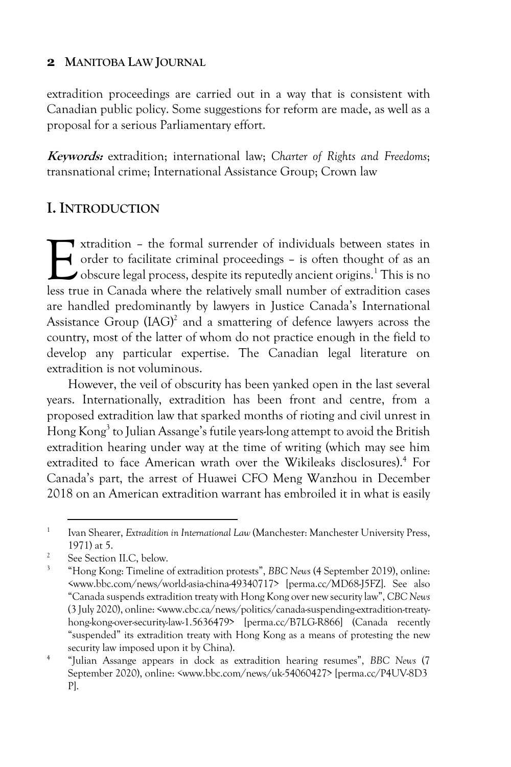extradition proceedings are carried out in a way that is consistent with Canadian public policy. Some suggestions for reform are made, as well as a proposal for a serious Parliamentary effort.

***Keywords:*** extradition; international law; *Charter of Rights and Freedoms*; transnational crime; International Assistance Group; Crown law

## I. INTRODUCTION

Extradition – the formal surrender of individuals between states in order to facilitate criminal proceedings – is often thought of as an obscure legal process, despite its reputedly ancient origins.[1] This is no less true in Canada where the relatively small number of extradition cases are handled predominantly by lawyers in Justice Canada's International Assistance Group (IAG)[2] and a smattering of defence lawyers across the country, most of the latter of whom do not practice enough in the field to develop any particular expertise. The Canadian legal literature on extradition is not voluminous.

However, the veil of obscurity has been yanked open in the last several years. Internationally, extradition has been front and centre, from a proposed extradition law that sparked months of rioting and civil unrest in Hong Kong[3] to Julian Assange's futile years-long attempt to avoid the British extradition hearing under way at the time of writing (which may see him extradited to face American wrath over the Wikileaks disclosures).[4] For Canada's part, the arrest of Huawei CFO Meng Wanzhou in December 2018 on an American extradition warrant has embroiled it in what is easily

---

[1] Ivan Shearer, *Extradition in International Law* (Manchester: Manchester University Press, 1971) at 5.

[2] See Section II.C, below.

[3] "Hong Kong: Timeline of extradition protests", *BBC News* (4 September 2019), online: <www.bbc.com/news/world-asia-china-49340717> [perma.cc/MD68-J5FZ]. See also "Canada suspends extradition treaty with Hong Kong over new security law", *CBC News* (3 July 2020), online: <www.cbc.ca/news/politics/canada-suspending-extradition-treaty-hong-kong-over-security-law-1.5636479> [perma.cc/B7LG-R866] (Canada recently "suspended" its extradition treaty with Hong Kong as a means of protesting the new security law imposed upon it by China).

[4] "Julian Assange appears in dock as extradition hearing resumes", *BBC News* (7 September 2020), online: <www.bbc.com/news/uk-54060427> [perma.cc/P4UV-8D3P].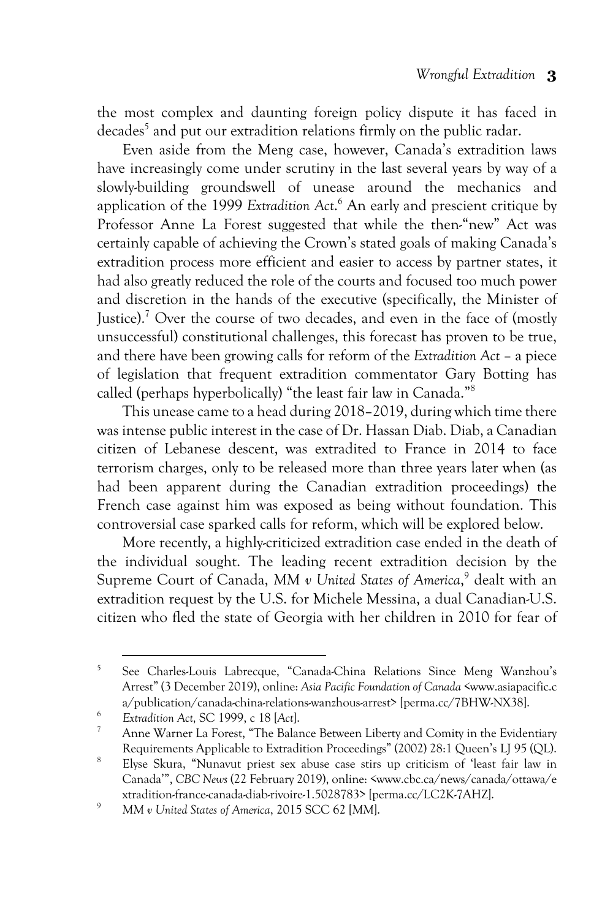the most complex and daunting foreign policy dispute it has faced in decades[5] and put our extradition relations firmly on the public radar.

Even aside from the Meng case, however, Canada's extradition laws have increasingly come under scrutiny in the last several years by way of a slowly-building groundswell of unease around the mechanics and application of the 1999 *Extradition Act*.[6] An early and prescient critique by Professor Anne La Forest suggested that while the then-"new" Act was certainly capable of achieving the Crown's stated goals of making Canada's extradition process more efficient and easier to access by partner states, it had also greatly reduced the role of the courts and focused too much power and discretion in the hands of the executive (specifically, the Minister of Justice).[7] Over the course of two decades, and even in the face of (mostly unsuccessful) constitutional challenges, this forecast has proven to be true, and there have been growing calls for reform of the *Extradition Act* – a piece of legislation that frequent extradition commentator Gary Botting has called (perhaps hyperbolically) "the least fair law in Canada."[8]

This unease came to a head during 2018–2019, during which time there was intense public interest in the case of Dr. Hassan Diab. Diab, a Canadian citizen of Lebanese descent, was extradited to France in 2014 to face terrorism charges, only to be released more than three years later when (as had been apparent during the Canadian extradition proceedings) the French case against him was exposed as being without foundation. This controversial case sparked calls for reform, which will be explored below.

More recently, a highly-criticized extradition case ended in the death of the individual sought. The leading recent extradition decision by the Supreme Court of Canada, *MM v United States of America*,[9] dealt with an extradition request by the U.S. for Michele Messina, a dual Canadian-U.S. citizen who fled the state of Georgia with her children in 2010 for fear of

---

[5] See Charles-Louis Labrecque, "Canada-China Relations Since Meng Wanzhou's Arrest" (3 December 2019), online: *Asia Pacific Foundation of Canada* <www.asiapacific.ca/publication/canada-china-relations-wanzhous-arrest> [perma.cc/7BHW-NX38].

[6] *Extradition Act*, SC 1999, c 18 [*Act*].

[7] Anne Warner La Forest, "The Balance Between Liberty and Comity in the Evidentiary Requirements Applicable to Extradition Proceedings" (2002) 28:1 Queen's LJ 95 (QL).

[8] Elyse Skura, "Nunavut priest sex abuse case stirs up criticism of 'least fair law in Canada'", *CBC News* (22 February 2019), online: <www.cbc.ca/news/canada/ottawa/extradition-france-canada-diab-rivoire-1.5028783> [perma.cc/LC2K-7AHZ].

[9] *MM v United States of America*, 2015 SCC 62 [*MM*].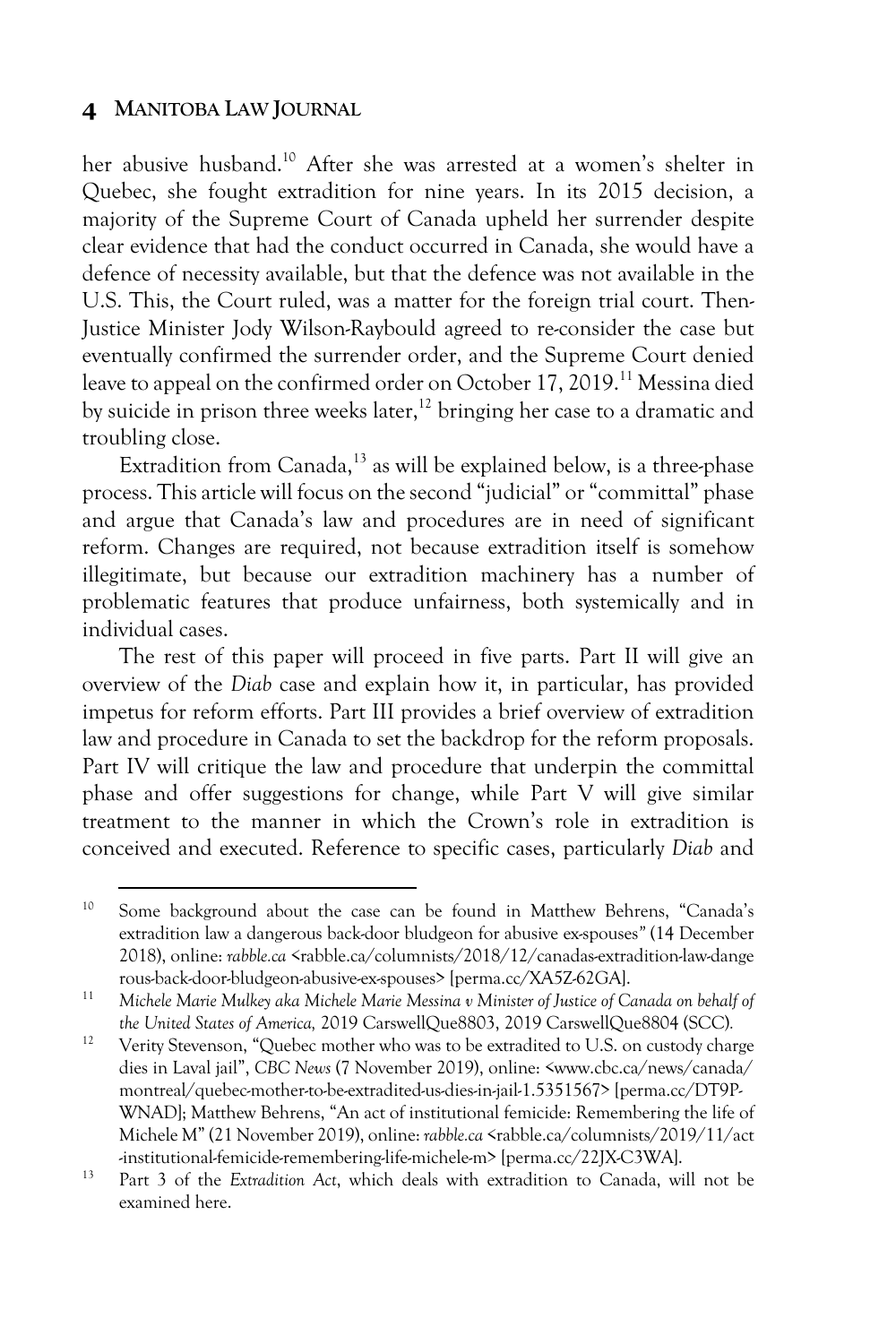her abusive husband.[10] After she was arrested at a women's shelter in Quebec, she fought extradition for nine years. In its 2015 decision, a majority of the Supreme Court of Canada upheld her surrender despite clear evidence that had the conduct occurred in Canada, she would have a defence of necessity available, but that the defence was not available in the U.S. This, the Court ruled, was a matter for the foreign trial court. Then-Justice Minister Jody Wilson-Raybould agreed to re-consider the case but eventually confirmed the surrender order, and the Supreme Court denied leave to appeal on the confirmed order on October 17, 2019.[11] Messina died by suicide in prison three weeks later,[12] bringing her case to a dramatic and troubling close.

Extradition from Canada,[13] as will be explained below, is a three-phase process. This article will focus on the second "judicial" or "committal" phase and argue that Canada's law and procedures are in need of significant reform. Changes are required, not because extradition itself is somehow illegitimate, but because our extradition machinery has a number of problematic features that produce unfairness, both systemically and in individual cases.

The rest of this paper will proceed in five parts. Part II will give an overview of the *Diab* case and explain how it, in particular, has provided impetus for reform efforts. Part III provides a brief overview of extradition law and procedure in Canada to set the backdrop for the reform proposals. Part IV will critique the law and procedure that underpin the committal phase and offer suggestions for change, while Part V will give similar treatment to the manner in which the Crown's role in extradition is conceived and executed. Reference to specific cases, particularly *Diab* and

---

[10] Some background about the case can be found in Matthew Behrens, "Canada's extradition law a dangerous back-door bludgeon for abusive ex-spouses" (14 December 2018), online: *rabble.ca* <rabble.ca/columnists/2018/12/canadas-extradition-law-dangerous-back-door-bludgeon-abusive-ex-spouses> [perma.cc/XA5Z-62GA].

[11] *Michele Marie Mulkey aka Michele Marie Messina v Minister of Justice of Canada on behalf of the United States of America,* 2019 CarswellQue8803, 2019 CarswellQue8804 (SCC).

[12] Verity Stevenson, "Quebec mother who was to be extradited to U.S. on custody charge dies in Laval jail", *CBC News* (7 November 2019), online: <www.cbc.ca/news/canada/montreal/quebec-mother-to-be-extradited-us-dies-in-jail-1.5351567> [perma.cc/DT9P-WNAD]; Matthew Behrens, "An act of institutional femicide: Remembering the life of Michele M" (21 November 2019), online: *rabble.ca* <rabble.ca/columnists/2019/11/act-institutional-femicide-remembering-life-michele-m> [perma.cc/22JX-C3WA].

[13] Part 3 of the *Extradition Act*, which deals with extradition to Canada, will not be examined here.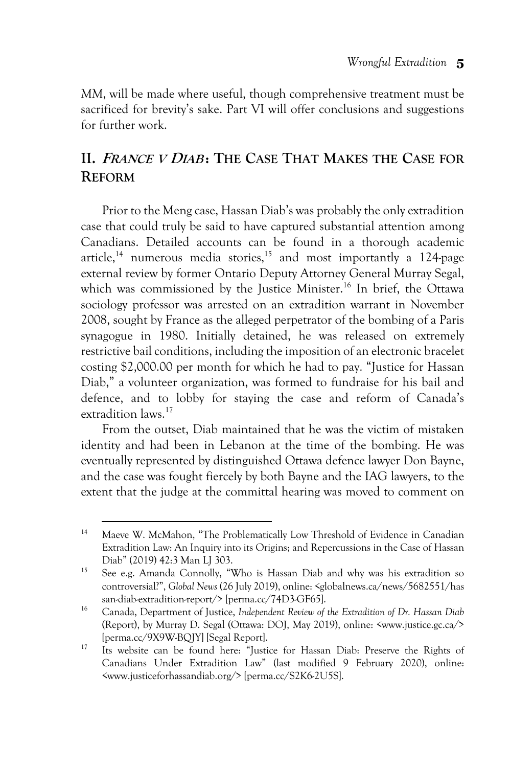MM, will be made where useful, though comprehensive treatment must be sacrificed for brevity's sake. Part VI will offer conclusions and suggestions for further work.

## II. *France v Diab*: The Case That Makes the Case for Reform

Prior to the Meng case, Hassan Diab's was probably the only extradition case that could truly be said to have captured substantial attention among Canadians. Detailed accounts can be found in a thorough academic article,[14] numerous media stories,[15] and most importantly a 124-page external review by former Ontario Deputy Attorney General Murray Segal, which was commissioned by the Justice Minister.[16] In brief, the Ottawa sociology professor was arrested on an extradition warrant in November 2008, sought by France as the alleged perpetrator of the bombing of a Paris synagogue in 1980. Initially detained, he was released on extremely restrictive bail conditions, including the imposition of an electronic bracelet costing $2,000.00 per month for which he had to pay. "Justice for Hassan Diab," a volunteer organization, was formed to fundraise for his bail and defence, and to lobby for staying the case and reform of Canada's extradition laws.[17]

From the outset, Diab maintained that he was the victim of mistaken identity and had been in Lebanon at the time of the bombing. He was eventually represented by distinguished Ottawa defence lawyer Don Bayne, and the case was fought fiercely by both Bayne and the IAG lawyers, to the extent that the judge at the committal hearing was moved to comment on

---

[14] Maeve W. McMahon, "The Problematically Low Threshold of Evidence in Canadian Extradition Law: An Inquiry into its Origins; and Repercussions in the Case of Hassan Diab" (2019) 42:3 Man LJ 303.

[15] See e.g. Amanda Connolly, "Who is Hassan Diab and why was his extradition so controversial?", *Global News* (26 July 2019), online: <globalnews.ca/news/5682551/hassan-diab-extradition-report/> [perma.cc/74D3-GF65].

[16] Canada, Department of Justice, *Independent Review of the Extradition of Dr. Hassan Diab* (Report), by Murray D. Segal (Ottawa: DOJ, May 2019), online: <www.justice.gc.ca/> [perma.cc/9X9W-BQJY] [Segal Report].

[17] Its website can be found here: "Justice for Hassan Diab: Preserve the Rights of Canadians Under Extradition Law" (last modified 9 February 2020), online: <www.justiceforhassandiab.org/> [perma.cc/S2K6-2U5S].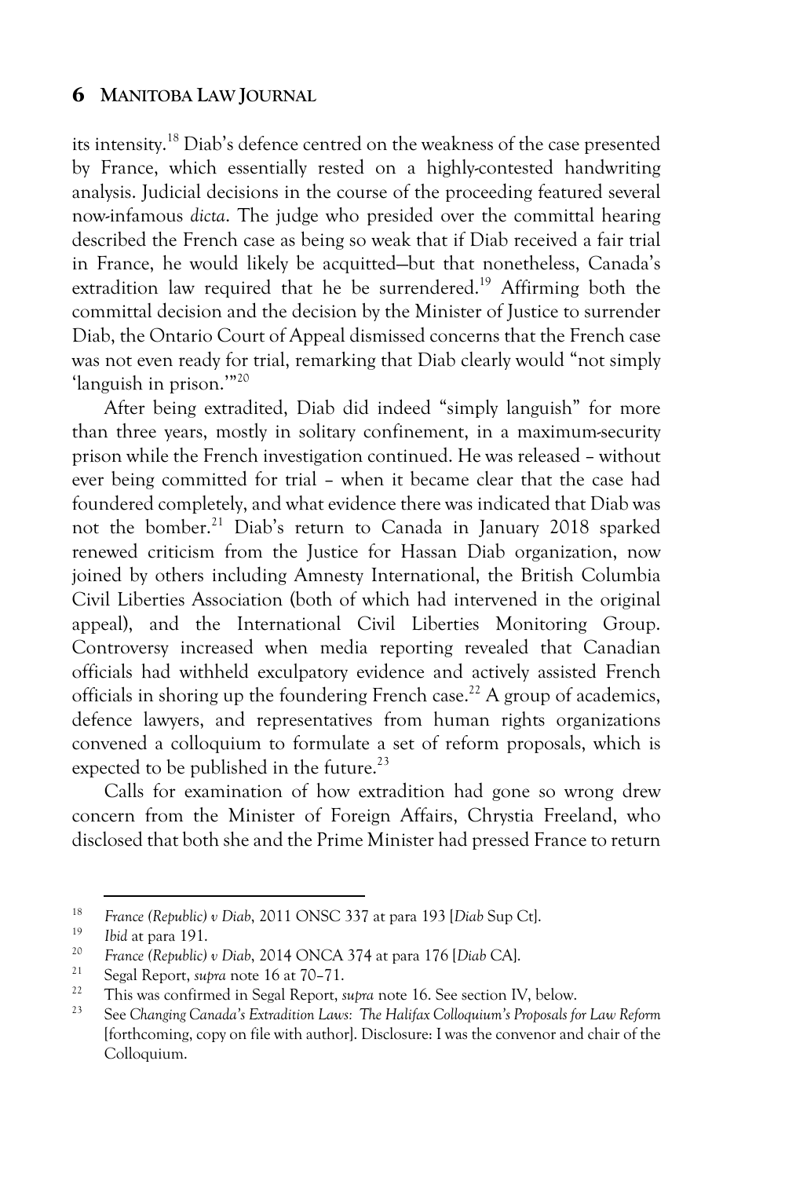its intensity.[18] Diab's defence centred on the weakness of the case presented by France, which essentially rested on a highly-contested handwriting analysis. Judicial decisions in the course of the proceeding featured several now-infamous *dicta*. The judge who presided over the committal hearing described the French case as being so weak that if Diab received a fair trial in France, he would likely be acquitted—but that nonetheless, Canada's extradition law required that he be surrendered.[19] Affirming both the committal decision and the decision by the Minister of Justice to surrender Diab, the Ontario Court of Appeal dismissed concerns that the French case was not even ready for trial, remarking that Diab clearly would "not simply 'languish in prison.'"[20]

After being extradited, Diab did indeed "simply languish" for more than three years, mostly in solitary confinement, in a maximum-security prison while the French investigation continued. He was released – without ever being committed for trial – when it became clear that the case had foundered completely, and what evidence there was indicated that Diab was not the bomber.[21] Diab's return to Canada in January 2018 sparked renewed criticism from the Justice for Hassan Diab organization, now joined by others including Amnesty International, the British Columbia Civil Liberties Association (both of which had intervened in the original appeal), and the International Civil Liberties Monitoring Group. Controversy increased when media reporting revealed that Canadian officials had withheld exculpatory evidence and actively assisted French officials in shoring up the foundering French case.[22] A group of academics, defence lawyers, and representatives from human rights organizations convened a colloquium to formulate a set of reform proposals, which is expected to be published in the future.[23]

Calls for examination of how extradition had gone so wrong drew concern from the Minister of Foreign Affairs, Chrystia Freeland, who disclosed that both she and the Prime Minister had pressed France to return

---

[18] *France (Republic) v Diab*, 2011 ONSC 337 at para 193 [*Diab* Sup Ct].

[19] *Ibid* at para 191.

[20] *France (Republic) v Diab*, 2014 ONCA 374 at para 176 [*Diab* CA].

[21] Segal Report, *supra* note 16 at 70–71.

[22] This was confirmed in Segal Report, *supra* note 16. See section IV, below.

[23] See *Changing Canada's Extradition Laws: The Halifax Colloquium's Proposals for Law Reform* [forthcoming, copy on file with author]. Disclosure: I was the convenor and chair of the Colloquium.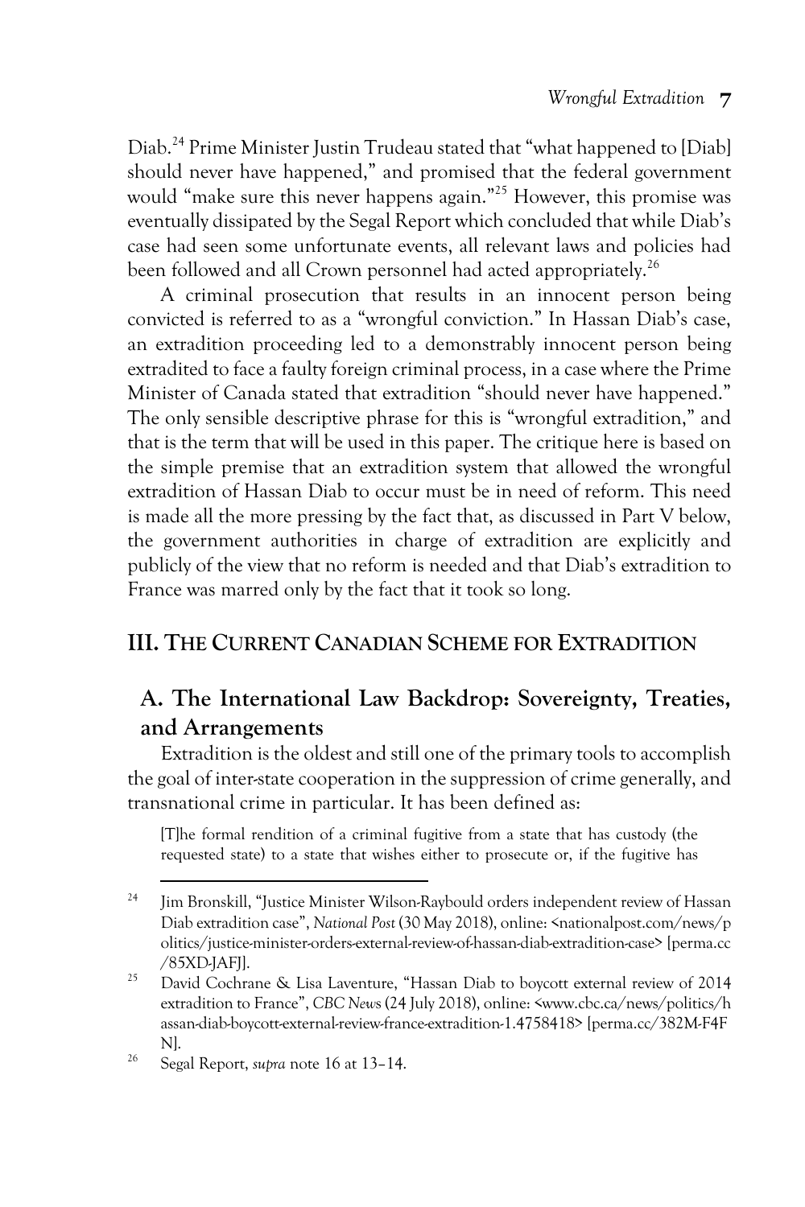Diab.[24] Prime Minister Justin Trudeau stated that "what happened to [Diab] should never have happened," and promised that the federal government would "make sure this never happens again."[25] However, this promise was eventually dissipated by the Segal Report which concluded that while Diab's case had seen some unfortunate events, all relevant laws and policies had been followed and all Crown personnel had acted appropriately.[26]

A criminal prosecution that results in an innocent person being convicted is referred to as a "wrongful conviction." In Hassan Diab's case, an extradition proceeding led to a demonstrably innocent person being extradited to face a faulty foreign criminal process, in a case where the Prime Minister of Canada stated that extradition "should never have happened." The only sensible descriptive phrase for this is "wrongful extradition," and that is the term that will be used in this paper. The critique here is based on the simple premise that an extradition system that allowed the wrongful extradition of Hassan Diab to occur must be in need of reform. This need is made all the more pressing by the fact that, as discussed in Part V below, the government authorities in charge of extradition are explicitly and publicly of the view that no reform is needed and that Diab's extradition to France was marred only by the fact that it took so long.

## III. The Current Canadian Scheme for Extradition

### A. The International Law Backdrop: Sovereignty, Treaties, and Arrangements

Extradition is the oldest and still one of the primary tools to accomplish the goal of inter-state cooperation in the suppression of crime generally, and transnational crime in particular. It has been defined as:

> [T]he formal rendition of a criminal fugitive from a state that has custody (the requested state) to a state that wishes either to prosecute or, if the fugitive has

---

[24] Jim Bronskill, "Justice Minister Wilson-Raybould orders independent review of Hassan Diab extradition case", *National Post* (30 May 2018), online: <nationalpost.com/news/politics/justice-minister-orders-external-review-of-hassan-diab-extradition-case> [perma.cc/85XD-JAFJ].

[25] David Cochrane & Lisa Laventure, "Hassan Diab to boycott external review of 2014 extradition to France", *CBC News* (24 July 2018), online: <www.cbc.ca/news/politics/hassan-diab-boycott-external-review-france-extradition-1.4758418> [perma.cc/382M-F4FN].

[26] Segal Report, *supra* note 16 at 13–14.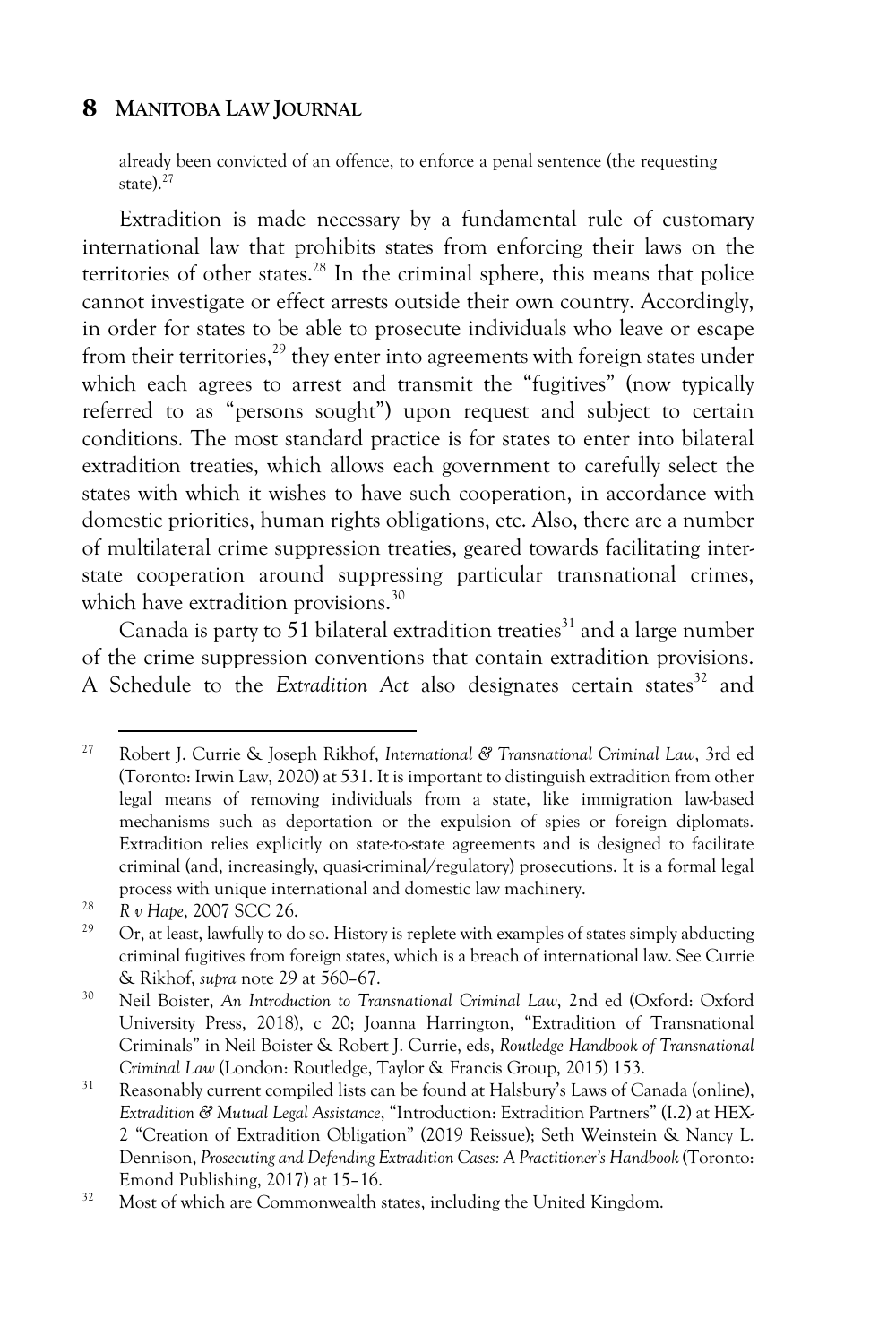already been convicted of an offence, to enforce a penal sentence (the requesting state).[27]

Extradition is made necessary by a fundamental rule of customary international law that prohibits states from enforcing their laws on the territories of other states.[28] In the criminal sphere, this means that police cannot investigate or effect arrests outside their own country. Accordingly, in order for states to be able to prosecute individuals who leave or escape from their territories,[29] they enter into agreements with foreign states under which each agrees to arrest and transmit the "fugitives" (now typically referred to as "persons sought") upon request and subject to certain conditions. The most standard practice is for states to enter into bilateral extradition treaties, which allows each government to carefully select the states with which it wishes to have such cooperation, in accordance with domestic priorities, human rights obligations, etc. Also, there are a number of multilateral crime suppression treaties, geared towards facilitating inter-state cooperation around suppressing particular transnational crimes, which have extradition provisions.[30]

Canada is party to 51 bilateral extradition treaties[31] and a large number of the crime suppression conventions that contain extradition provisions. A Schedule to the *Extradition Act* also designates certain states[32] and

---

[27] Robert J. Currie & Joseph Rikhof, *International & Transnational Criminal Law*, 3rd ed (Toronto: Irwin Law, 2020) at 531. It is important to distinguish extradition from other legal means of removing individuals from a state, like immigration law-based mechanisms such as deportation or the expulsion of spies or foreign diplomats. Extradition relies explicitly on state-to-state agreements and is designed to facilitate criminal (and, increasingly, quasi-criminal/regulatory) prosecutions. It is a formal legal process with unique international and domestic law machinery.

[28] *R v Hape*, 2007 SCC 26.

[29] Or, at least, lawfully to do so. History is replete with examples of states simply abducting criminal fugitives from foreign states, which is a breach of international law. See Currie & Rikhof, *supra* note 29 at 560–67.

[30] Neil Boister, *An Introduction to Transnational Criminal Law*, 2nd ed (Oxford: Oxford University Press, 2018), c 20; Joanna Harrington, "Extradition of Transnational Criminals" in Neil Boister & Robert J. Currie, eds, *Routledge Handbook of Transnational Criminal Law* (London: Routledge, Taylor & Francis Group, 2015) 153.

[31] Reasonably current compiled lists can be found at Halsbury's Laws of Canada (online), *Extradition & Mutual Legal Assistance*, "Introduction: Extradition Partners" (I.2) at HEX-2 "Creation of Extradition Obligation" (2019 Reissue); Seth Weinstein & Nancy L. Dennison, *Prosecuting and Defending Extradition Cases: A Practitioner's Handbook* (Toronto: Emond Publishing, 2017) at 15–16.

[32] Most of which are Commonwealth states, including the United Kingdom.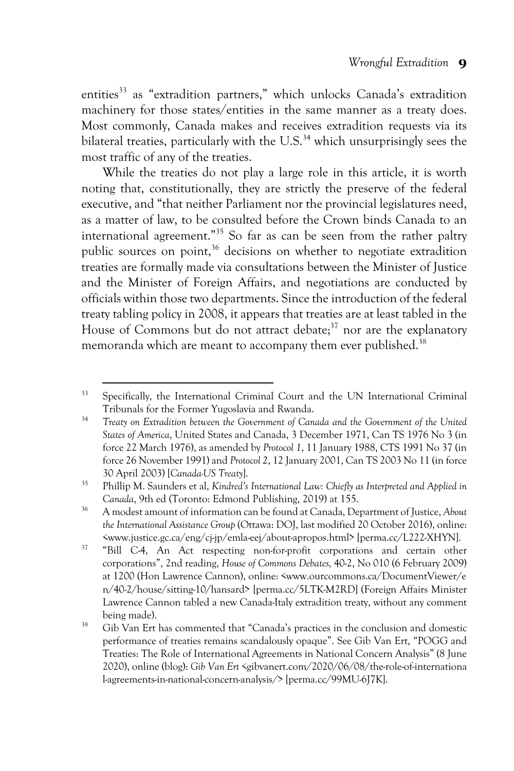entities[33] as "extradition partners," which unlocks Canada's extradition machinery for those states/entities in the same manner as a treaty does. Most commonly, Canada makes and receives extradition requests via its bilateral treaties, particularly with the U.S.[34] which unsurprisingly sees the most traffic of any of the treaties.

While the treaties do not play a large role in this article, it is worth noting that, constitutionally, they are strictly the preserve of the federal executive, and "that neither Parliament nor the provincial legislatures need, as a matter of law, to be consulted before the Crown binds Canada to an international agreement."[35] So far as can be seen from the rather paltry public sources on point,[36] decisions on whether to negotiate extradition treaties are formally made via consultations between the Minister of Justice and the Minister of Foreign Affairs, and negotiations are conducted by officials within those two departments. Since the introduction of the federal treaty tabling policy in 2008, it appears that treaties are at least tabled in the House of Commons but do not attract debate;[37] nor are the explanatory memoranda which are meant to accompany them ever published.[38]

---

[33] Specifically, the International Criminal Court and the UN International Criminal Tribunals for the Former Yugoslavia and Rwanda.

[34] *Treaty on Extradition between the Government of Canada and the Government of the United States of America*, United States and Canada, 3 December 1971, Can TS 1976 No 3 (in force 22 March 1976), as amended by *Protocol 1*, 11 January 1988, CTS 1991 No 37 (in force 26 November 1991) and *Protocol 2*, 12 January 2001, Can TS 2003 No 11 (in force 30 April 2003) [*Canada-US Treaty*].

[35] Phillip M. Saunders et al, *Kindred's International Law: Chiefly as Interpreted and Applied in Canada*, 9th ed (Toronto: Edmond Publishing, 2019) at 155.

[36] A modest amount of information can be found at Canada, Department of Justice, *About the International Assistance Group* (Ottawa: DOJ, last modified 20 October 2016), online: <www.justice.gc.ca/eng/cj-jp/emla-eej/about-apropos.html> [perma.cc/L222-XHYN].

[37] "Bill C-4, An Act respecting non-for-profit corporations and certain other corporations", 2nd reading, *House of Commons Debates*, 40-2, No 010 (6 February 2009) at 1200 (Hon Lawrence Cannon), online: <www.ourcommons.ca/DocumentViewer/en/40-2/house/sitting-10/hansard> [perma.cc/5LTK-M2RD] (Foreign Affairs Minister Lawrence Cannon tabled a new Canada-Italy extradition treaty, without any comment being made).

[38] Gib Van Ert has commented that "Canada's practices in the conclusion and domestic performance of treaties remains scandalously opaque". See Gib Van Ert, "POGG and Treaties: The Role of International Agreements in National Concern Analysis" (8 June 2020), online (blog): *Gib Van Ert* <gibvanert.com/2020/06/08/the-role-of-international-agreements-in-national-concern-analysis/> [perma.cc/99MU-6J7K].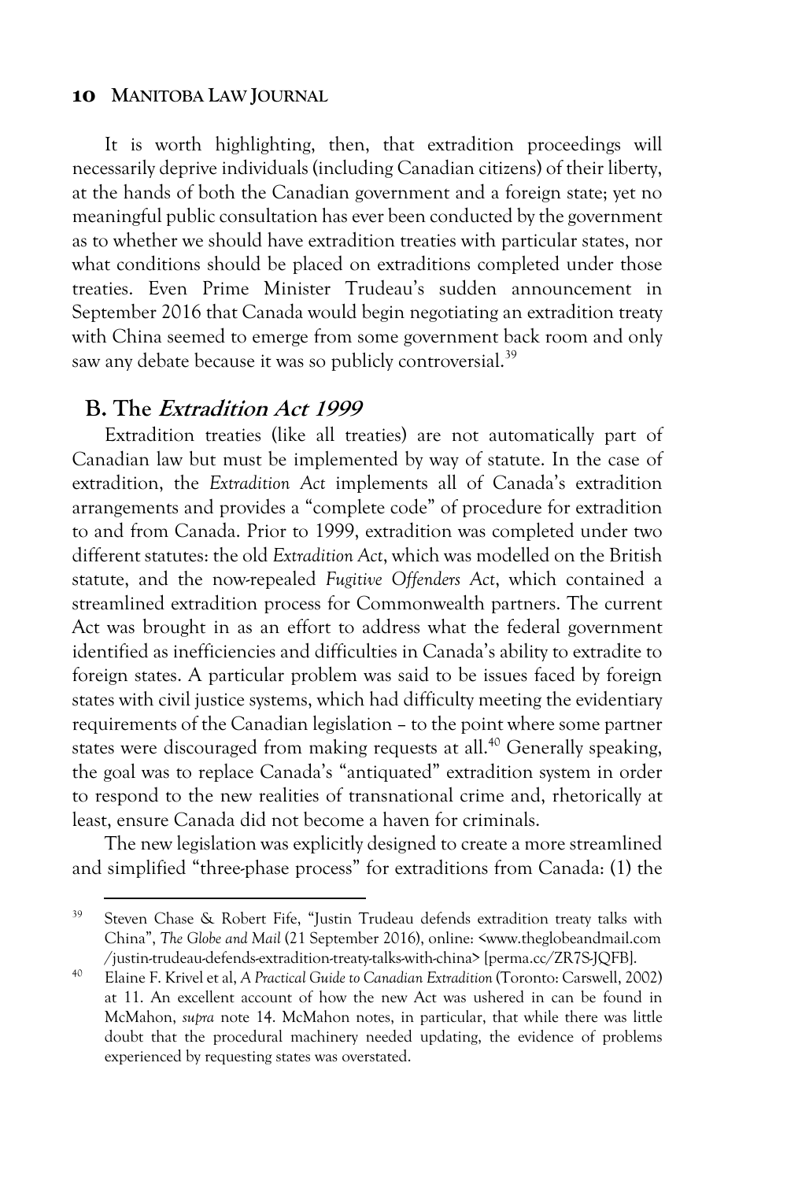It is worth highlighting, then, that extradition proceedings will necessarily deprive individuals (including Canadian citizens) of their liberty, at the hands of both the Canadian government and a foreign state; yet no meaningful public consultation has ever been conducted by the government as to whether we should have extradition treaties with particular states, nor what conditions should be placed on extraditions completed under those treaties. Even Prime Minister Trudeau's sudden announcement in September 2016 that Canada would begin negotiating an extradition treaty with China seemed to emerge from some government back room and only saw any debate because it was so publicly controversial.[39]

## B. The *Extradition Act 1999*

Extradition treaties (like all treaties) are not automatically part of Canadian law but must be implemented by way of statute. In the case of extradition, the *Extradition Act* implements all of Canada's extradition arrangements and provides a "complete code" of procedure for extradition to and from Canada. Prior to 1999, extradition was completed under two different statutes: the old *Extradition Act*, which was modelled on the British statute, and the now-repealed *Fugitive Offenders Act*, which contained a streamlined extradition process for Commonwealth partners. The current Act was brought in as an effort to address what the federal government identified as inefficiencies and difficulties in Canada's ability to extradite to foreign states. A particular problem was said to be issues faced by foreign states with civil justice systems, which had difficulty meeting the evidentiary requirements of the Canadian legislation – to the point where some partner states were discouraged from making requests at all.[40] Generally speaking, the goal was to replace Canada's "antiquated" extradition system in order to respond to the new realities of transnational crime and, rhetorically at least, ensure Canada did not become a haven for criminals.

The new legislation was explicitly designed to create a more streamlined and simplified "three-phase process" for extraditions from Canada: (1) the

---

[39] Steven Chase & Robert Fife, "Justin Trudeau defends extradition treaty talks with China", *The Globe and Mail* (21 September 2016), online: <www.theglobeandmail.com/justin-trudeau-defends-extradition-treaty-talks-with-china> [perma.cc/ZR7S-JQFB].

[40] Elaine F. Krivel et al, *A Practical Guide to Canadian Extradition* (Toronto: Carswell, 2002) at 11. An excellent account of how the new Act was ushered in can be found in McMahon, *supra* note 14. McMahon notes, in particular, that while there was little doubt that the procedural machinery needed updating, the evidence of problems experienced by requesting states was overstated.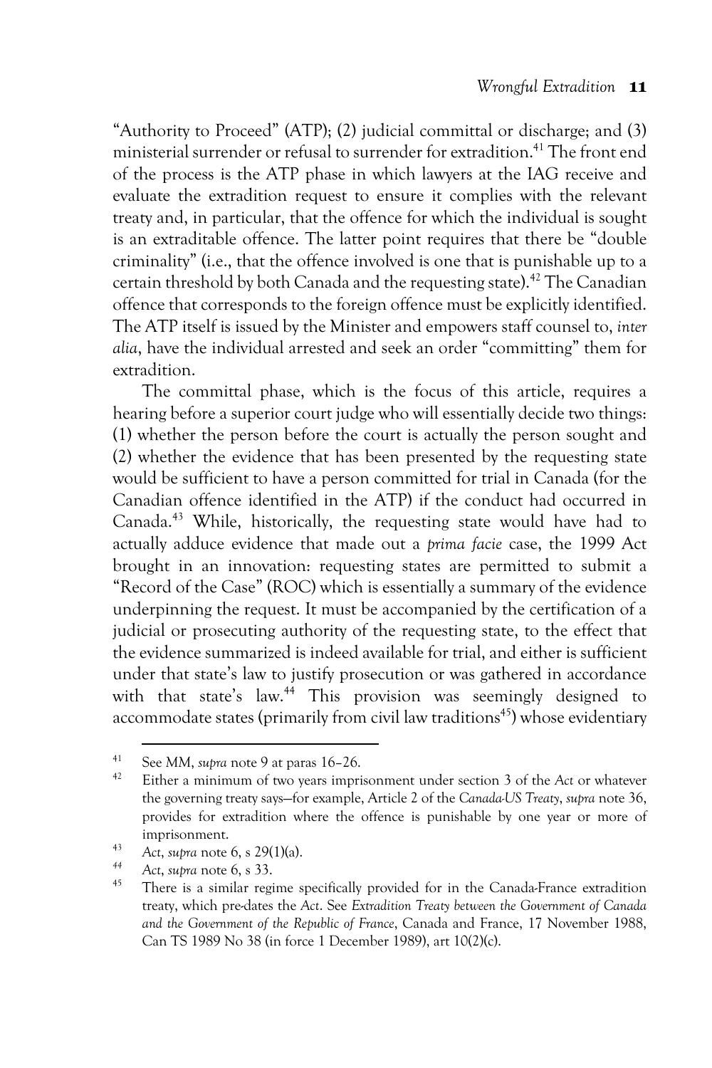"Authority to Proceed" (ATP); (2) judicial committal or discharge; and (3) ministerial surrender or refusal to surrender for extradition.[41] The front end of the process is the ATP phase in which lawyers at the IAG receive and evaluate the extradition request to ensure it complies with the relevant treaty and, in particular, that the offence for which the individual is sought is an extraditable offence. The latter point requires that there be "double criminality" (i.e., that the offence involved is one that is punishable up to a certain threshold by both Canada and the requesting state).[42] The Canadian offence that corresponds to the foreign offence must be explicitly identified. The ATP itself is issued by the Minister and empowers staff counsel to, *inter alia*, have the individual arrested and seek an order "committing" them for extradition.

The committal phase, which is the focus of this article, requires a hearing before a superior court judge who will essentially decide two things: (1) whether the person before the court is actually the person sought and (2) whether the evidence that has been presented by the requesting state would be sufficient to have a person committed for trial in Canada (for the Canadian offence identified in the ATP) if the conduct had occurred in Canada.[43] While, historically, the requesting state would have had to actually adduce evidence that made out a *prima facie* case, the 1999 Act brought in an innovation: requesting states are permitted to submit a "Record of the Case" (ROC) which is essentially a summary of the evidence underpinning the request. It must be accompanied by the certification of a judicial or prosecuting authority of the requesting state, to the effect that the evidence summarized is indeed available for trial, and either is sufficient under that state's law to justify prosecution or was gathered in accordance with that state's law.[44] This provision was seemingly designed to accommodate states (primarily from civil law traditions[45]) whose evidentiary

---

[41] See *MM*, *supra* note 9 at paras 16–26.

[42] Either a minimum of two years imprisonment under section 3 of the *Act* or whatever the governing treaty says—for example, Article 2 of the *Canada-US Treaty*, *supra* note 36, provides for extradition where the offence is punishable by one year or more of imprisonment.

[43] *Act*, *supra* note 6, s 29(1)(a).

[44] *Act*, *supra* note 6, s 33.

[45] There is a similar regime specifically provided for in the Canada-France extradition treaty, which pre-dates the *Act*. See *Extradition Treaty between the Government of Canada and the Government of the Republic of France*, Canada and France, 17 November 1988, Can TS 1989 No 38 (in force 1 December 1989), art 10(2)(c).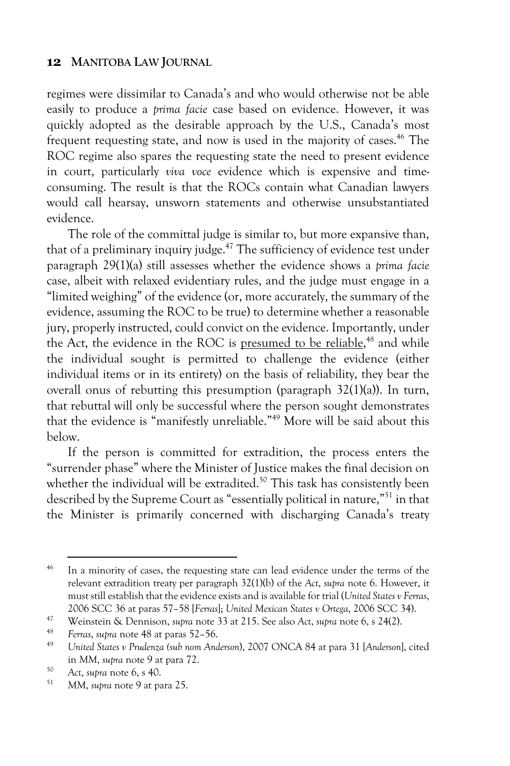regimes were dissimilar to Canada's and who would otherwise not be able easily to produce a *prima facie* case based on evidence. However, it was quickly adopted as the desirable approach by the U.S., Canada's most frequent requesting state, and now is used in the majority of cases.[46] The ROC regime also spares the requesting state the need to present evidence in court, particularly *viva voce* evidence which is expensive and time-consuming. The result is that the ROCs contain what Canadian lawyers would call hearsay, unsworn statements and otherwise unsubstantiated evidence.

The role of the committal judge is similar to, but more expansive than, that of a preliminary inquiry judge.[47] The sufficiency of evidence test under paragraph 29(1)(a) still assesses whether the evidence shows a *prima facie* case, albeit with relaxed evidentiary rules, and the judge must engage in a "limited weighing" of the evidence (or, more accurately, the summary of the evidence, assuming the ROC to be true) to determine whether a reasonable jury, properly instructed, could convict on the evidence. Importantly, under the Act, the evidence in the ROC is <u>presumed to be reliable</u>,[48] and while the individual sought is permitted to challenge the evidence (either individual items or in its entirety) on the basis of reliability, they bear the overall onus of rebutting this presumption (paragraph 32(1)(a)). In turn, that rebuttal will only be successful where the person sought demonstrates that the evidence is "manifestly unreliable."[49] More will be said about this below.

If the person is committed for extradition, the process enters the "surrender phase" where the Minister of Justice makes the final decision on whether the individual will be extradited.[50] This task has consistently been described by the Supreme Court as "essentially political in nature,"[51] in that the Minister is primarily concerned with discharging Canada's treaty

---

[46] In a minority of cases, the requesting state can lead evidence under the terms of the relevant extradition treaty per paragraph 32(1)(b) of the *Act*, *supra* note 6. However, it must still establish that the evidence exists and is available for trial (*United States v Ferras*, 2006 SCC 36 at paras 57–58 [*Ferras*]; *United Mexican States v Ortega*, 2006 SCC 34).

[47] Weinstein & Dennison, *supra* note 33 at 215. See also *Act*, *supra* note 6, s 24(2).

[48] *Ferras*, *supra* note 48 at paras 52–56.

[49] *United States v Prudenza (sub nom Anderson)*, 2007 ONCA 84 at para 31 [*Anderson*], cited in *MM*, *supra* note 9 at para 72.

[50] *Act*, *supra* note 6, s 40.

[51] *MM*, *supra* note 9 at para 25.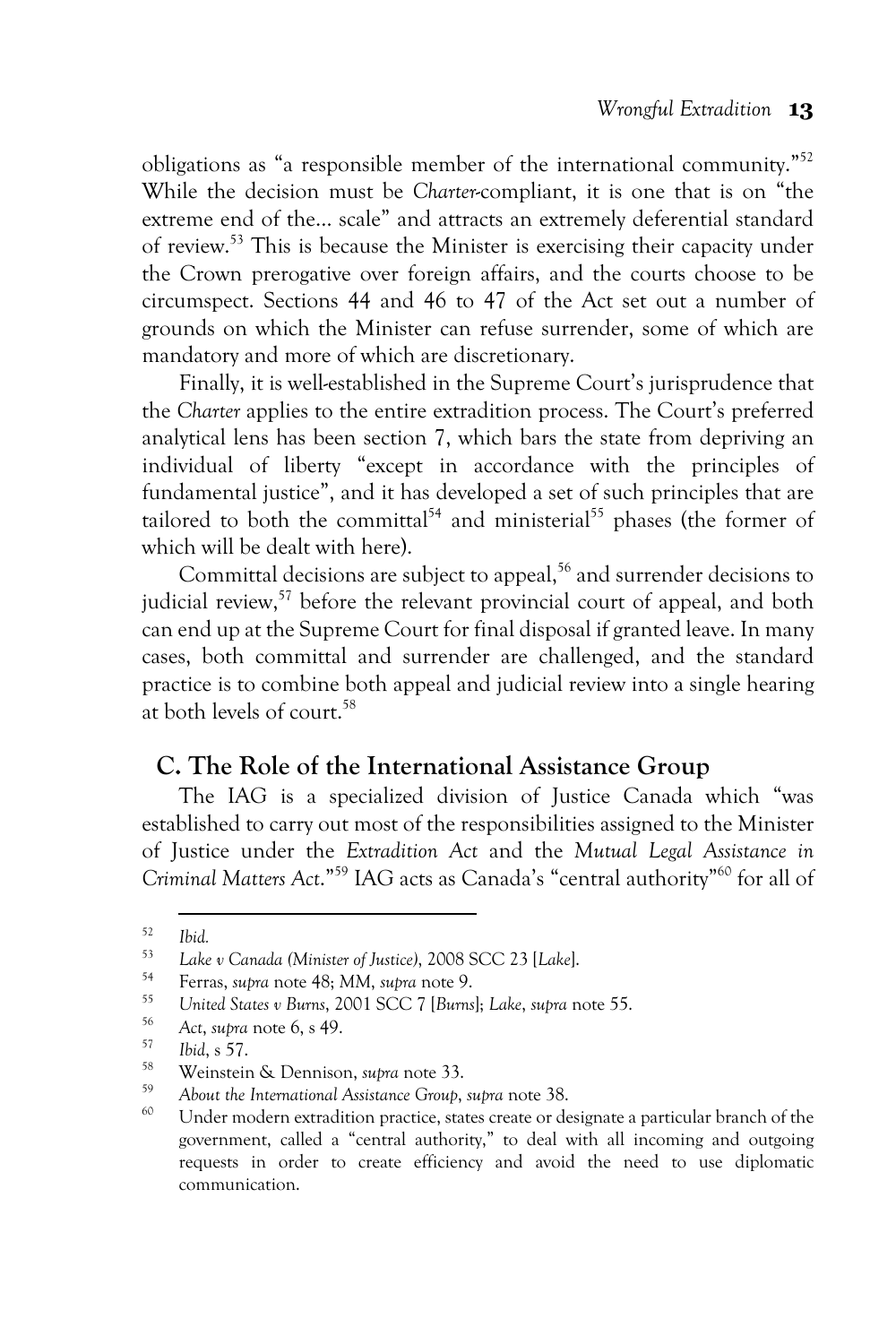obligations as "a responsible member of the international community."[52] While the decision must be *Charter*-compliant, it is one that is on "the extreme end of the... scale" and attracts an extremely deferential standard of review.[53] This is because the Minister is exercising their capacity under the Crown prerogative over foreign affairs, and the courts choose to be circumspect. Sections 44 and 46 to 47 of the Act set out a number of grounds on which the Minister can refuse surrender, some of which are mandatory and more of which are discretionary.

Finally, it is well-established in the Supreme Court's jurisprudence that the *Charter* applies to the entire extradition process. The Court's preferred analytical lens has been section 7, which bars the state from depriving an individual of liberty "except in accordance with the principles of fundamental justice", and it has developed a set of such principles that are tailored to both the committal[54] and ministerial[55] phases (the former of which will be dealt with here).

Committal decisions are subject to appeal,[56] and surrender decisions to judicial review,[57] before the relevant provincial court of appeal, and both can end up at the Supreme Court for final disposal if granted leave. In many cases, both committal and surrender are challenged, and the standard practice is to combine both appeal and judicial review into a single hearing at both levels of court.[58]

## C. The Role of the International Assistance Group

The IAG is a specialized division of Justice Canada which "was established to carry out most of the responsibilities assigned to the Minister of Justice under the *Extradition Act* and the *Mutual Legal Assistance in Criminal Matters Act*."[59] IAG acts as Canada's "central authority"[60] for all of

---

[52] *Ibid.*

[53] *Lake v Canada (Minister of Justice)*, 2008 SCC 23 [*Lake*].

[54] Ferras, *supra* note 48; *MM*, *supra* note 9.

[55] *United States v Burns*, 2001 SCC 7 [*Burns*]; *Lake*, *supra* note 55.

[56] *Act*, *supra* note 6, s 49.

[57] *Ibid*, s 57.

[58] Weinstein & Dennison, *supra* note 33.

[59] *About the International Assistance Group*, *supra* note 38.

[60] Under modern extradition practice, states create or designate a particular branch of the government, called a "central authority," to deal with all incoming and outgoing requests in order to create efficiency and avoid the need to use diplomatic communication.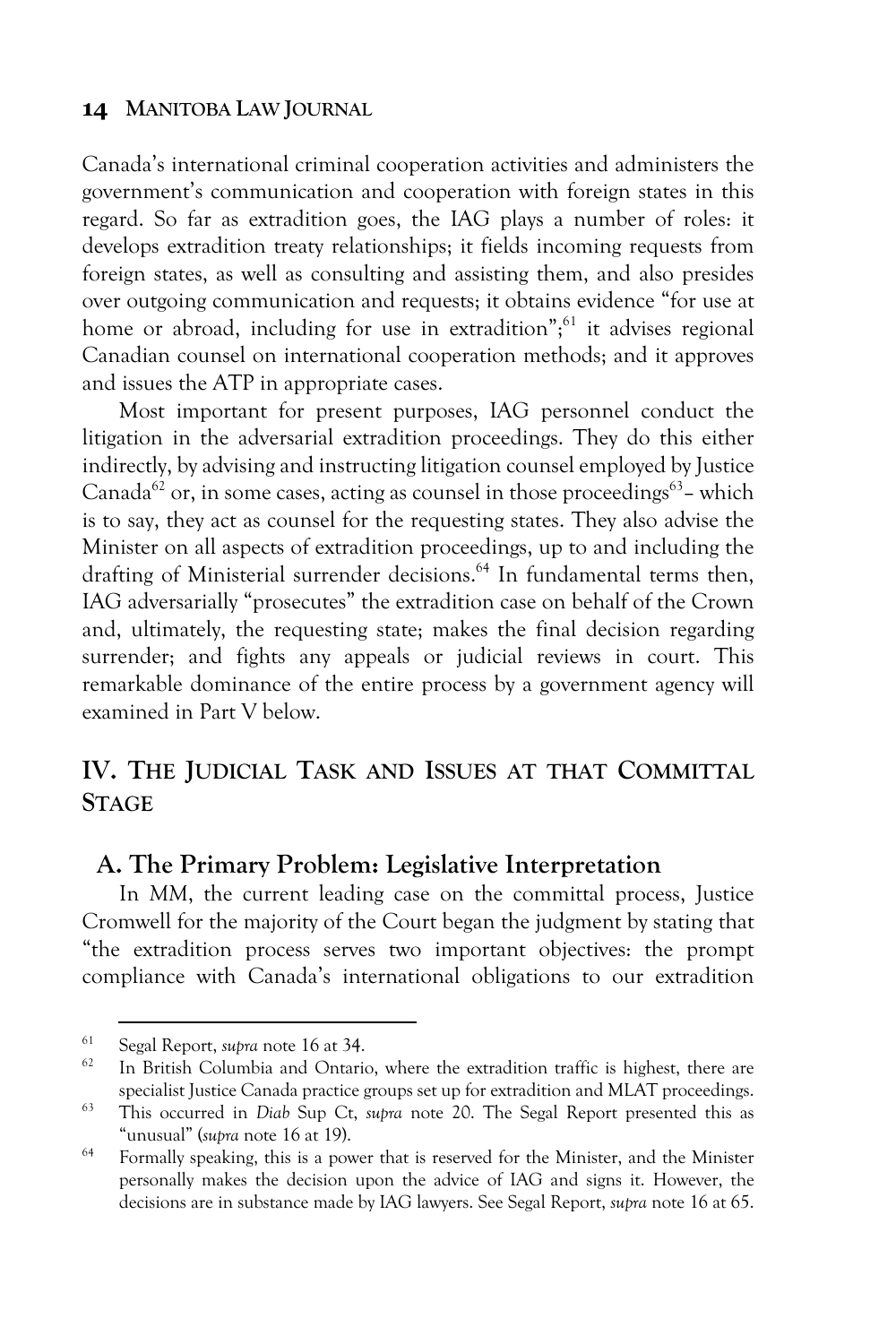Canada's international criminal cooperation activities and administers the government's communication and cooperation with foreign states in this regard. So far as extradition goes, the IAG plays a number of roles: it develops extradition treaty relationships; it fields incoming requests from foreign states, as well as consulting and assisting them, and also presides over outgoing communication and requests; it obtains evidence "for use at home or abroad, including for use in extradition";[61] it advises regional Canadian counsel on international cooperation methods; and it approves and issues the ATP in appropriate cases.

Most important for present purposes, IAG personnel conduct the litigation in the adversarial extradition proceedings. They do this either indirectly, by advising and instructing litigation counsel employed by Justice Canada[62] or, in some cases, acting as counsel in those proceedings[63]– which is to say, they act as counsel for the requesting states. They also advise the Minister on all aspects of extradition proceedings, up to and including the drafting of Ministerial surrender decisions.[64] In fundamental terms then, IAG adversarially "prosecutes" the extradition case on behalf of the Crown and, ultimately, the requesting state; makes the final decision regarding surrender; and fights any appeals or judicial reviews in court. This remarkable dominance of the entire process by a government agency will examined in Part V below.

## IV. The Judicial Task and Issues at that Committal Stage

### A. The Primary Problem: Legislative Interpretation

In *MM*, the current leading case on the committal process, Justice Cromwell for the majority of the Court began the judgment by stating that "the extradition process serves two important objectives: the prompt compliance with Canada's international obligations to our extradition

---

[61] Segal Report, *supra* note 16 at 34.

[62] In British Columbia and Ontario, where the extradition traffic is highest, there are specialist Justice Canada practice groups set up for extradition and MLAT proceedings.

[63] This occurred in *Diab* Sup Ct, *supra* note 20. The Segal Report presented this as "unusual" (*supra* note 16 at 19).

[64] Formally speaking, this is a power that is reserved for the Minister, and the Minister personally makes the decision upon the advice of IAG and signs it. However, the decisions are in substance made by IAG lawyers. See Segal Report, *supra* note 16 at 65.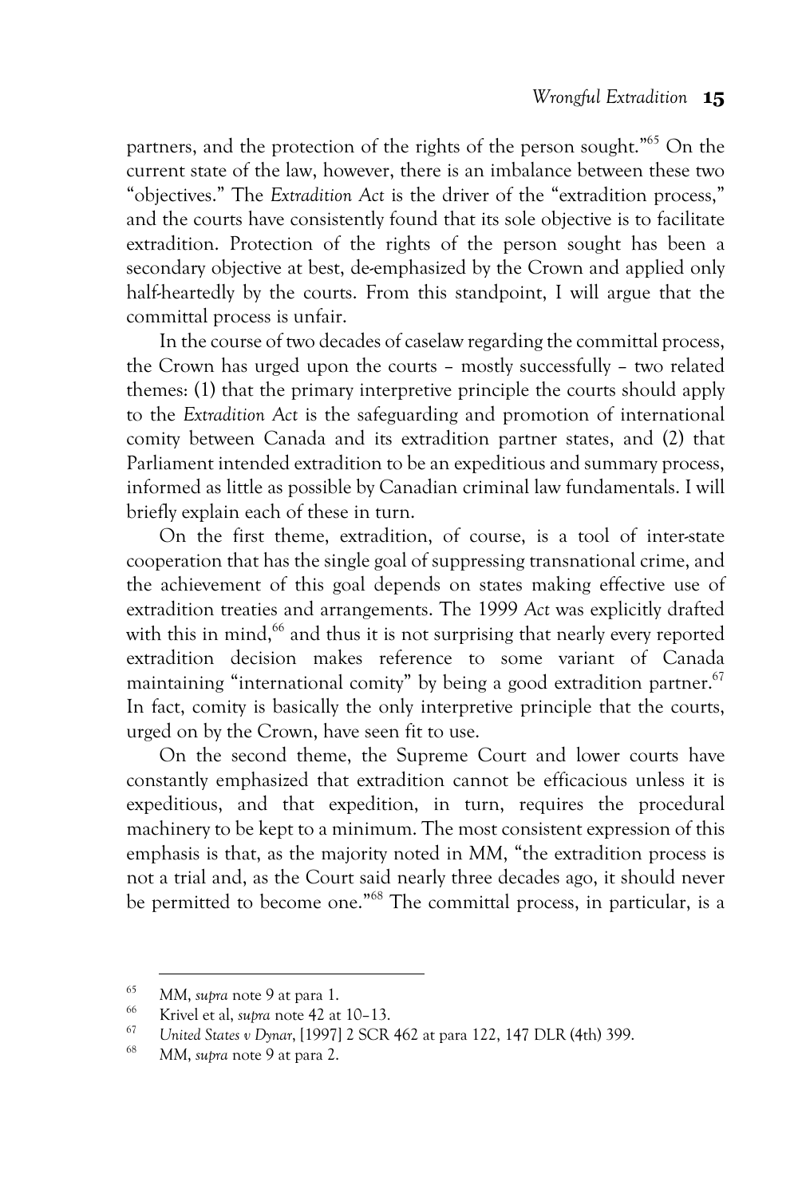partners, and the protection of the rights of the person sought."[65] On the current state of the law, however, there is an imbalance between these two "objectives." The *Extradition Act* is the driver of the "extradition process," and the courts have consistently found that its sole objective is to facilitate extradition. Protection of the rights of the person sought has been a secondary objective at best, de-emphasized by the Crown and applied only half-heartedly by the courts. From this standpoint, I will argue that the committal process is unfair.

In the course of two decades of caselaw regarding the committal process, the Crown has urged upon the courts – mostly successfully – two related themes: (1) that the primary interpretive principle the courts should apply to the *Extradition Act* is the safeguarding and promotion of international comity between Canada and its extradition partner states, and (2) that Parliament intended extradition to be an expeditious and summary process, informed as little as possible by Canadian criminal law fundamentals. I will briefly explain each of these in turn.

On the first theme, extradition, of course, is a tool of inter-state cooperation that has the single goal of suppressing transnational crime, and the achievement of this goal depends on states making effective use of extradition treaties and arrangements. The 1999 *Act* was explicitly drafted with this in mind,[66] and thus it is not surprising that nearly every reported extradition decision makes reference to some variant of Canada maintaining "international comity" by being a good extradition partner.[67] In fact, comity is basically the only interpretive principle that the courts, urged on by the Crown, have seen fit to use.

On the second theme, the Supreme Court and lower courts have constantly emphasized that extradition cannot be efficacious unless it is expeditious, and that expedition, in turn, requires the procedural machinery to be kept to a minimum. The most consistent expression of this emphasis is that, as the majority noted in *MM*, "the extradition process is not a trial and, as the Court said nearly three decades ago, it should never be permitted to become one."[68] The committal process, in particular, is a

---

[65] *MM*, *supra* note 9 at para 1.

[66] Krivel et al, *supra* note 42 at 10–13.

[67] *United States v Dynar*, [1997] 2 SCR 462 at para 122, 147 DLR (4th) 399.

[68] *MM*, *supra* note 9 at para 2.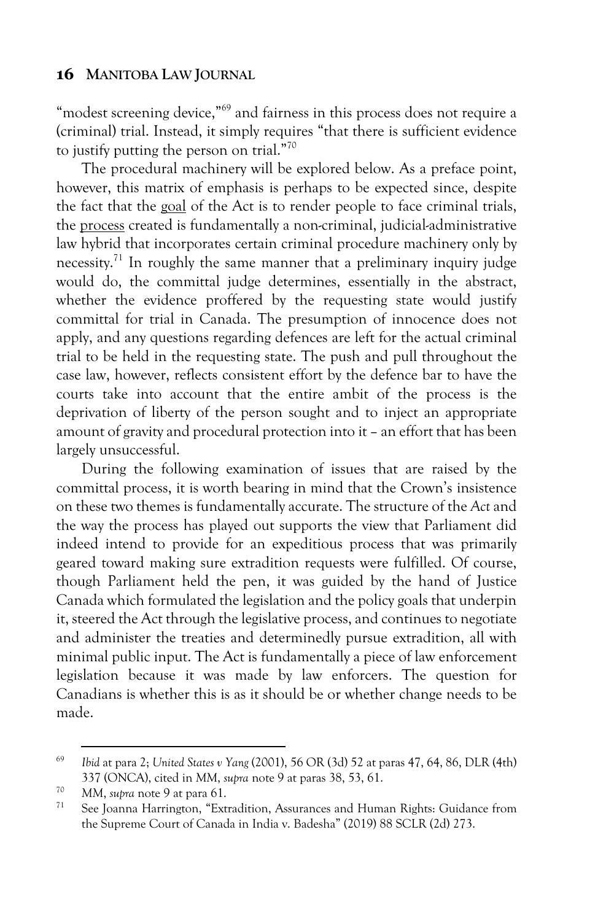"modest screening device,"[69] and fairness in this process does not require a (criminal) trial. Instead, it simply requires "that there is sufficient evidence to justify putting the person on trial."[70]

The procedural machinery will be explored below. As a preface point, however, this matrix of emphasis is perhaps to be expected since, despite the fact that the goal of the Act is to render people to face criminal trials, the process created is fundamentally a non-criminal, judicial-administrative law hybrid that incorporates certain criminal procedure machinery only by necessity.[71] In roughly the same manner that a preliminary inquiry judge would do, the committal judge determines, essentially in the abstract, whether the evidence proffered by the requesting state would justify committal for trial in Canada. The presumption of innocence does not apply, and any questions regarding defences are left for the actual criminal trial to be held in the requesting state. The push and pull throughout the case law, however, reflects consistent effort by the defence bar to have the courts take into account that the entire ambit of the process is the deprivation of liberty of the person sought and to inject an appropriate amount of gravity and procedural protection into it – an effort that has been largely unsuccessful.

During the following examination of issues that are raised by the committal process, it is worth bearing in mind that the Crown's insistence on these two themes is fundamentally accurate. The structure of the *Act* and the way the process has played out supports the view that Parliament did indeed intend to provide for an expeditious process that was primarily geared toward making sure extradition requests were fulfilled. Of course, though Parliament held the pen, it was guided by the hand of Justice Canada which formulated the legislation and the policy goals that underpin it, steered the Act through the legislative process, and continues to negotiate and administer the treaties and determinedly pursue extradition, all with minimal public input. The Act is fundamentally a piece of law enforcement legislation because it was made by law enforcers. The question for Canadians is whether this is as it should be or whether change needs to be made.

---

[69] *Ibid* at para 2; *United States v Yang* (2001), 56 OR (3d) 52 at paras 47, 64, 86, DLR (4th) 337 (ONCA), cited in *MM*, *supra* note 9 at paras 38, 53, 61.

[70] *MM*, *supra* note 9 at para 61.

[71] See Joanna Harrington, "Extradition, Assurances and Human Rights: Guidance from the Supreme Court of Canada in India v. Badesha" (2019) 88 SCLR (2d) 273.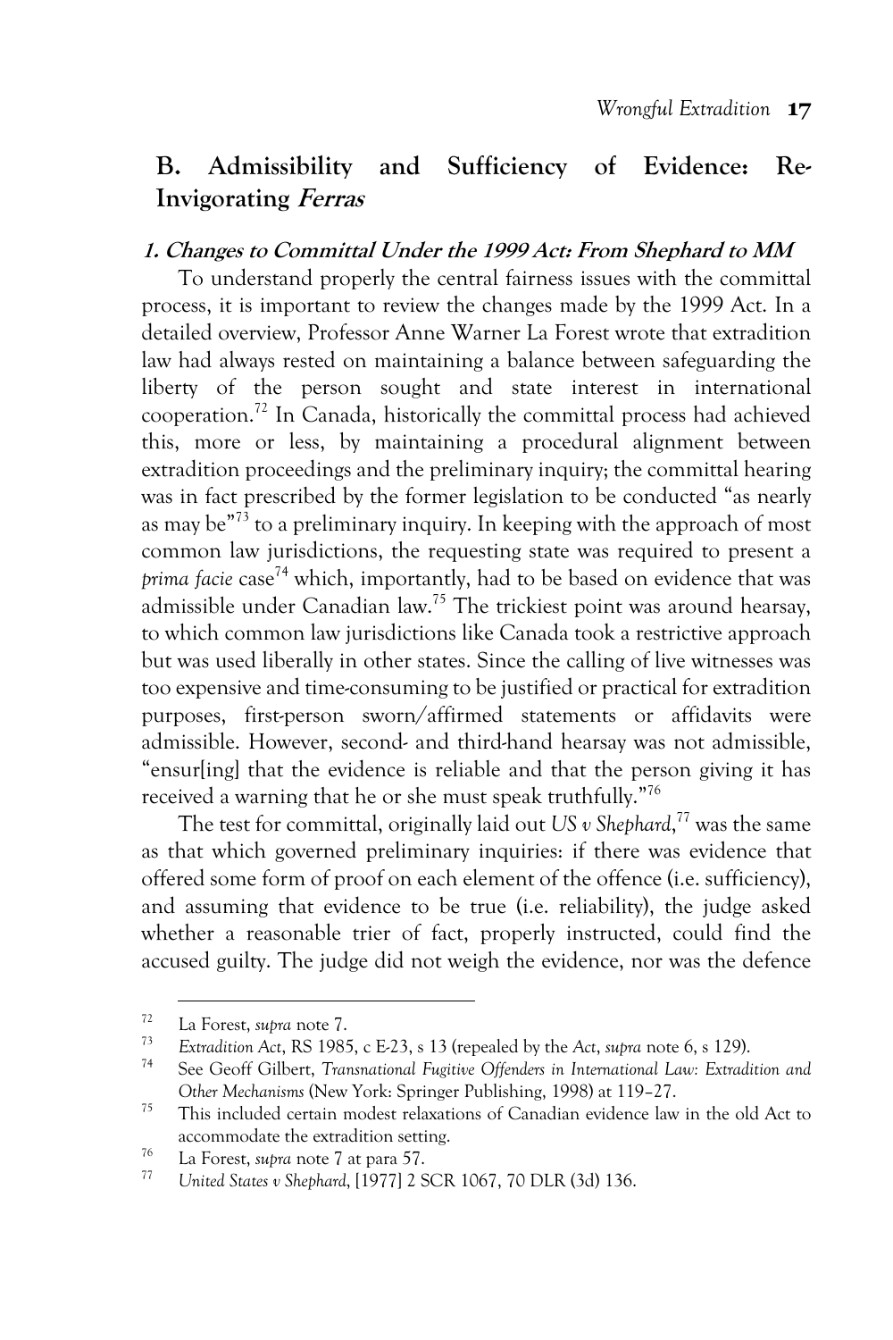## B. Admissibility and Sufficiency of Evidence: Re-Invigorating *Ferras*

### *1. Changes to Committal Under the 1999 Act: From Shephard to MM*

To understand properly the central fairness issues with the committal process, it is important to review the changes made by the 1999 Act. In a detailed overview, Professor Anne Warner La Forest wrote that extradition law had always rested on maintaining a balance between safeguarding the liberty of the person sought and state interest in international cooperation.[72] In Canada, historically the committal process had achieved this, more or less, by maintaining a procedural alignment between extradition proceedings and the preliminary inquiry; the committal hearing was in fact prescribed by the former legislation to be conducted "as nearly as may be"[73] to a preliminary inquiry. In keeping with the approach of most common law jurisdictions, the requesting state was required to present a *prima facie* case[74] which, importantly, had to be based on evidence that was admissible under Canadian law.[75] The trickiest point was around hearsay, to which common law jurisdictions like Canada took a restrictive approach but was used liberally in other states. Since the calling of live witnesses was too expensive and time-consuming to be justified or practical for extradition purposes, first-person sworn/affirmed statements or affidavits were admissible. However, second- and third-hand hearsay was not admissible, "ensur[ing] that the evidence is reliable and that the person giving it has received a warning that he or she must speak truthfully."[76]

The test for committal, originally laid out *US v Shephard*,[77] was the same as that which governed preliminary inquiries: if there was evidence that offered some form of proof on each element of the offence (i.e. sufficiency), and assuming that evidence to be true (i.e. reliability), the judge asked whether a reasonable trier of fact, properly instructed, could find the accused guilty. The judge did not weigh the evidence, nor was the defence

---

[72] La Forest, *supra* note 7.

[73] *Extradition Act*, RS 1985, c E-23, s 13 (repealed by the *Act*, *supra* note 6, s 129).

[74] See Geoff Gilbert, *Transnational Fugitive Offenders in International Law: Extradition and Other Mechanisms* (New York: Springer Publishing, 1998) at 119–27.

[75] This included certain modest relaxations of Canadian evidence law in the old Act to accommodate the extradition setting.

[76] La Forest, *supra* note 7 at para 57.

[77] *United States v Shephard*, [1977] 2 SCR 1067, 70 DLR (3d) 136.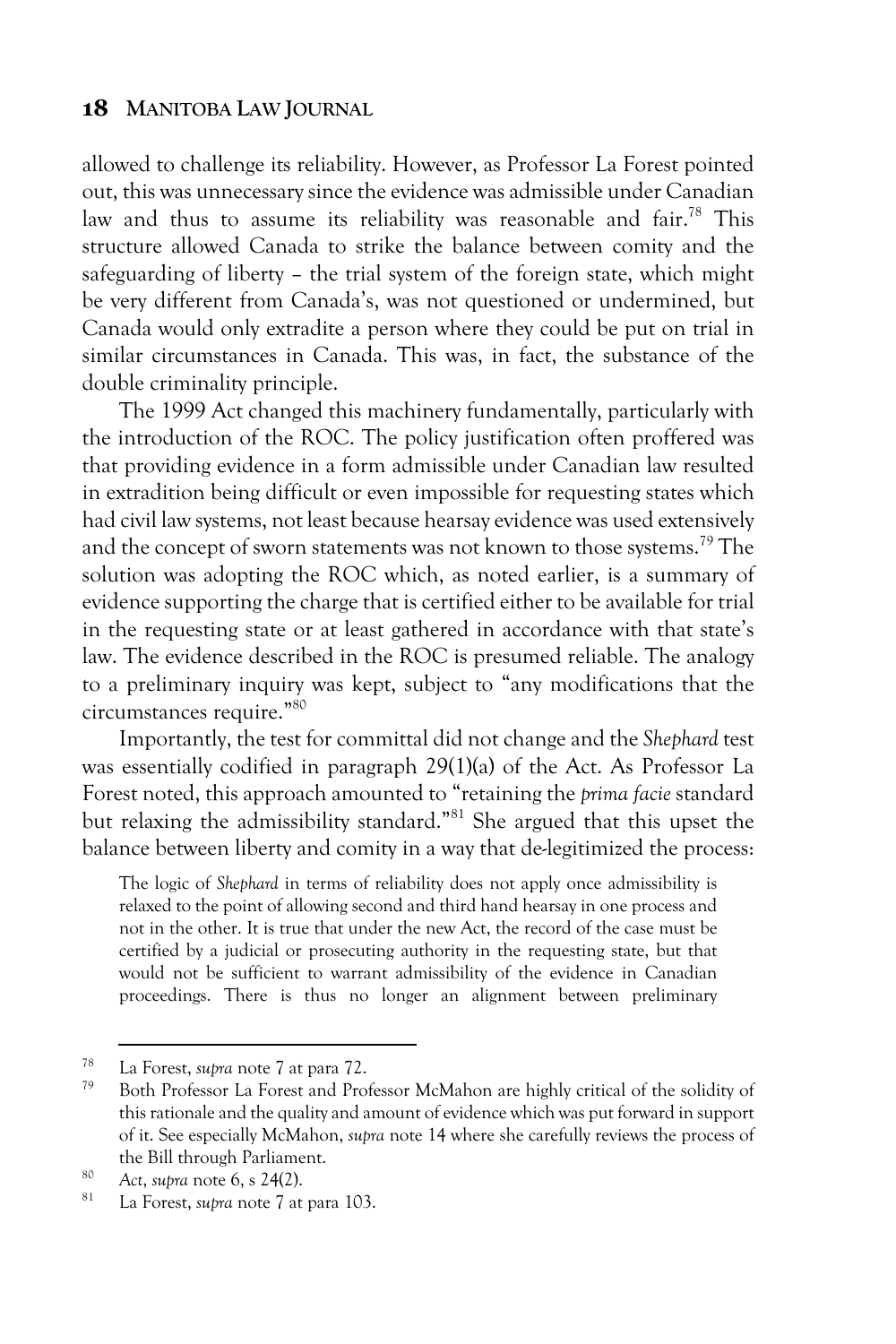allowed to challenge its reliability. However, as Professor La Forest pointed out, this was unnecessary since the evidence was admissible under Canadian law and thus to assume its reliability was reasonable and fair.[78] This structure allowed Canada to strike the balance between comity and the safeguarding of liberty – the trial system of the foreign state, which might be very different from Canada's, was not questioned or undermined, but Canada would only extradite a person where they could be put on trial in similar circumstances in Canada. This was, in fact, the substance of the double criminality principle.

The 1999 Act changed this machinery fundamentally, particularly with the introduction of the ROC. The policy justification often proffered was that providing evidence in a form admissible under Canadian law resulted in extradition being difficult or even impossible for requesting states which had civil law systems, not least because hearsay evidence was used extensively and the concept of sworn statements was not known to those systems.[79] The solution was adopting the ROC which, as noted earlier, is a summary of evidence supporting the charge that is certified either to be available for trial in the requesting state or at least gathered in accordance with that state's law. The evidence described in the ROC is presumed reliable. The analogy to a preliminary inquiry was kept, subject to "any modifications that the circumstances require."[80]

Importantly, the test for committal did not change and the *Shephard* test was essentially codified in paragraph 29(1)(a) of the Act. As Professor La Forest noted, this approach amounted to "retaining the *prima facie* standard but relaxing the admissibility standard."[81] She argued that this upset the balance between liberty and comity in a way that de-legitimized the process:

> The logic of *Shephard* in terms of reliability does not apply once admissibility is relaxed to the point of allowing second and third hand hearsay in one process and not in the other. It is true that under the new Act, the record of the case must be certified by a judicial or prosecuting authority in the requesting state, but that would not be sufficient to warrant admissibility of the evidence in Canadian proceedings. There is thus no longer an alignment between preliminary

---

[78] La Forest, *supra* note 7 at para 72.

[79] Both Professor La Forest and Professor McMahon are highly critical of the solidity of this rationale and the quality and amount of evidence which was put forward in support of it. See especially McMahon, *supra* note 14 where she carefully reviews the process of the Bill through Parliament.

[80] *Act*, *supra* note 6, s 24(2).

[81] La Forest, *supra* note 7 at para 103.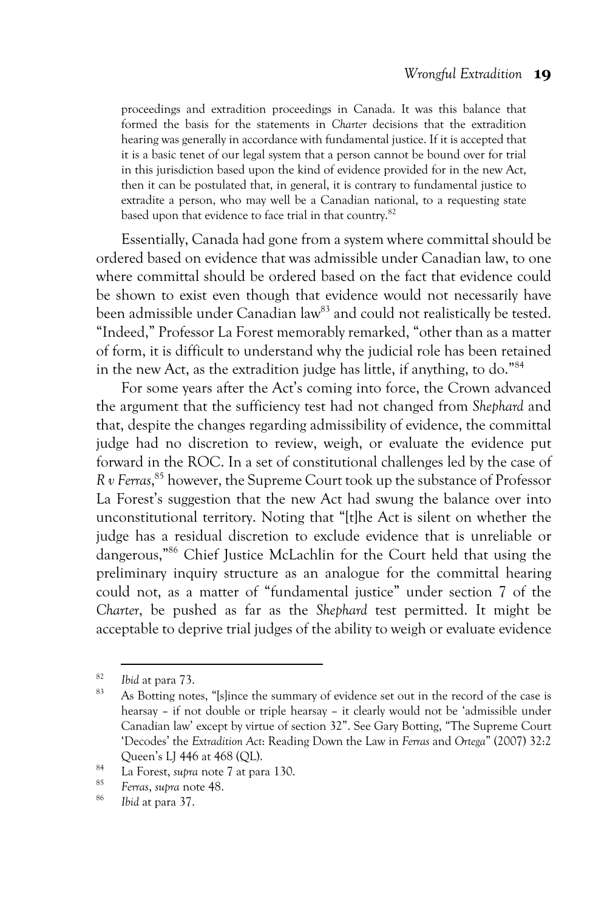> proceedings and extradition proceedings in Canada. It was this balance that formed the basis for the statements in *Charter* decisions that the extradition hearing was generally in accordance with fundamental justice. If it is accepted that it is a basic tenet of our legal system that a person cannot be bound over for trial in this jurisdiction based upon the kind of evidence provided for in the new Act, then it can be postulated that, in general, it is contrary to fundamental justice to extradite a person, who may well be a Canadian national, to a requesting state based upon that evidence to face trial in that country.[82]

Essentially, Canada had gone from a system where committal should be ordered based on evidence that was admissible under Canadian law, to one where committal should be ordered based on the fact that evidence could be shown to exist even though that evidence would not necessarily have been admissible under Canadian law[83] and could not realistically be tested. "Indeed," Professor La Forest memorably remarked, "other than as a matter of form, it is difficult to understand why the judicial role has been retained in the new Act, as the extradition judge has little, if anything, to do."[84]

For some years after the Act's coming into force, the Crown advanced the argument that the sufficiency test had not changed from *Shephard* and that, despite the changes regarding admissibility of evidence, the committal judge had no discretion to review, weigh, or evaluate the evidence put forward in the ROC. In a set of constitutional challenges led by the case of *R v Ferras*,[85] however, the Supreme Court took up the substance of Professor La Forest's suggestion that the new Act had swung the balance over into unconstitutional territory. Noting that "[t]he Act is silent on whether the judge has a residual discretion to exclude evidence that is unreliable or dangerous,"[86] Chief Justice McLachlin for the Court held that using the preliminary inquiry structure as an analogue for the committal hearing could not, as a matter of "fundamental justice" under section 7 of the *Charter*, be pushed as far as the *Shephard* test permitted. It might be acceptable to deprive trial judges of the ability to weigh or evaluate evidence

---

[82] *Ibid* at para 73.

[83] As Botting notes, "[s]ince the summary of evidence set out in the record of the case is hearsay – if not double or triple hearsay – it clearly would not be 'admissible under Canadian law' except by virtue of section 32". See Gary Botting, "The Supreme Court 'Decodes' the *Extradition Act*: Reading Down the Law in *Ferras* and *Ortega*" (2007) 32:2 Queen's LJ 446 at 468 (QL).

[84] La Forest, *supra* note 7 at para 130.

[85] *Ferras*, *supra* note 48.

[86] *Ibid* at para 37.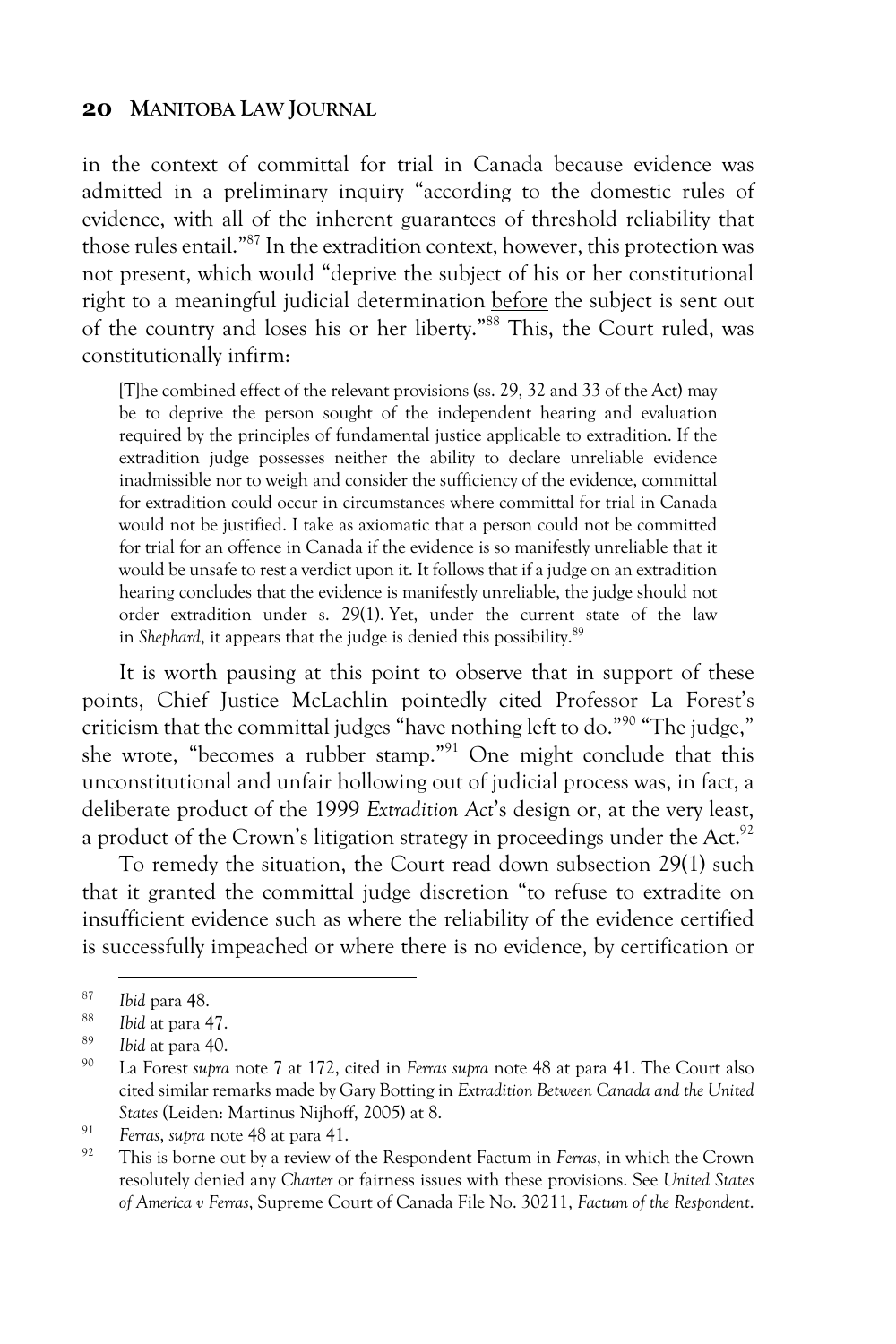in the context of committal for trial in Canada because evidence was admitted in a preliminary inquiry "according to the domestic rules of evidence, with all of the inherent guarantees of threshold reliability that those rules entail."[87] In the extradition context, however, this protection was not present, which would "deprive the subject of his or her constitutional right to a meaningful judicial determination <u>before</u> the subject is sent out of the country and loses his or her liberty."[88] This, the Court ruled, was constitutionally infirm:

> [T]he combined effect of the relevant provisions (ss. 29, 32 and 33 of the Act) may be to deprive the person sought of the independent hearing and evaluation required by the principles of fundamental justice applicable to extradition. If the extradition judge possesses neither the ability to declare unreliable evidence inadmissible nor to weigh and consider the sufficiency of the evidence, committal for extradition could occur in circumstances where committal for trial in Canada would not be justified. I take as axiomatic that a person could not be committed for trial for an offence in Canada if the evidence is so manifestly unreliable that it would be unsafe to rest a verdict upon it. It follows that if a judge on an extradition hearing concludes that the evidence is manifestly unreliable, the judge should not order extradition under s. 29(1). Yet, under the current state of the law in *Shephard*, it appears that the judge is denied this possibility.[89]

It is worth pausing at this point to observe that in support of these points, Chief Justice McLachlin pointedly cited Professor La Forest's criticism that the committal judges "have nothing left to do."[90] "The judge," she wrote, "becomes a rubber stamp."[91] One might conclude that this unconstitutional and unfair hollowing out of judicial process was, in fact, a deliberate product of the 1999 *Extradition Act*'s design or, at the very least, a product of the Crown's litigation strategy in proceedings under the Act.[92]

To remedy the situation, the Court read down subsection 29(1) such that it granted the committal judge discretion "to refuse to extradite on insufficient evidence such as where the reliability of the evidence certified is successfully impeached or where there is no evidence, by certification or

---

87 *Ibid* para 48.

88 *Ibid* at para 47.

89 *Ibid* at para 40.

90 La Forest *supra* note 7 at 172, cited in *Ferras supra* note 48 at para 41. The Court also cited similar remarks made by Gary Botting in *Extradition Between Canada and the United States* (Leiden: Martinus Nijhoff, 2005) at 8.

91 *Ferras*, *supra* note 48 at para 41.

92 This is borne out by a review of the Respondent Factum in *Ferras*, in which the Crown resolutely denied any *Charter* or fairness issues with these provisions. See *United States of America v Ferras*, Supreme Court of Canada File No. 30211, *Factum of the Respondent*.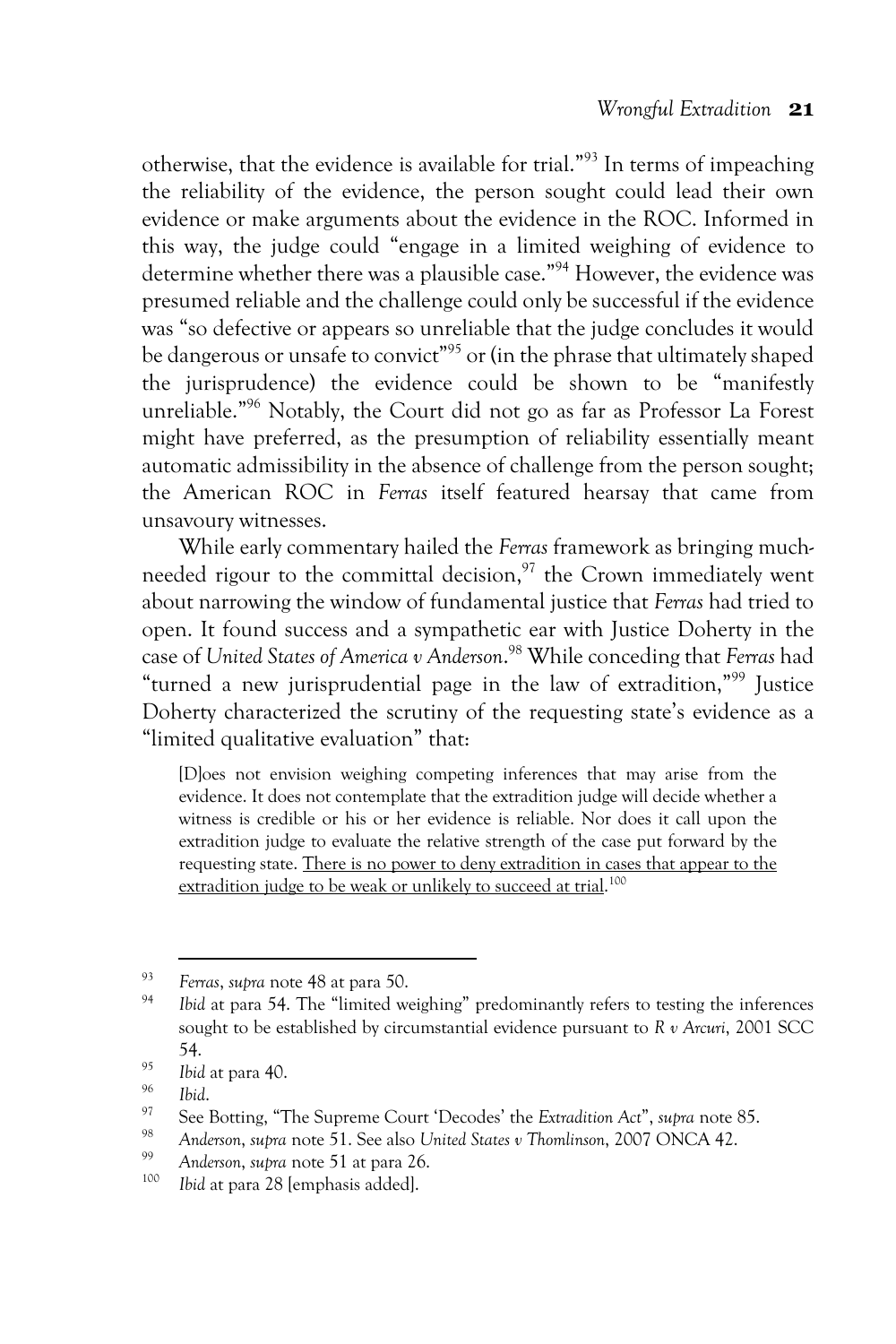otherwise, that the evidence is available for trial."[93] In terms of impeaching the reliability of the evidence, the person sought could lead their own evidence or make arguments about the evidence in the ROC. Informed in this way, the judge could "engage in a limited weighing of evidence to determine whether there was a plausible case."[94] However, the evidence was presumed reliable and the challenge could only be successful if the evidence was "so defective or appears so unreliable that the judge concludes it would be dangerous or unsafe to convict"[95] or (in the phrase that ultimately shaped the jurisprudence) the evidence could be shown to be "manifestly unreliable."[96] Notably, the Court did not go as far as Professor La Forest might have preferred, as the presumption of reliability essentially meant automatic admissibility in the absence of challenge from the person sought; the American ROC in *Ferras* itself featured hearsay that came from unsavoury witnesses.

While early commentary hailed the *Ferras* framework as bringing much-needed rigour to the committal decision,[97] the Crown immediately went about narrowing the window of fundamental justice that *Ferras* had tried to open. It found success and a sympathetic ear with Justice Doherty in the case of *United States of America v Anderson*.[98] While conceding that *Ferras* had "turned a new jurisprudential page in the law of extradition,"[99] Justice Doherty characterized the scrutiny of the requesting state's evidence as a "limited qualitative evaluation" that:

> [D]oes not envision weighing competing inferences that may arise from the evidence. It does not contemplate that the extradition judge will decide whether a witness is credible or his or her evidence is reliable. Nor does it call upon the extradition judge to evaluate the relative strength of the case put forward by the requesting state. <u>There is no power to deny extradition in cases that appear to the extradition judge to be weak or unlikely to succeed at trial</u>.[100]

---

[93] *Ferras*, *supra* note 48 at para 50.

[94] *Ibid* at para 54. The "limited weighing" predominantly refers to testing the inferences sought to be established by circumstantial evidence pursuant to *R v Arcuri*, 2001 SCC 54.

[95] *Ibid* at para 40.

[96] *Ibid*.

[97] See Botting, "The Supreme Court 'Decodes' the *Extradition Act*", *supra* note 85.

[98] *Anderson*, *supra* note 51. See also *United States v Thomlinson*, 2007 ONCA 42.

[99] *Anderson*, *supra* note 51 at para 26.

[100] *Ibid* at para 28 [emphasis added].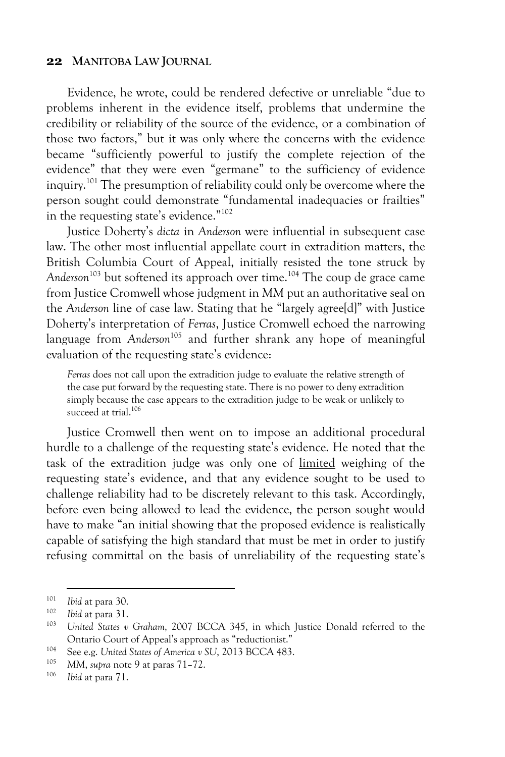Evidence, he wrote, could be rendered defective or unreliable "due to problems inherent in the evidence itself, problems that undermine the credibility or reliability of the source of the evidence, or a combination of those two factors," but it was only where the concerns with the evidence became "sufficiently powerful to justify the complete rejection of the evidence" that they were even "germane" to the sufficiency of evidence inquiry.[101] The presumption of reliability could only be overcome where the person sought could demonstrate "fundamental inadequacies or frailties" in the requesting state's evidence."[102]

Justice Doherty's *dicta* in *Anderson* were influential in subsequent case law. The other most influential appellate court in extradition matters, the British Columbia Court of Appeal, initially resisted the tone struck by *Anderson*[103] but softened its approach over time.[104] The coup de grace came from Justice Cromwell whose judgment in *MM* put an authoritative seal on the *Anderson* line of case law. Stating that he "largely agree[d]" with Justice Doherty's interpretation of *Ferras*, Justice Cromwell echoed the narrowing language from *Anderson*[105] and further shrank any hope of meaningful evaluation of the requesting state's evidence:

> *Ferras* does not call upon the extradition judge to evaluate the relative strength of the case put forward by the requesting state. There is no power to deny extradition simply because the case appears to the extradition judge to be weak or unlikely to succeed at trial.[106]

Justice Cromwell then went on to impose an additional procedural hurdle to a challenge of the requesting state's evidence. He noted that the task of the extradition judge was only one of <u>limited</u> weighing of the requesting state's evidence, and that any evidence sought to be used to challenge reliability had to be discretely relevant to this task. Accordingly, before even being allowed to lead the evidence, the person sought would have to make "an initial showing that the proposed evidence is realistically capable of satisfying the high standard that must be met in order to justify refusing committal on the basis of unreliability of the requesting state's

---

[101] *Ibid* at para 30.

[102] *Ibid* at para 31.

[103] *United States v Graham*, 2007 BCCA 345, in which Justice Donald referred to the Ontario Court of Appeal's approach as "reductionist."

[104] See e.g. *United States of America v SU*, 2013 BCCA 483.

[105] *MM*, *supra* note 9 at paras 71–72.

[106] *Ibid* at para 71.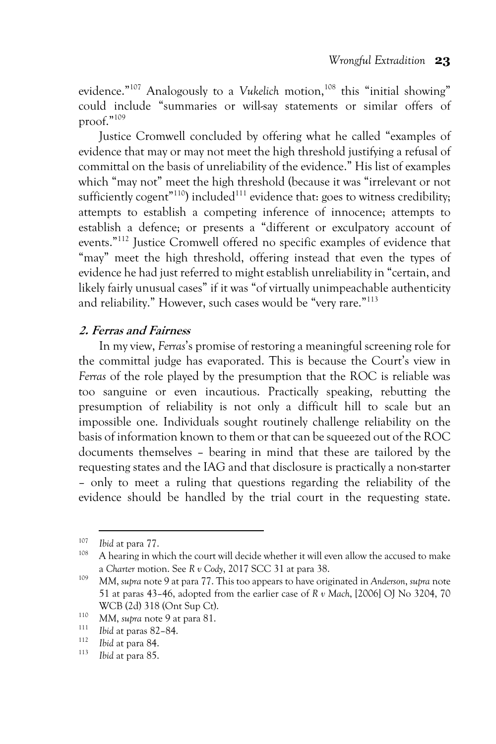evidence."[107] Analogously to a *Vukelich* motion,[108] this "initial showing" could include "summaries or will-say statements or similar offers of proof."[109]

Justice Cromwell concluded by offering what he called "examples of evidence that may or may not meet the high threshold justifying a refusal of committal on the basis of unreliability of the evidence." His list of examples which "may not" meet the high threshold (because it was "irrelevant or not sufficiently cogent"[110]) included[111] evidence that: goes to witness credibility; attempts to establish a competing inference of innocence; attempts to establish a defence; or presents a "different or exculpatory account of events."[112] Justice Cromwell offered no specific examples of evidence that "may" meet the high threshold, offering instead that even the types of evidence he had just referred to might establish unreliability in "certain, and likely fairly unusual cases" if it was "of virtually unimpeachable authenticity and reliability." However, such cases would be "very rare."[113]

### *2. Ferras and Fairness*

In my view, *Ferras*'s promise of restoring a meaningful screening role for the committal judge has evaporated. This is because the Court's view in *Ferras* of the role played by the presumption that the ROC is reliable was too sanguine or even incautious. Practically speaking, rebutting the presumption of reliability is not only a difficult hill to scale but an impossible one. Individuals sought routinely challenge reliability on the basis of information known to them or that can be squeezed out of the ROC documents themselves – bearing in mind that these are tailored by the requesting states and the IAG and that disclosure is practically a non-starter – only to meet a ruling that questions regarding the reliability of the evidence should be handled by the trial court in the requesting state.

---

[107] *Ibid* at para 77.

[108] A hearing in which the court will decide whether it will even allow the accused to make a *Charter* motion. See *R v Cody*, 2017 SCC 31 at para 38.

[109] *MM*, *supra* note 9 at para 77. This too appears to have originated in *Anderson*, *supra* note 51 at paras 43–46, adopted from the earlier case of *R v Mach*, [2006] OJ No 3204, 70 WCB (2d) 318 (Ont Sup Ct).

[110] *MM*, *supra* note 9 at para 81.

[111] *Ibid* at paras 82–84.

[112] *Ibid* at para 84.

[113] *Ibid* at para 85.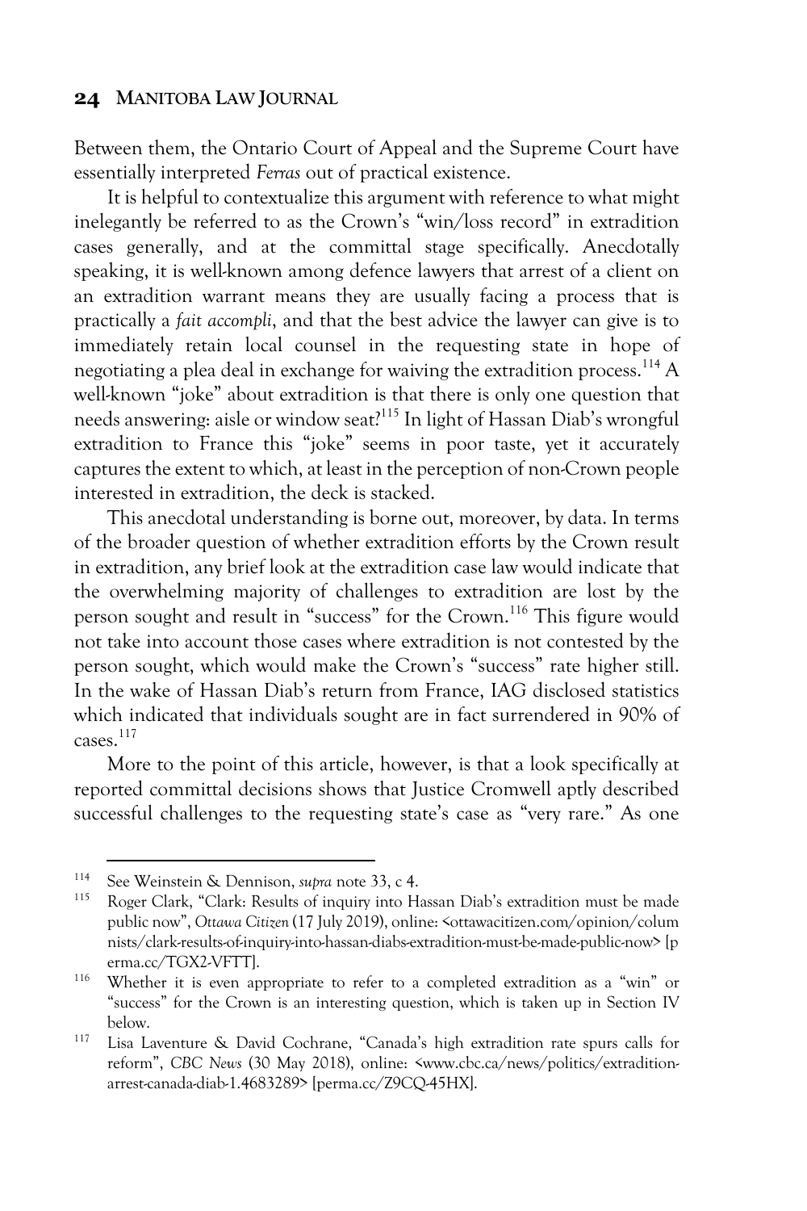Between them, the Ontario Court of Appeal and the Supreme Court have essentially interpreted *Ferras* out of practical existence.

It is helpful to contextualize this argument with reference to what might inelegantly be referred to as the Crown's "win/loss record" in extradition cases generally, and at the committal stage specifically. Anecdotally speaking, it is well-known among defence lawyers that arrest of a client on an extradition warrant means they are usually facing a process that is practically a *fait accompli*, and that the best advice the lawyer can give is to immediately retain local counsel in the requesting state in hope of negotiating a plea deal in exchange for waiving the extradition process.[114] A well-known "joke" about extradition is that there is only one question that needs answering: aisle or window seat?[115] In light of Hassan Diab's wrongful extradition to France this "joke" seems in poor taste, yet it accurately captures the extent to which, at least in the perception of non-Crown people interested in extradition, the deck is stacked.

This anecdotal understanding is borne out, moreover, by data. In terms of the broader question of whether extradition efforts by the Crown result in extradition, any brief look at the extradition case law would indicate that the overwhelming majority of challenges to extradition are lost by the person sought and result in "success" for the Crown.[116] This figure would not take into account those cases where extradition is not contested by the person sought, which would make the Crown's "success" rate higher still. In the wake of Hassan Diab's return from France, IAG disclosed statistics which indicated that individuals sought are in fact surrendered in 90% of cases.[117]

More to the point of this article, however, is that a look specifically at reported committal decisions shows that Justice Cromwell aptly described successful challenges to the requesting state's case as "very rare." As one

---

[114] See Weinstein & Dennison, *supra* note 33, c 4.

[115] Roger Clark, "Clark: Results of inquiry into Hassan Diab's extradition must be made public now", *Ottawa Citizen* (17 July 2019), online: <ottawacitizen.com/opinion/columnists/clark-results-of-inquiry-into-hassan-diabs-extradition-must-be-made-public-now> [perma.cc/TGX2-VFTT].

[116] Whether it is even appropriate to refer to a completed extradition as a "win" or "success" for the Crown is an interesting question, which is taken up in Section IV below.

[117] Lisa Laventure & David Cochrane, "Canada's high extradition rate spurs calls for reform", *CBC News* (30 May 2018), online: <www.cbc.ca/news/politics/extradition-arrest-canada-diab-1.4683289> [perma.cc/Z9CQ-45HX].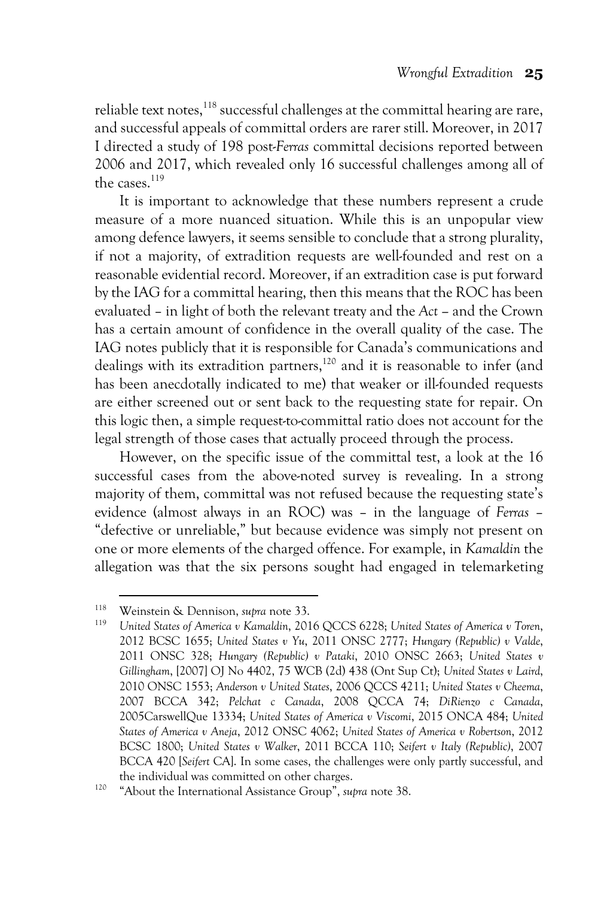reliable text notes,[118] successful challenges at the committal hearing are rare, and successful appeals of committal orders are rarer still. Moreover, in 2017 I directed a study of 198 post-*Ferras* committal decisions reported between 2006 and 2017, which revealed only 16 successful challenges among all of the cases.[119]

It is important to acknowledge that these numbers represent a crude measure of a more nuanced situation. While this is an unpopular view among defence lawyers, it seems sensible to conclude that a strong plurality, if not a majority, of extradition requests are well-founded and rest on a reasonable evidential record. Moreover, if an extradition case is put forward by the IAG for a committal hearing, then this means that the ROC has been evaluated – in light of both the relevant treaty and the *Act* – and the Crown has a certain amount of confidence in the overall quality of the case. The IAG notes publicly that it is responsible for Canada's communications and dealings with its extradition partners,[120] and it is reasonable to infer (and has been anecdotally indicated to me) that weaker or ill-founded requests are either screened out or sent back to the requesting state for repair. On this logic then, a simple request-to-committal ratio does not account for the legal strength of those cases that actually proceed through the process.

However, on the specific issue of the committal test, a look at the 16 successful cases from the above-noted survey is revealing. In a strong majority of them, committal was not refused because the requesting state's evidence (almost always in an ROC) was – in the language of *Ferras* – "defective or unreliable," but because evidence was simply not present on one or more elements of the charged offence. For example, in *Kamaldin* the allegation was that the six persons sought had engaged in telemarketing

---

[118] Weinstein & Dennison, *supra* note 33.

[119] *United States of America v Kamaldin*, 2016 QCCS 6228; *United States of America v Toren*, 2012 BCSC 1655; *United States v Yu*, 2011 ONSC 2777; *Hungary (Republic) v Valde*, 2011 ONSC 328; *Hungary (Republic) v Pataki*, 2010 ONSC 2663; *United States v Gillingham*, [2007] OJ No 4402, 75 WCB (2d) 438 (Ont Sup Ct); *United States v Laird*, 2010 ONSC 1553; *Anderson v United States*, 2006 QCCS 4211; *United States v Cheema*, 2007 BCCA 342; *Pelchat c Canada*, 2008 QCCA 74; *DiRienzo c Canada*, 2005CarswellQue 13334; *United States of America v Viscomi*, 2015 ONCA 484; *United States of America v Aneja*, 2012 ONSC 4062; *United States of America v Robertson*, 2012 BCSC 1800; *United States v Walker*, 2011 BCCA 110; *Seifert v Italy (Republic)*, 2007 BCCA 420 [*Seifert* CA]. In some cases, the challenges were only partly successful, and the individual was committed on other charges.

[120] "About the International Assistance Group", *supra* note 38.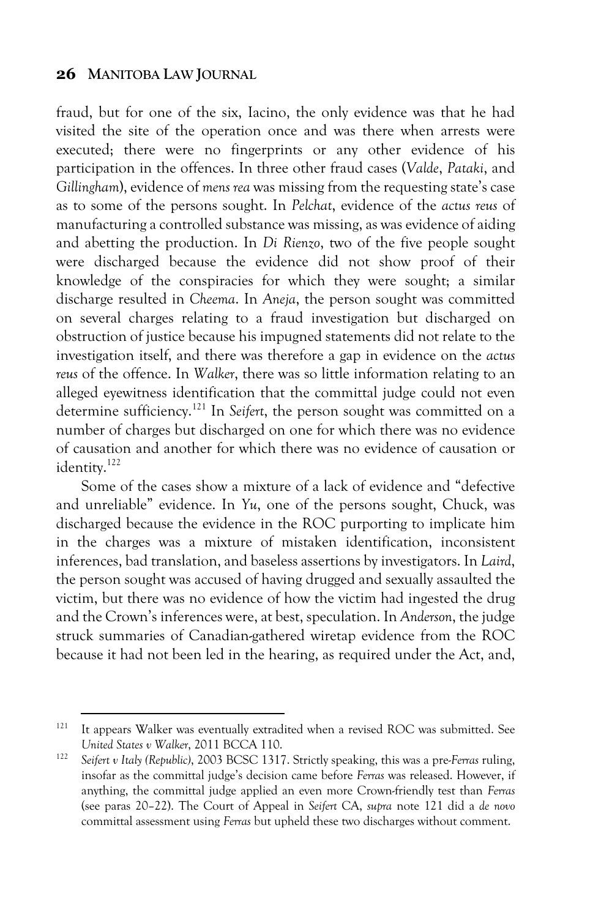fraud, but for one of the six, Iacino, the only evidence was that he had visited the site of the operation once and was there when arrests were executed; there were no fingerprints or any other evidence of his participation in the offences. In three other fraud cases (*Valde*, *Pataki*, and *Gillingham*), evidence of *mens rea* was missing from the requesting state's case as to some of the persons sought. In *Pelchat*, evidence of the *actus reus* of manufacturing a controlled substance was missing, as was evidence of aiding and abetting the production. In *Di Rienzo*, two of the five people sought were discharged because the evidence did not show proof of their knowledge of the conspiracies for which they were sought; a similar discharge resulted in *Cheema*. In *Aneja*, the person sought was committed on several charges relating to a fraud investigation but discharged on obstruction of justice because his impugned statements did not relate to the investigation itself, and there was therefore a gap in evidence on the *actus reus* of the offence. In *Walker*, there was so little information relating to an alleged eyewitness identification that the committal judge could not even determine sufficiency.[121] In *Seifert*, the person sought was committed on a number of charges but discharged on one for which there was no evidence of causation and another for which there was no evidence of causation or identity.[122]

Some of the cases show a mixture of a lack of evidence and "defective and unreliable" evidence. In *Yu*, one of the persons sought, Chuck, was discharged because the evidence in the ROC purporting to implicate him in the charges was a mixture of mistaken identification, inconsistent inferences, bad translation, and baseless assertions by investigators. In *Laird*, the person sought was accused of having drugged and sexually assaulted the victim, but there was no evidence of how the victim had ingested the drug and the Crown's inferences were, at best, speculation. In *Anderson*, the judge struck summaries of Canadian-gathered wiretap evidence from the ROC because it had not been led in the hearing, as required under the Act, and,

---

[121] It appears Walker was eventually extradited when a revised ROC was submitted. See *United States v Walker*, 2011 BCCA 110.

[122] *Seifert v Italy (Republic)*, 2003 BCSC 1317. Strictly speaking, this was a pre-*Ferras* ruling, insofar as the committal judge's decision came before *Ferras* was released. However, if anything, the committal judge applied an even more Crown-friendly test than *Ferras* (see paras 20–22). The Court of Appeal in *Seifert* CA, *supra* note 121 did a *de novo* committal assessment using *Ferras* but upheld these two discharges without comment.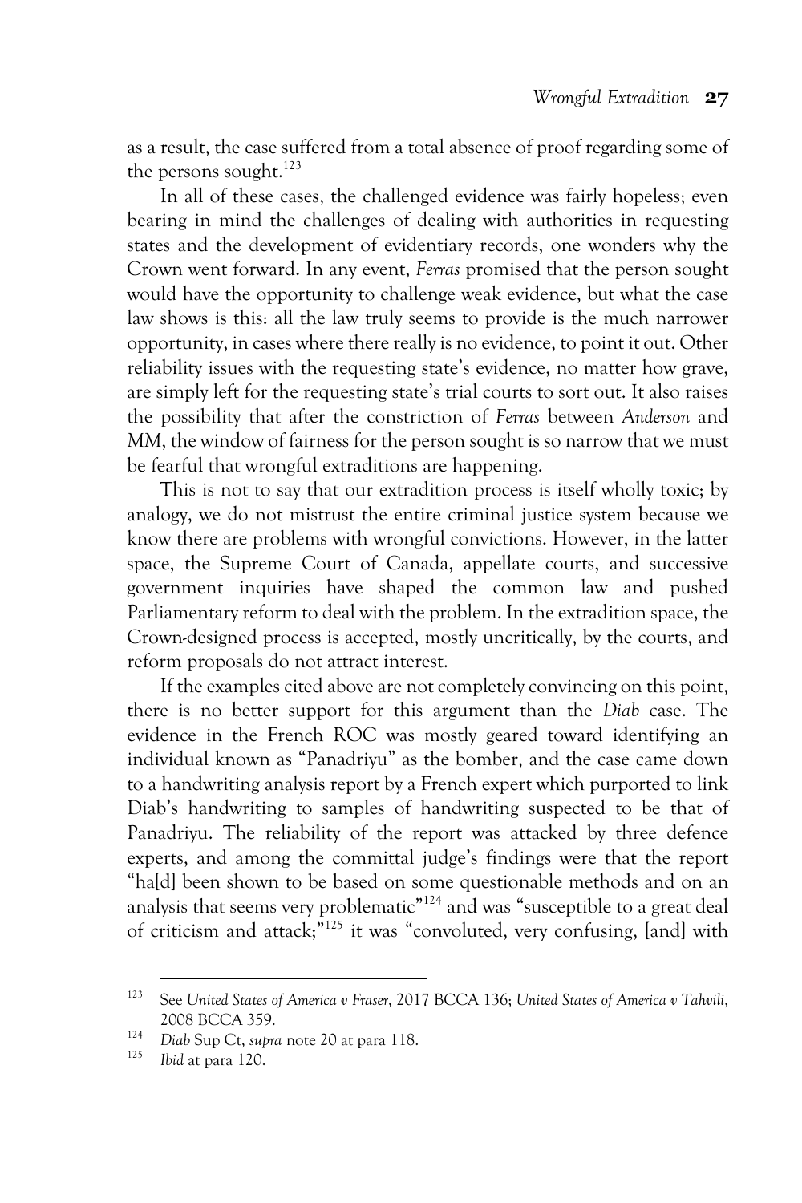as a result, the case suffered from a total absence of proof regarding some of the persons sought.[123]

In all of these cases, the challenged evidence was fairly hopeless; even bearing in mind the challenges of dealing with authorities in requesting states and the development of evidentiary records, one wonders why the Crown went forward. In any event, *Ferras* promised that the person sought would have the opportunity to challenge weak evidence, but what the case law shows is this: all the law truly seems to provide is the much narrower opportunity, in cases where there really is no evidence, to point it out. Other reliability issues with the requesting state's evidence, no matter how grave, are simply left for the requesting state's trial courts to sort out. It also raises the possibility that after the constriction of *Ferras* between *Anderson* and *MM*, the window of fairness for the person sought is so narrow that we must be fearful that wrongful extraditions are happening.

This is not to say that our extradition process is itself wholly toxic; by analogy, we do not mistrust the entire criminal justice system because we know there are problems with wrongful convictions. However, in the latter space, the Supreme Court of Canada, appellate courts, and successive government inquiries have shaped the common law and pushed Parliamentary reform to deal with the problem. In the extradition space, the Crown-designed process is accepted, mostly uncritically, by the courts, and reform proposals do not attract interest.

If the examples cited above are not completely convincing on this point, there is no better support for this argument than the *Diab* case. The evidence in the French ROC was mostly geared toward identifying an individual known as "Panadriyu" as the bomber, and the case came down to a handwriting analysis report by a French expert which purported to link Diab's handwriting to samples of handwriting suspected to be that of Panadriyu. The reliability of the report was attacked by three defence experts, and among the committal judge's findings were that the report "ha[d] been shown to be based on some questionable methods and on an analysis that seems very problematic"[124] and was "susceptible to a great deal of criticism and attack;"[125] it was "convoluted, very confusing, [and] with

---

[123] See *United States of America v Fraser*, 2017 BCCA 136; *United States of America v Tahvili*, 2008 BCCA 359.

[124] *Diab* Sup Ct, *supra* note 20 at para 118.

[125] *Ibid* at para 120.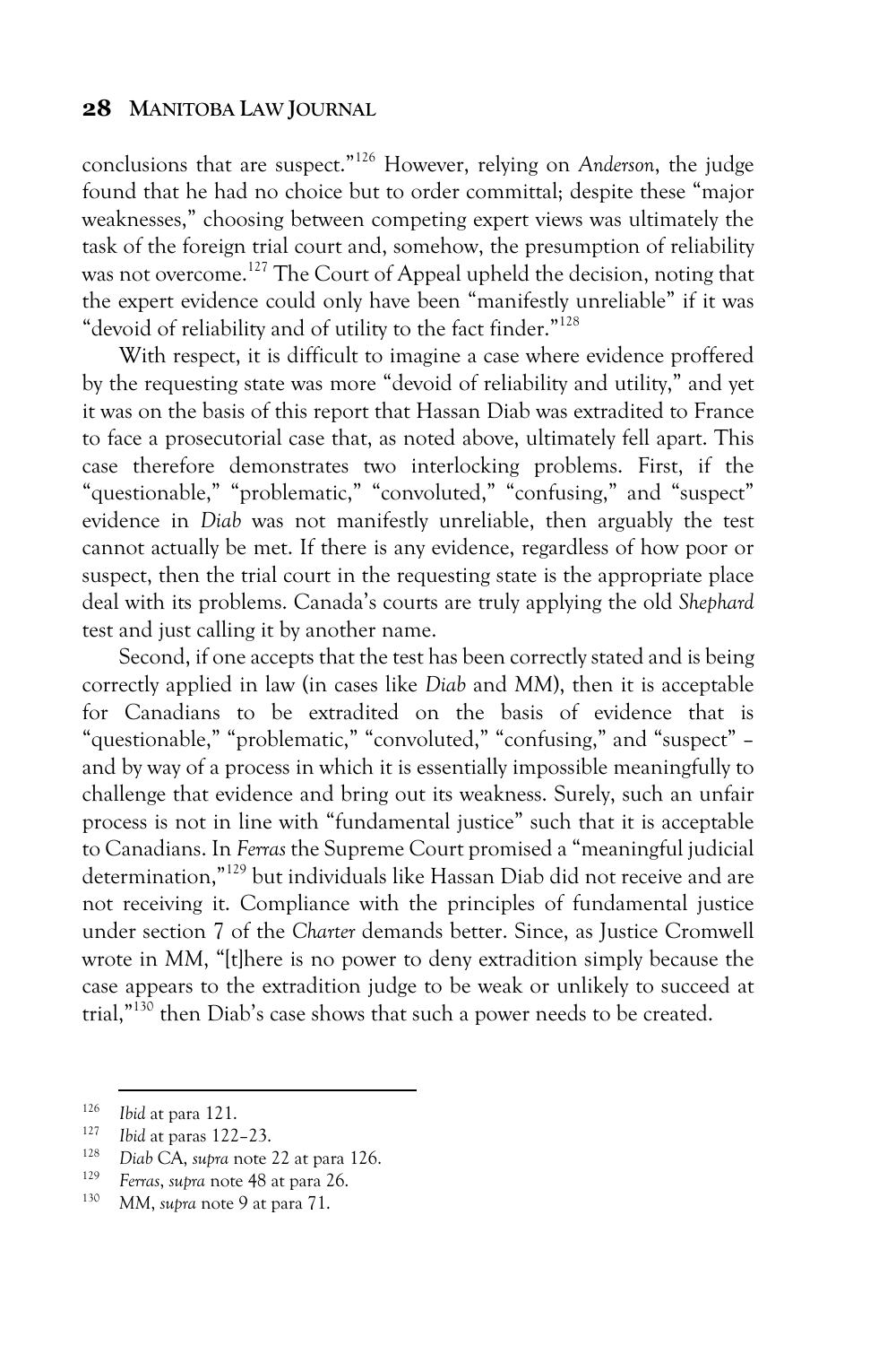conclusions that are suspect."[126] However, relying on *Anderson*, the judge found that he had no choice but to order committal; despite these "major weaknesses," choosing between competing expert views was ultimately the task of the foreign trial court and, somehow, the presumption of reliability was not overcome.[127] The Court of Appeal upheld the decision, noting that the expert evidence could only have been "manifestly unreliable" if it was "devoid of reliability and of utility to the fact finder."[128]

With respect, it is difficult to imagine a case where evidence proffered by the requesting state was more "devoid of reliability and utility," and yet it was on the basis of this report that Hassan Diab was extradited to France to face a prosecutorial case that, as noted above, ultimately fell apart. This case therefore demonstrates two interlocking problems. First, if the "questionable," "problematic," "convoluted," "confusing," and "suspect" evidence in *Diab* was not manifestly unreliable, then arguably the test cannot actually be met. If there is any evidence, regardless of how poor or suspect, then the trial court in the requesting state is the appropriate place deal with its problems. Canada's courts are truly applying the old *Shephard* test and just calling it by another name.

Second, if one accepts that the test has been correctly stated and is being correctly applied in law (in cases like *Diab* and *MM*), then it is acceptable for Canadians to be extradited on the basis of evidence that is "questionable," "problematic," "convoluted," "confusing," and "suspect" – and by way of a process in which it is essentially impossible meaningfully to challenge that evidence and bring out its weakness. Surely, such an unfair process is not in line with "fundamental justice" such that it is acceptable to Canadians. In *Ferras* the Supreme Court promised a "meaningful judicial determination,"[129] but individuals like Hassan Diab did not receive and are not receiving it. Compliance with the principles of fundamental justice under section 7 of the *Charter* demands better. Since, as Justice Cromwell wrote in *MM*, "[t]here is no power to deny extradition simply because the case appears to the extradition judge to be weak or unlikely to succeed at trial,"[130] then Diab's case shows that such a power needs to be created.

---

[126] *Ibid* at para 121.

[127] *Ibid* at paras 122–23.

[128] *Diab* CA, *supra* note 22 at para 126.

[129] *Ferras*, *supra* note 48 at para 26.

[130] *MM*, *supra* note 9 at para 71.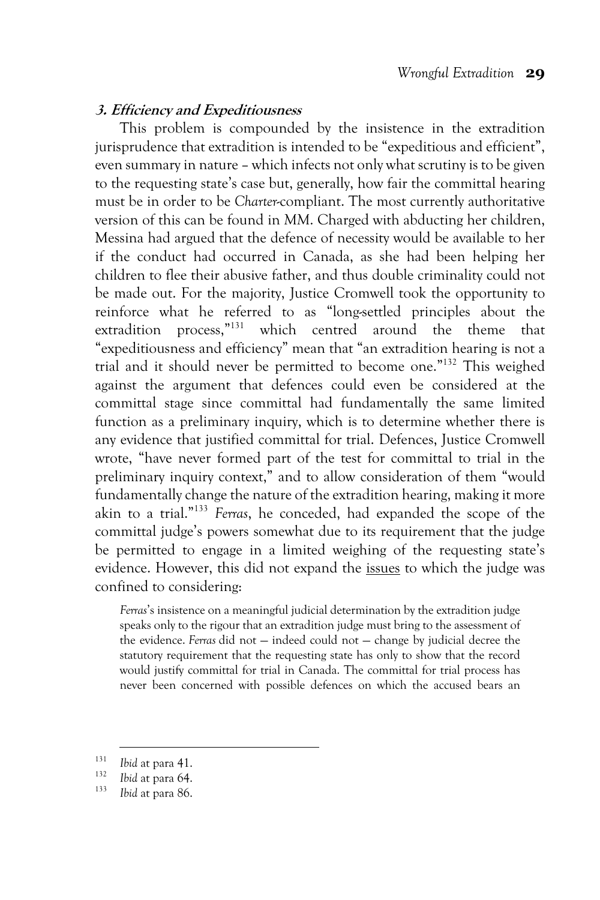### *3. Efficiency and Expeditiousness*

This problem is compounded by the insistence in the extradition jurisprudence that extradition is intended to be "expeditious and efficient", even summary in nature – which infects not only what scrutiny is to be given to the requesting state's case but, generally, how fair the committal hearing must be in order to be *Charter*-compliant. The most currently authoritative version of this can be found in *MM*. Charged with abducting her children, Messina had argued that the defence of necessity would be available to her if the conduct had occurred in Canada, as she had been helping her children to flee their abusive father, and thus double criminality could not be made out. For the majority, Justice Cromwell took the opportunity to reinforce what he referred to as "long-settled principles about the extradition process,"[131] which centred around the theme that "expeditiousness and efficiency" mean that "an extradition hearing is not a trial and it should never be permitted to become one."[132] This weighed against the argument that defences could even be considered at the committal stage since committal had fundamentally the same limited function as a preliminary inquiry, which is to determine whether there is any evidence that justified committal for trial. Defences, Justice Cromwell wrote, "have never formed part of the test for committal to trial in the preliminary inquiry context," and to allow consideration of them "would fundamentally change the nature of the extradition hearing, making it more akin to a trial."[133] *Ferras*, he conceded, had expanded the scope of the committal judge's powers somewhat due to its requirement that the judge be permitted to engage in a limited weighing of the requesting state's evidence. However, this did not expand the <u>issues</u> to which the judge was confined to considering:

> *Ferras*'s insistence on a meaningful judicial determination by the extradition judge speaks only to the rigour that an extradition judge must bring to the assessment of the evidence. *Ferras* did not — indeed could not — change by judicial decree the statutory requirement that the requesting state has only to show that the record would justify committal for trial in Canada. The committal for trial process has never been concerned with possible defences on which the accused bears an

---

[131] *Ibid* at para 41.

[132] *Ibid* at para 64.

[133] *Ibid* at para 86.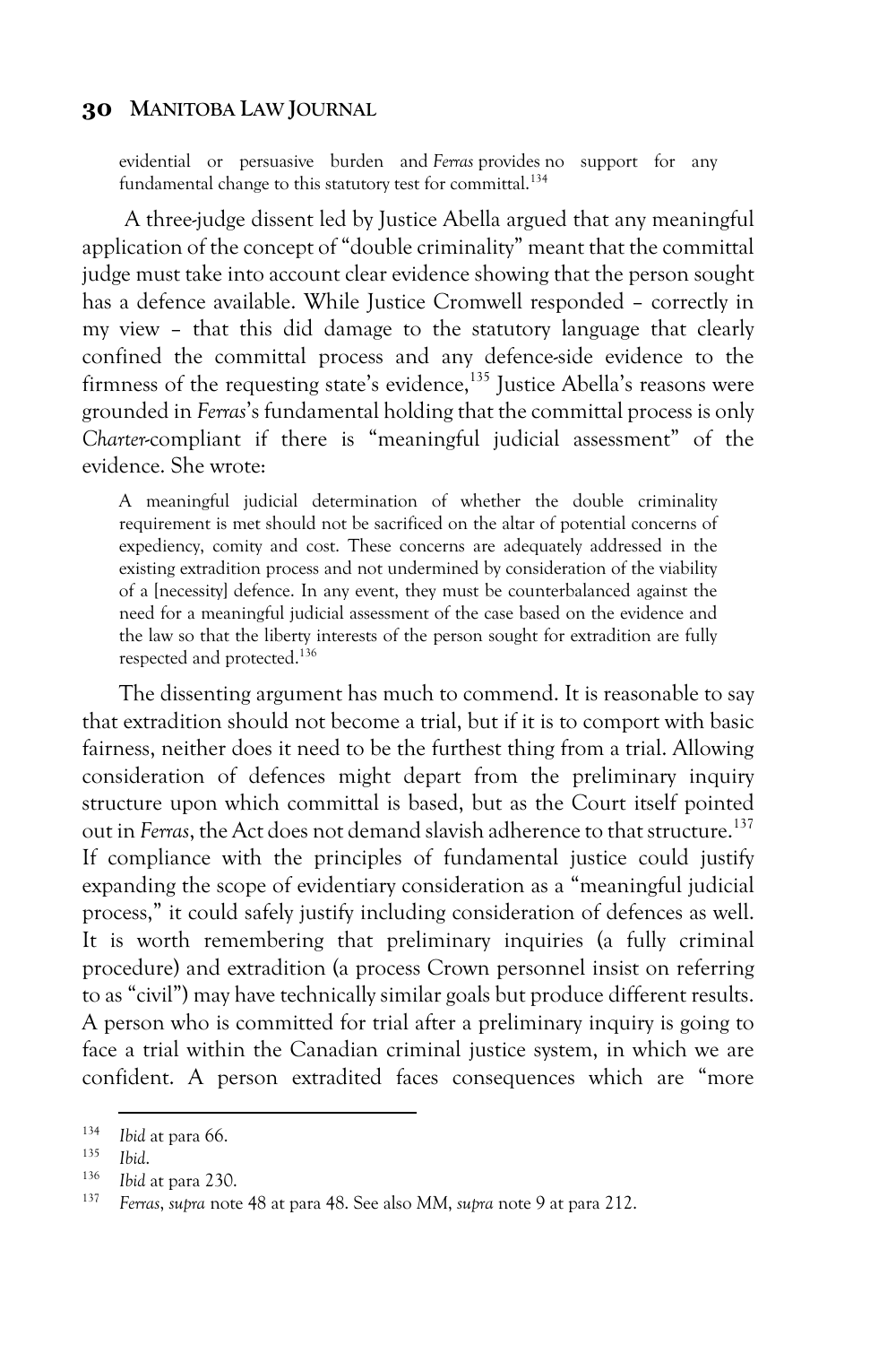> evidential or persuasive burden and *Ferras* provides no support for any fundamental change to this statutory test for committal.[134]

A three-judge dissent led by Justice Abella argued that any meaningful application of the concept of "double criminality" meant that the committal judge must take into account clear evidence showing that the person sought has a defence available. While Justice Cromwell responded – correctly in my view – that this did damage to the statutory language that clearly confined the committal process and any defence-side evidence to the firmness of the requesting state's evidence,[135] Justice Abella's reasons were grounded in *Ferras*'s fundamental holding that the committal process is only *Charter*-compliant if there is "meaningful judicial assessment" of the evidence. She wrote:

> A meaningful judicial determination of whether the double criminality requirement is met should not be sacrificed on the altar of potential concerns of expediency, comity and cost. These concerns are adequately addressed in the existing extradition process and not undermined by consideration of the viability of a [necessity] defence. In any event, they must be counterbalanced against the need for a meaningful judicial assessment of the case based on the evidence and the law so that the liberty interests of the person sought for extradition are fully respected and protected.[136]

The dissenting argument has much to commend. It is reasonable to say that extradition should not become a trial, but if it is to comport with basic fairness, neither does it need to be the furthest thing from a trial. Allowing consideration of defences might depart from the preliminary inquiry structure upon which committal is based, but as the Court itself pointed out in *Ferras*, the Act does not demand slavish adherence to that structure.[137] If compliance with the principles of fundamental justice could justify expanding the scope of evidentiary consideration as a "meaningful judicial process," it could safely justify including consideration of defences as well. It is worth remembering that preliminary inquiries (a fully criminal procedure) and extradition (a process Crown personnel insist on referring to as "civil") may have technically similar goals but produce different results. A person who is committed for trial after a preliminary inquiry is going to face a trial within the Canadian criminal justice system, in which we are confident. A person extradited faces consequences which are "more

---

[134] *Ibid* at para 66.

[135] *Ibid*.

[136] *Ibid* at para 230.

[137] *Ferras*, *supra* note 48 at para 48. See also *MM*, *supra* note 9 at para 212.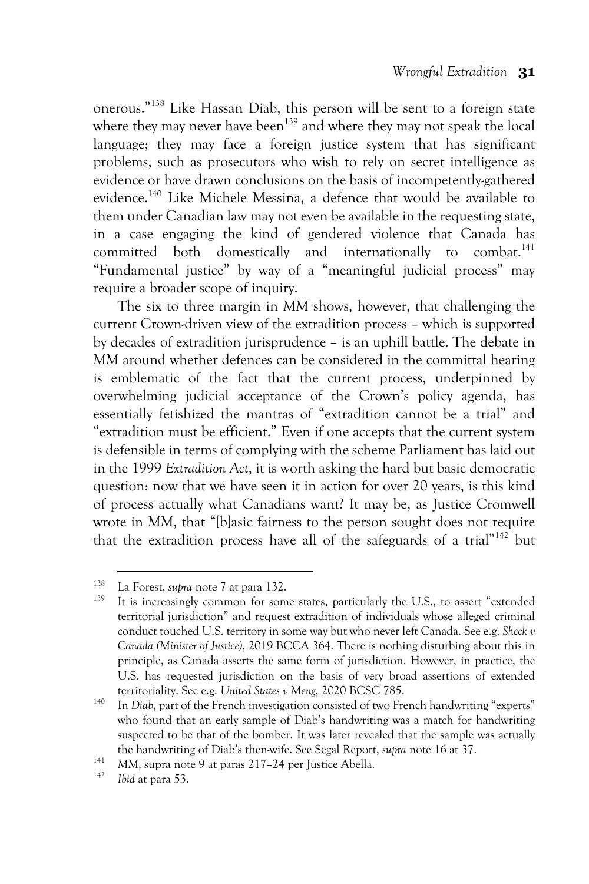onerous."[138] Like Hassan Diab, this person will be sent to a foreign state where they may never have been[139] and where they may not speak the local language; they may face a foreign justice system that has significant problems, such as prosecutors who wish to rely on secret intelligence as evidence or have drawn conclusions on the basis of incompetently-gathered evidence.[140] Like Michele Messina, a defence that would be available to them under Canadian law may not even be available in the requesting state, in a case engaging the kind of gendered violence that Canada has committed both domestically and internationally to combat.[141] "Fundamental justice" by way of a "meaningful judicial process" may require a broader scope of inquiry.

The six to three margin in *MM* shows, however, that challenging the current Crown-driven view of the extradition process – which is supported by decades of extradition jurisprudence – is an uphill battle. The debate in *MM* around whether defences can be considered in the committal hearing is emblematic of the fact that the current process, underpinned by overwhelming judicial acceptance of the Crown's policy agenda, has essentially fetishized the mantras of "extradition cannot be a trial" and "extradition must be efficient." Even if one accepts that the current system is defensible in terms of complying with the scheme Parliament has laid out in the 1999 *Extradition Act*, it is worth asking the hard but basic democratic question: now that we have seen it in action for over 20 years, is this kind of process actually what Canadians want? It may be, as Justice Cromwell wrote in *MM*, that "[b]asic fairness to the person sought does not require that the extradition process have all of the safeguards of a trial"[142] but

---

138 La Forest, *supra* note 7 at para 132.

139 It is increasingly common for some states, particularly the U.S., to assert "extended territorial jurisdiction" and request extradition of individuals whose alleged criminal conduct touched U.S. territory in some way but who never left Canada. See e.g. *Sheck v Canada (Minister of Justice)*, 2019 BCCA 364. There is nothing disturbing about this in principle, as Canada asserts the same form of jurisdiction. However, in practice, the U.S. has requested jurisdiction on the basis of very broad assertions of extended territoriality. See e.g. *United States v Meng*, 2020 BCSC 785.

140 In *Diab*, part of the French investigation consisted of two French handwriting "experts" who found that an early sample of Diab's handwriting was a match for handwriting suspected to be that of the bomber. It was later revealed that the sample was actually the handwriting of Diab's then-wife. See Segal Report, *supra* note 16 at 37.

141 *MM*, supra note 9 at paras 217–24 per Justice Abella.

142 *Ibid* at para 53.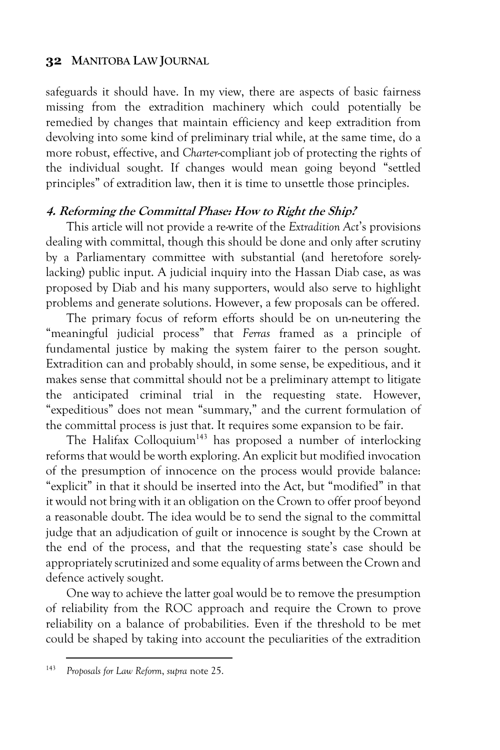safeguards it should have. In my view, there are aspects of basic fairness missing from the extradition machinery which could potentially be remedied by changes that maintain efficiency and keep extradition from devolving into some kind of preliminary trial while, at the same time, do a more robust, effective, and *Charter*-compliant job of protecting the rights of the individual sought. If changes would mean going beyond "settled principles" of extradition law, then it is time to unsettle those principles.

### *4. Reforming the Committal Phase: How to Right the Ship?*

This article will not provide a re-write of the *Extradition Act*'s provisions dealing with committal, though this should be done and only after scrutiny by a Parliamentary committee with substantial (and heretofore sorely-lacking) public input. A judicial inquiry into the Hassan Diab case, as was proposed by Diab and his many supporters, would also serve to highlight problems and generate solutions. However, a few proposals can be offered.

The primary focus of reform efforts should be on un-neutering the "meaningful judicial process" that *Ferras* framed as a principle of fundamental justice by making the system fairer to the person sought. Extradition can and probably should, in some sense, be expeditious, and it makes sense that committal should not be a preliminary attempt to litigate the anticipated criminal trial in the requesting state. However, "expeditious" does not mean "summary," and the current formulation of the committal process is just that. It requires some expansion to be fair.

The Halifax Colloquium[143] has proposed a number of interlocking reforms that would be worth exploring. An explicit but modified invocation of the presumption of innocence on the process would provide balance: "explicit" in that it should be inserted into the Act, but "modified" in that it would not bring with it an obligation on the Crown to offer proof beyond a reasonable doubt. The idea would be to send the signal to the committal judge that an adjudication of guilt or innocence is sought by the Crown at the end of the process, and that the requesting state's case should be appropriately scrutinized and some equality of arms between the Crown and defence actively sought.

One way to achieve the latter goal would be to remove the presumption of reliability from the ROC approach and require the Crown to prove reliability on a balance of probabilities. Even if the threshold to be met could be shaped by taking into account the peculiarities of the extradition

---

[143] *Proposals for Law Reform*, *supra* note 25.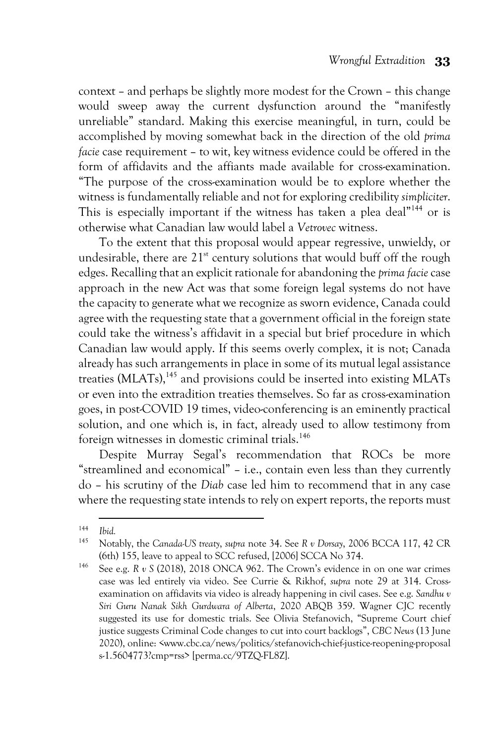context – and perhaps be slightly more modest for the Crown – this change would sweep away the current dysfunction around the "manifestly unreliable" standard. Making this exercise meaningful, in turn, could be accomplished by moving somewhat back in the direction of the old *prima facie* case requirement – to wit, key witness evidence could be offered in the form of affidavits and the affiants made available for cross-examination. "The purpose of the cross-examination would be to explore whether the witness is fundamentally reliable and not for exploring credibility *simpliciter*. This is especially important if the witness has taken a plea deal"[144] or is otherwise what Canadian law would label a *Vetrovec* witness.

To the extent that this proposal would appear regressive, unwieldy, or undesirable, there are 21st century solutions that would buff off the rough edges. Recalling that an explicit rationale for abandoning the *prima facie* case approach in the new Act was that some foreign legal systems do not have the capacity to generate what we recognize as sworn evidence, Canada could agree with the requesting state that a government official in the foreign state could take the witness's affidavit in a special but brief procedure in which Canadian law would apply. If this seems overly complex, it is not; Canada already has such arrangements in place in some of its mutual legal assistance treaties (MLATs),[145] and provisions could be inserted into existing MLATs or even into the extradition treaties themselves. So far as cross-examination goes, in post-COVID 19 times, video-conferencing is an eminently practical solution, and one which is, in fact, already used to allow testimony from foreign witnesses in domestic criminal trials.[146]

Despite Murray Segal's recommendation that ROCs be more "streamlined and economical" – i.e., contain even less than they currently do – his scrutiny of the *Diab* case led him to recommend that in any case where the requesting state intends to rely on expert reports, the reports must

---

[144] *Ibid.*

[145] Notably, the *Canada-US treaty*, *supra* note 34. See *R v Dorsay*, 2006 BCCA 117, 42 CR (6th) 155, leave to appeal to SCC refused, [2006] SCCA No 374.

[146] See e.g. *R v S* (2018), 2018 ONCA 962. The Crown's evidence in on one war crimes case was led entirely via video. See Currie & Rikhof, *supra* note 29 at 314. Cross-examination on affidavits via video is already happening in civil cases. See e.g. *Sandhu v Siri Guru Nanak Sikh Gurdwara of Alberta*, 2020 ABQB 359. Wagner CJC recently suggested its use for domestic trials. See Olivia Stefanovich, "Supreme Court chief justice suggests Criminal Code changes to cut into court backlogs", *CBC News* (13 June 2020), online: <www.cbc.ca/news/politics/stefanovich-chief-justice-reopening-proposals-1.5604773?cmp=rss> [perma.cc/9TZQ-FL8Z].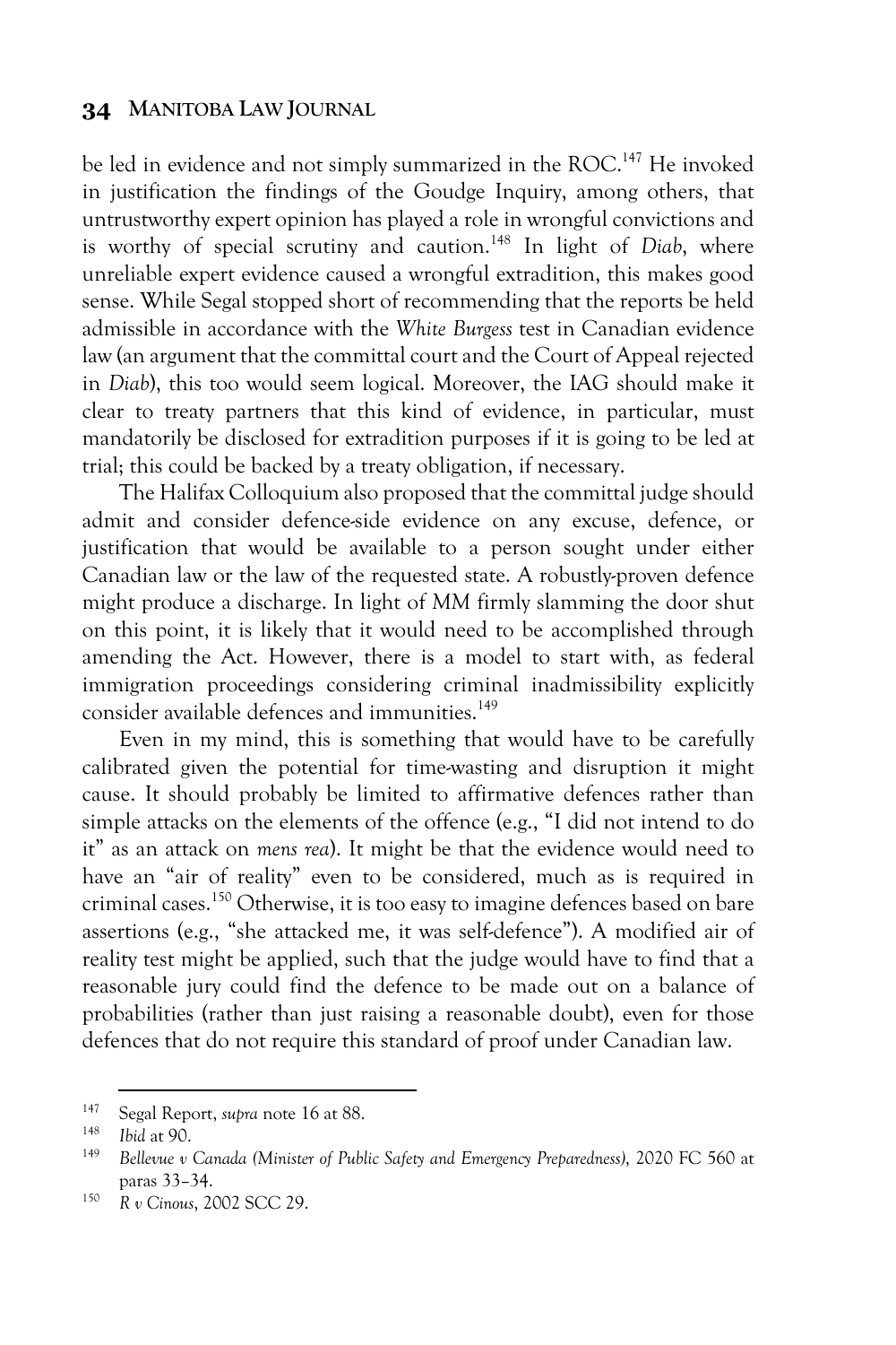be led in evidence and not simply summarized in the ROC.[147] He invoked in justification the findings of the Goudge Inquiry, among others, that untrustworthy expert opinion has played a role in wrongful convictions and is worthy of special scrutiny and caution.[148] In light of *Diab*, where unreliable expert evidence caused a wrongful extradition, this makes good sense. While Segal stopped short of recommending that the reports be held admissible in accordance with the *White Burgess* test in Canadian evidence law (an argument that the committal court and the Court of Appeal rejected in *Diab*), this too would seem logical. Moreover, the IAG should make it clear to treaty partners that this kind of evidence, in particular, must mandatorily be disclosed for extradition purposes if it is going to be led at trial; this could be backed by a treaty obligation, if necessary.

The Halifax Colloquium also proposed that the committal judge should admit and consider defence-side evidence on any excuse, defence, or justification that would be available to a person sought under either Canadian law or the law of the requested state. A robustly-proven defence might produce a discharge. In light of *MM* firmly slamming the door shut on this point, it is likely that it would need to be accomplished through amending the Act. However, there is a model to start with, as federal immigration proceedings considering criminal inadmissibility explicitly consider available defences and immunities.[149]

Even in my mind, this is something that would have to be carefully calibrated given the potential for time-wasting and disruption it might cause. It should probably be limited to affirmative defences rather than simple attacks on the elements of the offence (e.g., "I did not intend to do it" as an attack on *mens rea*). It might be that the evidence would need to have an "air of reality" even to be considered, much as is required in criminal cases.[150] Otherwise, it is too easy to imagine defences based on bare assertions (e.g., "she attacked me, it was self-defence"). A modified air of reality test might be applied, such that the judge would have to find that a reasonable jury could find the defence to be made out on a balance of probabilities (rather than just raising a reasonable doubt), even for those defences that do not require this standard of proof under Canadian law.

---

[147] Segal Report, *supra* note 16 at 88.

[148] *Ibid* at 90.

[149] *Bellevue v Canada (Minister of Public Safety and Emergency Preparedness)*, 2020 FC 560 at paras 33–34.

[150] *R v Cinous*, 2002 SCC 29.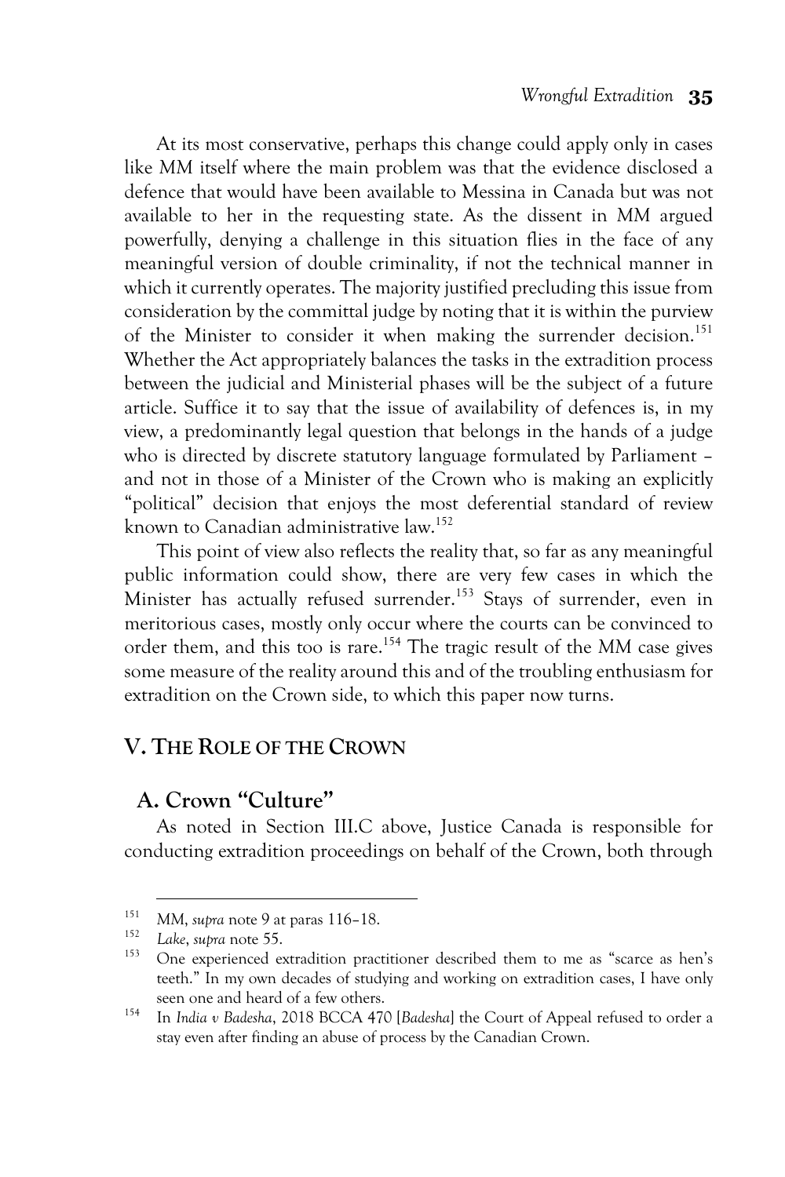At its most conservative, perhaps this change could apply only in cases like *MM* itself where the main problem was that the evidence disclosed a defence that would have been available to Messina in Canada but was not available to her in the requesting state. As the dissent in *MM* argued powerfully, denying a challenge in this situation flies in the face of any meaningful version of double criminality, if not the technical manner in which it currently operates. The majority justified precluding this issue from consideration by the committal judge by noting that it is within the purview of the Minister to consider it when making the surrender decision.[151] Whether the Act appropriately balances the tasks in the extradition process between the judicial and Ministerial phases will be the subject of a future article. Suffice it to say that the issue of availability of defences is, in my view, a predominantly legal question that belongs in the hands of a judge who is directed by discrete statutory language formulated by Parliament – and not in those of a Minister of the Crown who is making an explicitly "political" decision that enjoys the most deferential standard of review known to Canadian administrative law.[152]

This point of view also reflects the reality that, so far as any meaningful public information could show, there are very few cases in which the Minister has actually refused surrender.[153] Stays of surrender, even in meritorious cases, mostly only occur where the courts can be convinced to order them, and this too is rare.[154] The tragic result of the *MM* case gives some measure of the reality around this and of the troubling enthusiasm for extradition on the Crown side, to which this paper now turns.

## V. THE ROLE OF THE CROWN

### A. Crown "Culture"

As noted in Section III.C above, Justice Canada is responsible for conducting extradition proceedings on behalf of the Crown, both through

---

[151] *MM*, *supra* note 9 at paras 116–18.

[152] *Lake*, *supra* note 55.

[153] One experienced extradition practitioner described them to me as "scarce as hen's teeth." In my own decades of studying and working on extradition cases, I have only seen one and heard of a few others.

[154] In *India v Badesha*, 2018 BCCA 470 [*Badesha*] the Court of Appeal refused to order a stay even after finding an abuse of process by the Canadian Crown.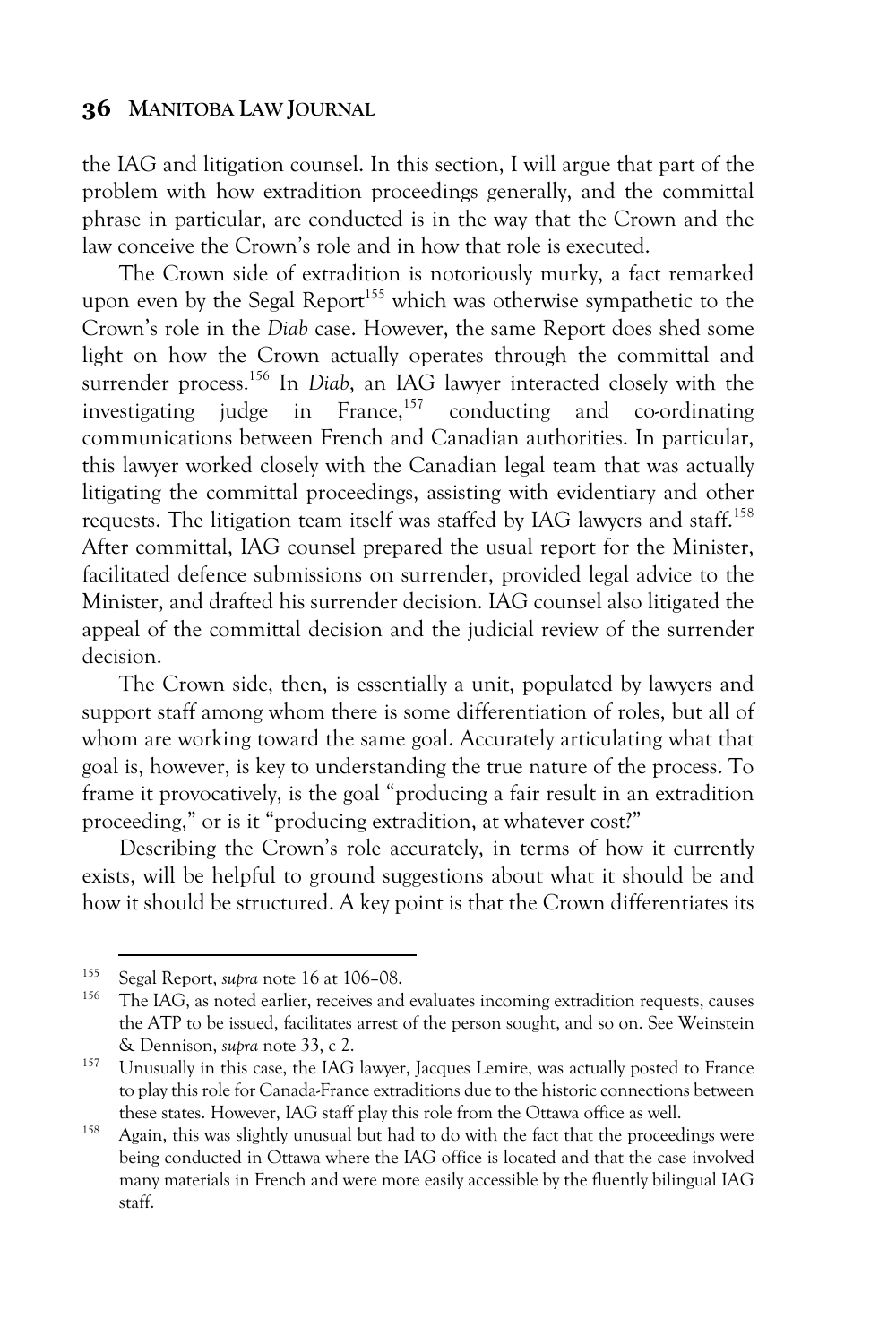the IAG and litigation counsel. In this section, I will argue that part of the problem with how extradition proceedings generally, and the committal phrase in particular, are conducted is in the way that the Crown and the law conceive the Crown's role and in how that role is executed.

The Crown side of extradition is notoriously murky, a fact remarked upon even by the Segal Report[155] which was otherwise sympathetic to the Crown's role in the *Diab* case. However, the same Report does shed some light on how the Crown actually operates through the committal and surrender process.[156] In *Diab*, an IAG lawyer interacted closely with the investigating judge in France,[157] conducting and co-ordinating communications between French and Canadian authorities. In particular, this lawyer worked closely with the Canadian legal team that was actually litigating the committal proceedings, assisting with evidentiary and other requests. The litigation team itself was staffed by IAG lawyers and staff.[158] After committal, IAG counsel prepared the usual report for the Minister, facilitated defence submissions on surrender, provided legal advice to the Minister, and drafted his surrender decision. IAG counsel also litigated the appeal of the committal decision and the judicial review of the surrender decision.

The Crown side, then, is essentially a unit, populated by lawyers and support staff among whom there is some differentiation of roles, but all of whom are working toward the same goal. Accurately articulating what that goal is, however, is key to understanding the true nature of the process. To frame it provocatively, is the goal "producing a fair result in an extradition proceeding," or is it "producing extradition, at whatever cost?"

Describing the Crown's role accurately, in terms of how it currently exists, will be helpful to ground suggestions about what it should be and how it should be structured. A key point is that the Crown differentiates its

---

[155] Segal Report, *supra* note 16 at 106–08.

[156] The IAG, as noted earlier, receives and evaluates incoming extradition requests, causes the ATP to be issued, facilitates arrest of the person sought, and so on. See Weinstein & Dennison, *supra* note 33, c 2.

[157] Unusually in this case, the IAG lawyer, Jacques Lemire, was actually posted to France to play this role for Canada-France extraditions due to the historic connections between these states. However, IAG staff play this role from the Ottawa office as well.

[158] Again, this was slightly unusual but had to do with the fact that the proceedings were being conducted in Ottawa where the IAG office is located and that the case involved many materials in French and were more easily accessible by the fluently bilingual IAG staff.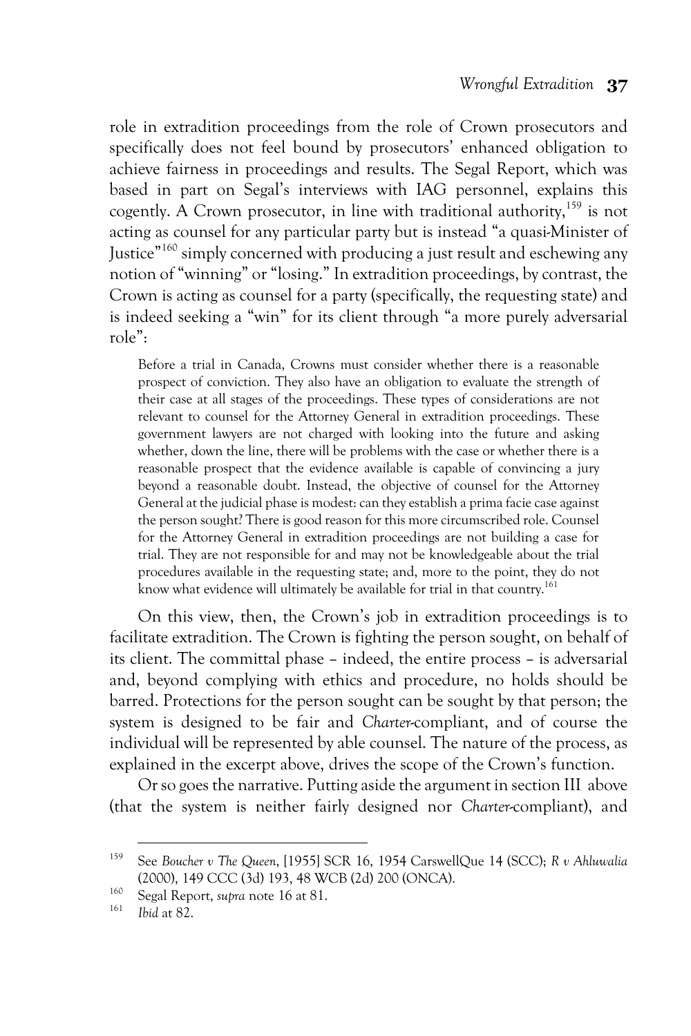role in extradition proceedings from the role of Crown prosecutors and specifically does not feel bound by prosecutors' enhanced obligation to achieve fairness in proceedings and results. The Segal Report, which was based in part on Segal's interviews with IAG personnel, explains this cogently. A Crown prosecutor, in line with traditional authority,[159] is not acting as counsel for any particular party but is instead "a quasi-Minister of Justice"[160] simply concerned with producing a just result and eschewing any notion of "winning" or "losing." In extradition proceedings, by contrast, the Crown is acting as counsel for a party (specifically, the requesting state) and is indeed seeking a "win" for its client through "a more purely adversarial role":

> Before a trial in Canada, Crowns must consider whether there is a reasonable prospect of conviction. They also have an obligation to evaluate the strength of their case at all stages of the proceedings. These types of considerations are not relevant to counsel for the Attorney General in extradition proceedings. These government lawyers are not charged with looking into the future and asking whether, down the line, there will be problems with the case or whether there is a reasonable prospect that the evidence available is capable of convincing a jury beyond a reasonable doubt. Instead, the objective of counsel for the Attorney General at the judicial phase is modest: can they establish a prima facie case against the person sought? There is good reason for this more circumscribed role. Counsel for the Attorney General in extradition proceedings are not building a case for trial. They are not responsible for and may not be knowledgeable about the trial procedures available in the requesting state; and, more to the point, they do not know what evidence will ultimately be available for trial in that country.[161]

On this view, then, the Crown's job in extradition proceedings is to facilitate extradition. The Crown is fighting the person sought, on behalf of its client. The committal phase – indeed, the entire process – is adversarial and, beyond complying with ethics and procedure, no holds should be barred. Protections for the person sought can be sought by that person; the system is designed to be fair and *Charter*-compliant, and of course the individual will be represented by able counsel. The nature of the process, as explained in the excerpt above, drives the scope of the Crown's function.

Or so goes the narrative. Putting aside the argument in section III above (that the system is neither fairly designed nor *Charter*-compliant), and

---

[159] See *Boucher v The Queen*, [1955] SCR 16, 1954 CarswellQue 14 (SCC); *R v Ahluwalia* (2000), 149 CCC (3d) 193, 48 WCB (2d) 200 (ONCA).

[160] Segal Report, *supra* note 16 at 81.

[161] *Ibid* at 82.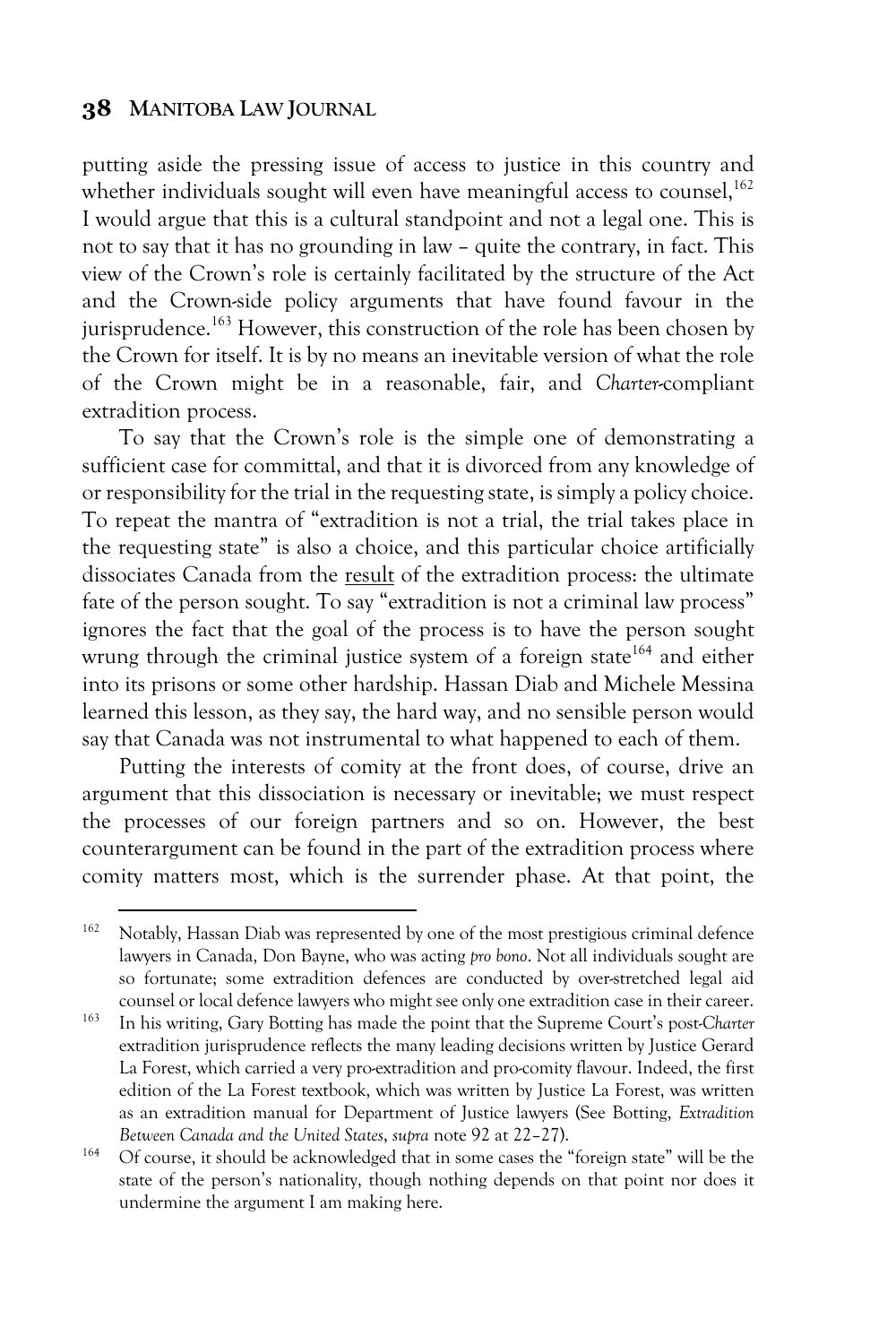putting aside the pressing issue of access to justice in this country and whether individuals sought will even have meaningful access to counsel,[162] I would argue that this is a cultural standpoint and not a legal one. This is not to say that it has no grounding in law – quite the contrary, in fact. This view of the Crown's role is certainly facilitated by the structure of the Act and the Crown-side policy arguments that have found favour in the jurisprudence.[163] However, this construction of the role has been chosen by the Crown for itself. It is by no means an inevitable version of what the role of the Crown might be in a reasonable, fair, and *Charter*-compliant extradition process.

To say that the Crown's role is the simple one of demonstrating a sufficient case for committal, and that it is divorced from any knowledge of or responsibility for the trial in the requesting state, is simply a policy choice. To repeat the mantra of "extradition is not a trial, the trial takes place in the requesting state" is also a choice, and this particular choice artificially dissociates Canada from the <u>result</u> of the extradition process: the ultimate fate of the person sought. To say "extradition is not a criminal law process" ignores the fact that the goal of the process is to have the person sought wrung through the criminal justice system of a foreign state[164] and either into its prisons or some other hardship. Hassan Diab and Michele Messina learned this lesson, as they say, the hard way, and no sensible person would say that Canada was not instrumental to what happened to each of them.

Putting the interests of comity at the front does, of course, drive an argument that this dissociation is necessary or inevitable; we must respect the processes of our foreign partners and so on. However, the best counterargument can be found in the part of the extradition process where comity matters most, which is the surrender phase. At that point, the

---

[162] Notably, Hassan Diab was represented by one of the most prestigious criminal defence lawyers in Canada, Don Bayne, who was acting *pro bono*. Not all individuals sought are so fortunate; some extradition defences are conducted by over-stretched legal aid counsel or local defence lawyers who might see only one extradition case in their career.

[163] In his writing, Gary Botting has made the point that the Supreme Court's post-*Charter* extradition jurisprudence reflects the many leading decisions written by Justice Gerard La Forest, which carried a very pro-extradition and pro-comity flavour. Indeed, the first edition of the La Forest textbook, which was written by Justice La Forest, was written as an extradition manual for Department of Justice lawyers (See Botting, *Extradition Between Canada and the United States*, *supra* note 92 at 22–27).

[164] Of course, it should be acknowledged that in some cases the "foreign state" will be the state of the person's nationality, though nothing depends on that point nor does it undermine the argument I am making here.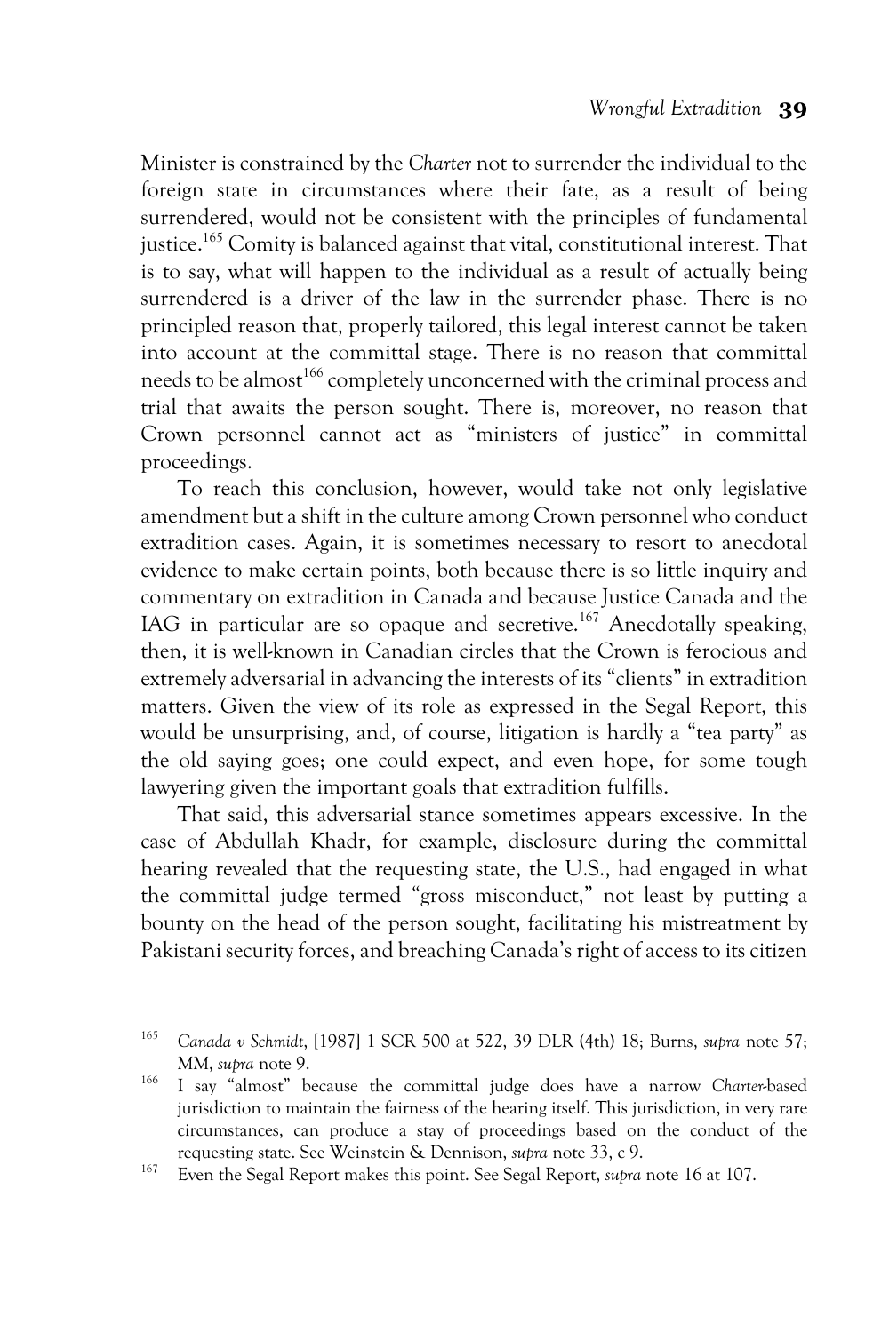Minister is constrained by the *Charter* not to surrender the individual to the foreign state in circumstances where their fate, as a result of being surrendered, would not be consistent with the principles of fundamental justice.[165] Comity is balanced against that vital, constitutional interest. That is to say, what will happen to the individual as a result of actually being surrendered is a driver of the law in the surrender phase. There is no principled reason that, properly tailored, this legal interest cannot be taken into account at the committal stage. There is no reason that committal needs to be almost[166] completely unconcerned with the criminal process and trial that awaits the person sought. There is, moreover, no reason that Crown personnel cannot act as "ministers of justice" in committal proceedings.

To reach this conclusion, however, would take not only legislative amendment but a shift in the culture among Crown personnel who conduct extradition cases. Again, it is sometimes necessary to resort to anecdotal evidence to make certain points, both because there is so little inquiry and commentary on extradition in Canada and because Justice Canada and the IAG in particular are so opaque and secretive.[167] Anecdotally speaking, then, it is well-known in Canadian circles that the Crown is ferocious and extremely adversarial in advancing the interests of its "clients" in extradition matters. Given the view of its role as expressed in the Segal Report, this would be unsurprising, and, of course, litigation is hardly a "tea party" as the old saying goes; one could expect, and even hope, for some tough lawyering given the important goals that extradition fulfills.

That said, this adversarial stance sometimes appears excessive. In the case of Abdullah Khadr, for example, disclosure during the committal hearing revealed that the requesting state, the U.S., had engaged in what the committal judge termed "gross misconduct," not least by putting a bounty on the head of the person sought, facilitating his mistreatment by Pakistani security forces, and breaching Canada's right of access to its citizen

---

[165] *Canada v Schmidt*, [1987] 1 SCR 500 at 522, 39 DLR (4th) 18; Burns, *supra* note 57; MM, *supra* note 9.

[166] I say "almost" because the committal judge does have a narrow *Charter*-based jurisdiction to maintain the fairness of the hearing itself. This jurisdiction, in very rare circumstances, can produce a stay of proceedings based on the conduct of the requesting state. See Weinstein & Dennison, *supra* note 33, c 9.

[167] Even the Segal Report makes this point. See Segal Report, *supra* note 16 at 107.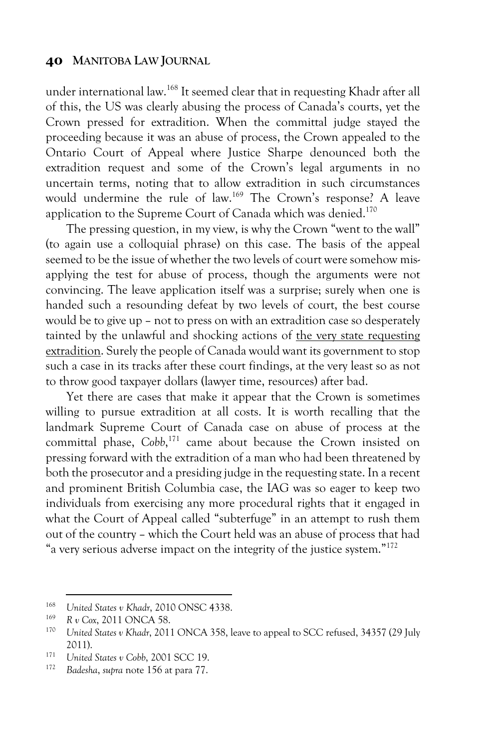under international law.[168] It seemed clear that in requesting Khadr after all of this, the US was clearly abusing the process of Canada's courts, yet the Crown pressed for extradition. When the committal judge stayed the proceeding because it was an abuse of process, the Crown appealed to the Ontario Court of Appeal where Justice Sharpe denounced both the extradition request and some of the Crown's legal arguments in no uncertain terms, noting that to allow extradition in such circumstances would undermine the rule of law.[169] The Crown's response? A leave application to the Supreme Court of Canada which was denied.[170]

The pressing question, in my view, is why the Crown "went to the wall" (to again use a colloquial phrase) on this case. The basis of the appeal seemed to be the issue of whether the two levels of court were somehow mis-applying the test for abuse of process, though the arguments were not convincing. The leave application itself was a surprise; surely when one is handed such a resounding defeat by two levels of court, the best course would be to give up – not to press on with an extradition case so desperately tainted by the unlawful and shocking actions of <u>the very state requesting extradition</u>. Surely the people of Canada would want its government to stop such a case in its tracks after these court findings, at the very least so as not to throw good taxpayer dollars (lawyer time, resources) after bad.

Yet there are cases that make it appear that the Crown is sometimes willing to pursue extradition at all costs. It is worth recalling that the landmark Supreme Court of Canada case on abuse of process at the committal phase, *Cobb*,[171] came about because the Crown insisted on pressing forward with the extradition of a man who had been threatened by both the prosecutor and a presiding judge in the requesting state. In a recent and prominent British Columbia case, the IAG was so eager to keep two individuals from exercising any more procedural rights that it engaged in what the Court of Appeal called "subterfuge" in an attempt to rush them out of the country – which the Court held was an abuse of process that had "a very serious adverse impact on the integrity of the justice system."[172]

---

[168] *United States v Khadr*, 2010 ONSC 4338.

[169] *R v Cox*, 2011 ONCA 58.

[170] *United States v Khadr*, 2011 ONCA 358, leave to appeal to SCC refused, 34357 (29 July 2011).

[171] *United States v Cobb*, 2001 SCC 19.

[172] *Badesha*, *supra* note 156 at para 77.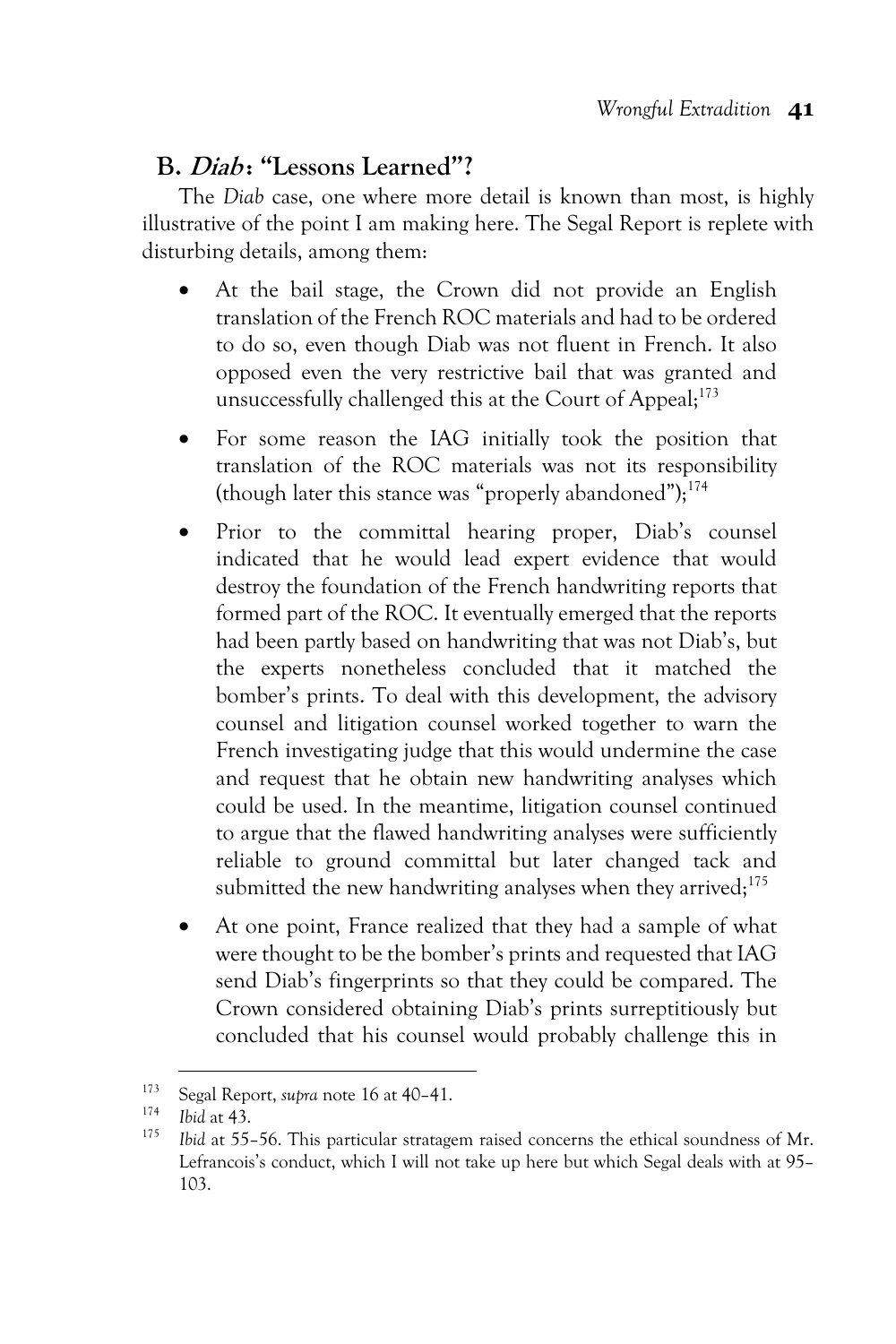## B. *Diab*: "Lessons Learned"?

The *Diab* case, one where more detail is known than most, is highly illustrative of the point I am making here. The Segal Report is replete with disturbing details, among them:

- At the bail stage, the Crown did not provide an English translation of the French ROC materials and had to be ordered to do so, even though Diab was not fluent in French. It also opposed even the very restrictive bail that was granted and unsuccessfully challenged this at the Court of Appeal;[173]

- For some reason the IAG initially took the position that translation of the ROC materials was not its responsibility (though later this stance was "properly abandoned");[174]

- Prior to the committal hearing proper, Diab's counsel indicated that he would lead expert evidence that would destroy the foundation of the French handwriting reports that formed part of the ROC. It eventually emerged that the reports had been partly based on handwriting that was not Diab's, but the experts nonetheless concluded that it matched the bomber's prints. To deal with this development, the advisory counsel and litigation counsel worked together to warn the French investigating judge that this would undermine the case and request that he obtain new handwriting analyses which could be used. In the meantime, litigation counsel continued to argue that the flawed handwriting analyses were sufficiently reliable to ground committal but later changed tack and submitted the new handwriting analyses when they arrived;[175]

- At one point, France realized that they had a sample of what were thought to be the bomber's prints and requested that IAG send Diab's fingerprints so that they could be compared. The Crown considered obtaining Diab's prints surreptitiously but concluded that his counsel would probably challenge this in

---

[173] Segal Report, *supra* note 16 at 40–41.

[174] *Ibid* at 43.

[175] *Ibid* at 55–56. This particular stratagem raised concerns the ethical soundness of Mr. Lefrancois's conduct, which I will not take up here but which Segal deals with at 95–103.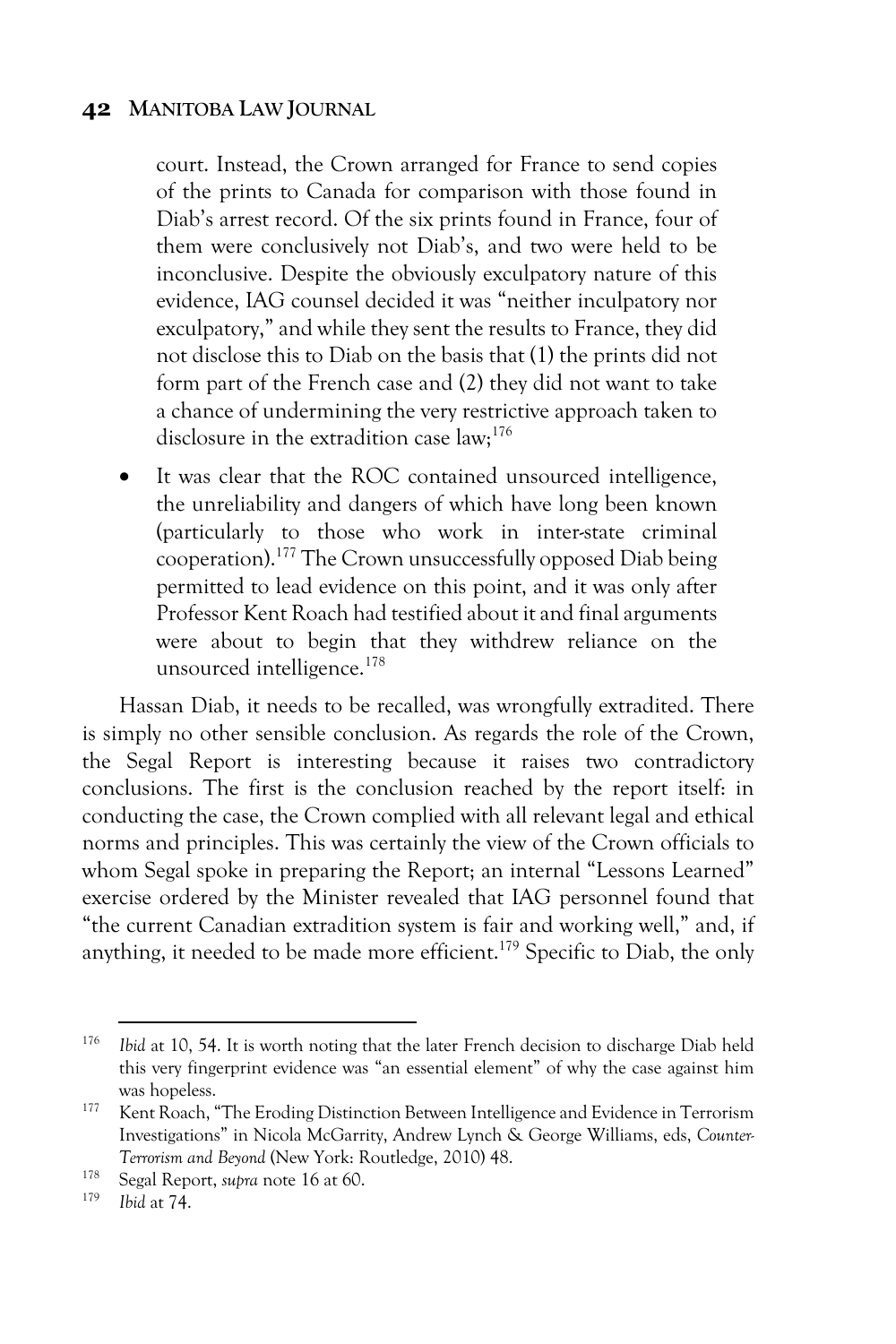court. Instead, the Crown arranged for France to send copies of the prints to Canada for comparison with those found in Diab's arrest record. Of the six prints found in France, four of them were conclusively not Diab's, and two were held to be inconclusive. Despite the obviously exculpatory nature of this evidence, IAG counsel decided it was "neither inculpatory nor exculpatory," and while they sent the results to France, they did not disclose this to Diab on the basis that (1) the prints did not form part of the French case and (2) they did not want to take a chance of undermining the very restrictive approach taken to disclosure in the extradition case law;[176]

- It was clear that the ROC contained unsourced intelligence, the unreliability and dangers of which have long been known (particularly to those who work in inter-state criminal cooperation).[177] The Crown unsuccessfully opposed Diab being permitted to lead evidence on this point, and it was only after Professor Kent Roach had testified about it and final arguments were about to begin that they withdrew reliance on the unsourced intelligence.[178]

Hassan Diab, it needs to be recalled, was wrongfully extradited. There is simply no other sensible conclusion. As regards the role of the Crown, the Segal Report is interesting because it raises two contradictory conclusions. The first is the conclusion reached by the report itself: in conducting the case, the Crown complied with all relevant legal and ethical norms and principles. This was certainly the view of the Crown officials to whom Segal spoke in preparing the Report; an internal "Lessons Learned" exercise ordered by the Minister revealed that IAG personnel found that "the current Canadian extradition system is fair and working well," and, if anything, it needed to be made more efficient.[179] Specific to Diab, the only

---

[176] *Ibid* at 10, 54. It is worth noting that the later French decision to discharge Diab held this very fingerprint evidence was "an essential element" of why the case against him was hopeless.

[177] Kent Roach, "The Eroding Distinction Between Intelligence and Evidence in Terrorism Investigations" in Nicola McGarrity, Andrew Lynch & George Williams, eds, *Counter-Terrorism and Beyond* (New York: Routledge, 2010) 48.

[178] Segal Report, *supra* note 16 at 60.

[179] *Ibid* at 74.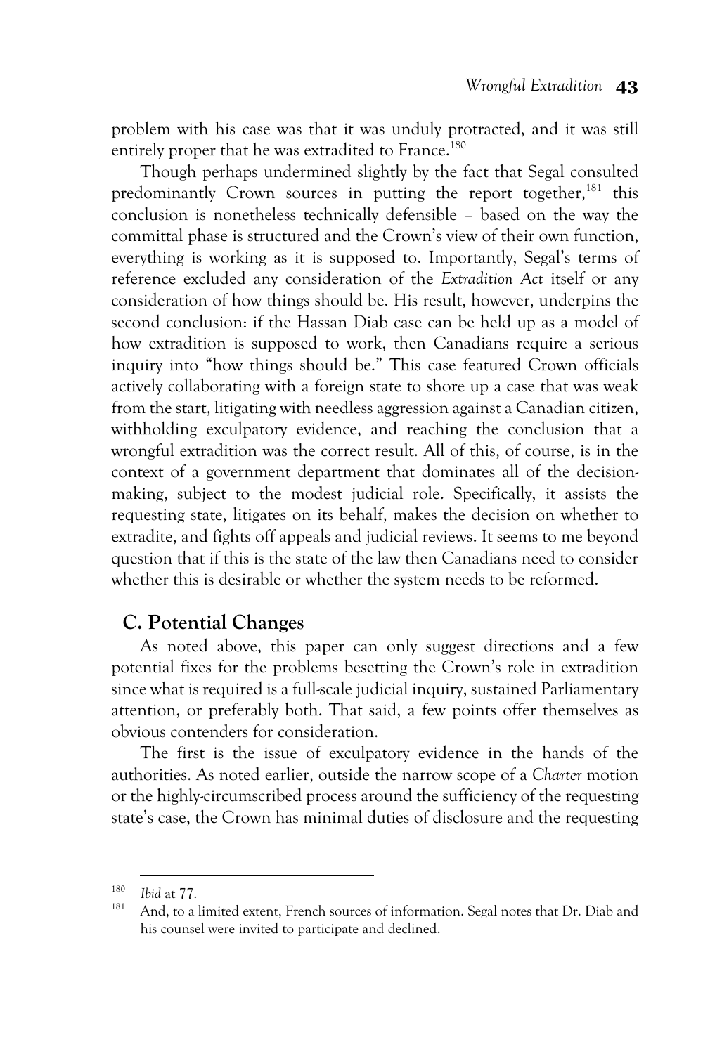problem with his case was that it was unduly protracted, and it was still entirely proper that he was extradited to France.[180]

Though perhaps undermined slightly by the fact that Segal consulted predominantly Crown sources in putting the report together,[181] this conclusion is nonetheless technically defensible – based on the way the committal phase is structured and the Crown's view of their own function, everything is working as it is supposed to. Importantly, Segal's terms of reference excluded any consideration of the *Extradition Act* itself or any consideration of how things should be. His result, however, underpins the second conclusion: if the Hassan Diab case can be held up as a model of how extradition is supposed to work, then Canadians require a serious inquiry into "how things should be." This case featured Crown officials actively collaborating with a foreign state to shore up a case that was weak from the start, litigating with needless aggression against a Canadian citizen, withholding exculpatory evidence, and reaching the conclusion that a wrongful extradition was the correct result. All of this, of course, is in the context of a government department that dominates all of the decision-making, subject to the modest judicial role. Specifically, it assists the requesting state, litigates on its behalf, makes the decision on whether to extradite, and fights off appeals and judicial reviews. It seems to me beyond question that if this is the state of the law then Canadians need to consider whether this is desirable or whether the system needs to be reformed.

## C. Potential Changes

As noted above, this paper can only suggest directions and a few potential fixes for the problems besetting the Crown's role in extradition since what is required is a full-scale judicial inquiry, sustained Parliamentary attention, or preferably both. That said, a few points offer themselves as obvious contenders for consideration.

The first is the issue of exculpatory evidence in the hands of the authorities. As noted earlier, outside the narrow scope of a *Charter* motion or the highly-circumscribed process around the sufficiency of the requesting state's case, the Crown has minimal duties of disclosure and the requesting

---

[180] *Ibid* at 77.

[181] And, to a limited extent, French sources of information. Segal notes that Dr. Diab and his counsel were invited to participate and declined.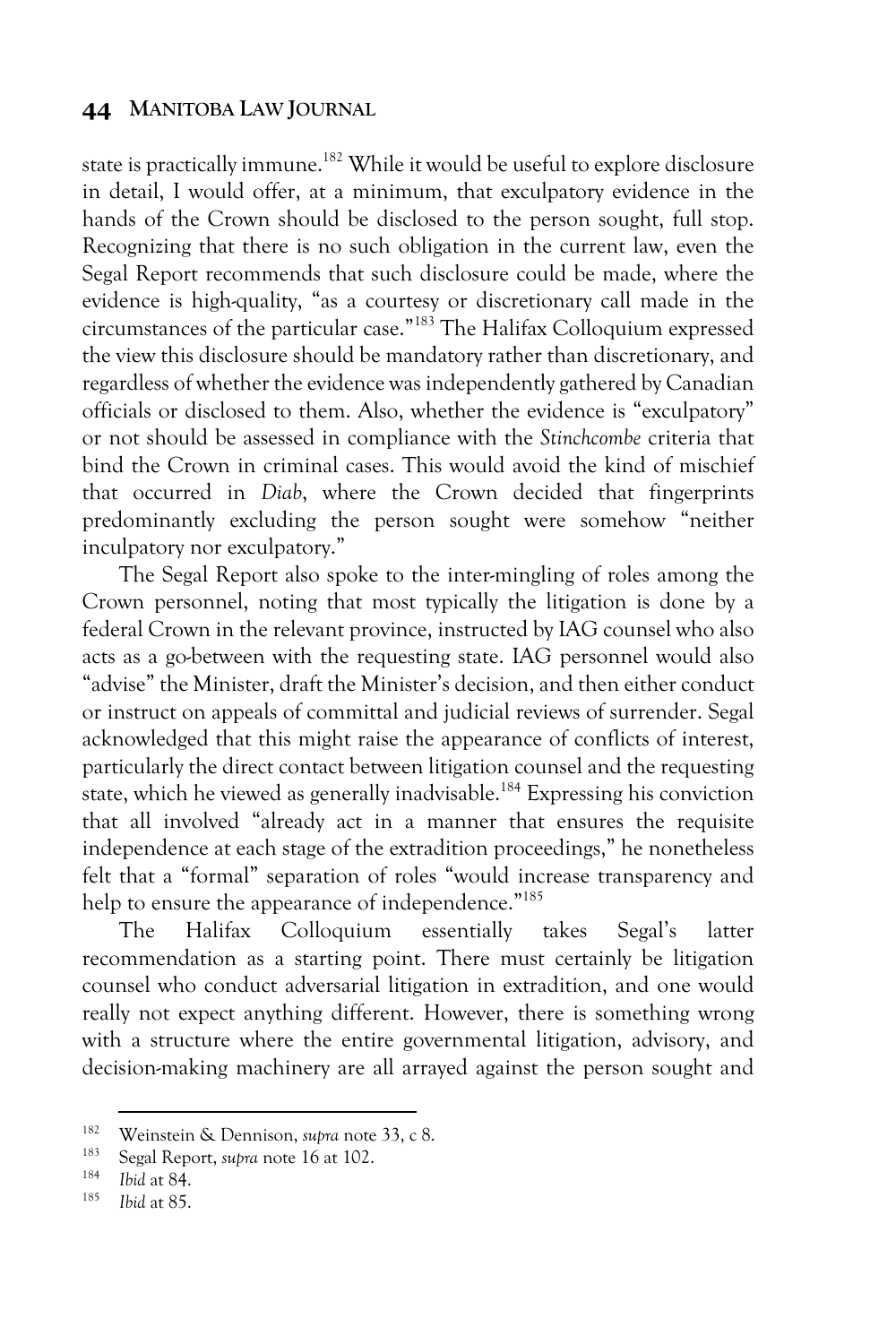state is practically immune.[182] While it would be useful to explore disclosure in detail, I would offer, at a minimum, that exculpatory evidence in the hands of the Crown should be disclosed to the person sought, full stop. Recognizing that there is no such obligation in the current law, even the Segal Report recommends that such disclosure could be made, where the evidence is high-quality, "as a courtesy or discretionary call made in the circumstances of the particular case."[183] The Halifax Colloquium expressed the view this disclosure should be mandatory rather than discretionary, and regardless of whether the evidence was independently gathered by Canadian officials or disclosed to them. Also, whether the evidence is "exculpatory" or not should be assessed in compliance with the *Stinchcombe* criteria that bind the Crown in criminal cases. This would avoid the kind of mischief that occurred in *Diab*, where the Crown decided that fingerprints predominantly excluding the person sought were somehow "neither inculpatory nor exculpatory."

The Segal Report also spoke to the inter-mingling of roles among the Crown personnel, noting that most typically the litigation is done by a federal Crown in the relevant province, instructed by IAG counsel who also acts as a go-between with the requesting state. IAG personnel would also "advise" the Minister, draft the Minister's decision, and then either conduct or instruct on appeals of committal and judicial reviews of surrender. Segal acknowledged that this might raise the appearance of conflicts of interest, particularly the direct contact between litigation counsel and the requesting state, which he viewed as generally inadvisable.[184] Expressing his conviction that all involved "already act in a manner that ensures the requisite independence at each stage of the extradition proceedings," he nonetheless felt that a "formal" separation of roles "would increase transparency and help to ensure the appearance of independence."[185]

The Halifax Colloquium essentially takes Segal's latter recommendation as a starting point. There must certainly be litigation counsel who conduct adversarial litigation in extradition, and one would really not expect anything different. However, there is something wrong with a structure where the entire governmental litigation, advisory, and decision-making machinery are all arrayed against the person sought and

---

[182] Weinstein & Dennison, *supra* note 33, c 8.

[183] Segal Report, *supra* note 16 at 102.

[184] *Ibid* at 84.

[185] *Ibid* at 85.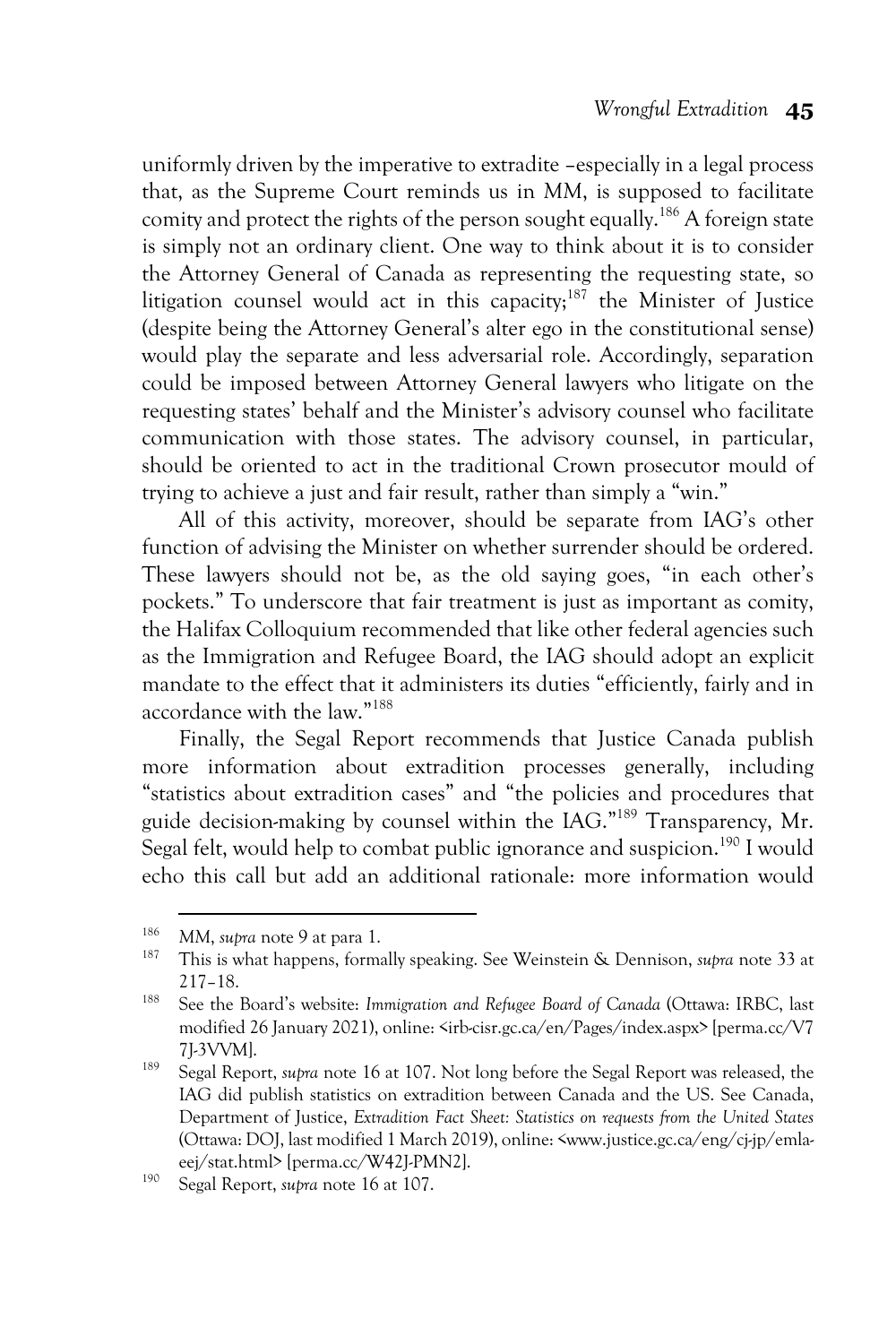uniformly driven by the imperative to extradite –especially in a legal process that, as the Supreme Court reminds us in *MM*, is supposed to facilitate comity and protect the rights of the person sought equally.[186] A foreign state is simply not an ordinary client. One way to think about it is to consider the Attorney General of Canada as representing the requesting state, so litigation counsel would act in this capacity;[187] the Minister of Justice (despite being the Attorney General's alter ego in the constitutional sense) would play the separate and less adversarial role. Accordingly, separation could be imposed between Attorney General lawyers who litigate on the requesting states' behalf and the Minister's advisory counsel who facilitate communication with those states. The advisory counsel, in particular, should be oriented to act in the traditional Crown prosecutor mould of trying to achieve a just and fair result, rather than simply a "win."

All of this activity, moreover, should be separate from IAG's other function of advising the Minister on whether surrender should be ordered. These lawyers should not be, as the old saying goes, "in each other's pockets." To underscore that fair treatment is just as important as comity, the Halifax Colloquium recommended that like other federal agencies such as the Immigration and Refugee Board, the IAG should adopt an explicit mandate to the effect that it administers its duties "efficiently, fairly and in accordance with the law."[188]

Finally, the Segal Report recommends that Justice Canada publish more information about extradition processes generally, including "statistics about extradition cases" and "the policies and procedures that guide decision-making by counsel within the IAG."[189] Transparency, Mr. Segal felt, would help to combat public ignorance and suspicion.[190] I would echo this call but add an additional rationale: more information would

---

186 *MM*, *supra* note 9 at para 1.

187 This is what happens, formally speaking. See Weinstein & Dennison, *supra* note 33 at 217–18.

188 See the Board's website: *Immigration and Refugee Board of Canada* (Ottawa: IRBC, last modified 26 January 2021), online: <irb-cisr.gc.ca/en/Pages/index.aspx> [perma.cc/V77J-3VVM].

189 Segal Report, *supra* note 16 at 107. Not long before the Segal Report was released, the IAG did publish statistics on extradition between Canada and the US. See Canada, Department of Justice, *Extradition Fact Sheet: Statistics on requests from the United States* (Ottawa: DOJ, last modified 1 March 2019), online: <www.justice.gc.ca/eng/cj-jp/emla-eej/stat.html> [perma.cc/W42J-PMN2].

190 Segal Report, *supra* note 16 at 107.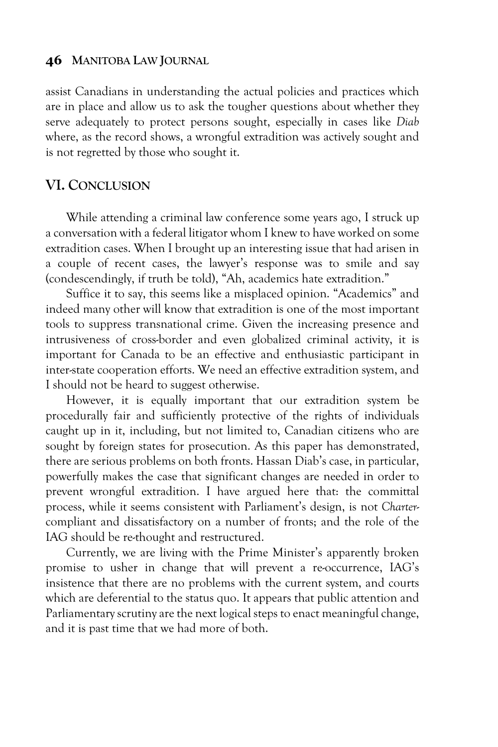assist Canadians in understanding the actual policies and practices which are in place and allow us to ask the tougher questions about whether they serve adequately to protect persons sought, especially in cases like *Diab* where, as the record shows, a wrongful extradition was actively sought and is not regretted by those who sought it.

## VI. Conclusion

While attending a criminal law conference some years ago, I struck up a conversation with a federal litigator whom I knew to have worked on some extradition cases. When I brought up an interesting issue that had arisen in a couple of recent cases, the lawyer's response was to smile and say (condescendingly, if truth be told), "Ah, academics hate extradition."

Suffice it to say, this seems like a misplaced opinion. "Academics" and indeed many other will know that extradition is one of the most important tools to suppress transnational crime. Given the increasing presence and intrusiveness of cross-border and even globalized criminal activity, it is important for Canada to be an effective and enthusiastic participant in inter-state cooperation efforts. We need an effective extradition system, and I should not be heard to suggest otherwise.

However, it is equally important that our extradition system be procedurally fair and sufficiently protective of the rights of individuals caught up in it, including, but not limited to, Canadian citizens who are sought by foreign states for prosecution. As this paper has demonstrated, there are serious problems on both fronts. Hassan Diab's case, in particular, powerfully makes the case that significant changes are needed in order to prevent wrongful extradition. I have argued here that: the committal process, while it seems consistent with Parliament's design, is not *Charter*-compliant and dissatisfactory on a number of fronts; and the role of the IAG should be re-thought and restructured.

Currently, we are living with the Prime Minister's apparently broken promise to usher in change that will prevent a re-occurrence, IAG's insistence that there are no problems with the current system, and courts which are deferential to the status quo. It appears that public attention and Parliamentary scrutiny are the next logical steps to enact meaningful change, and it is past time that we had more of both.